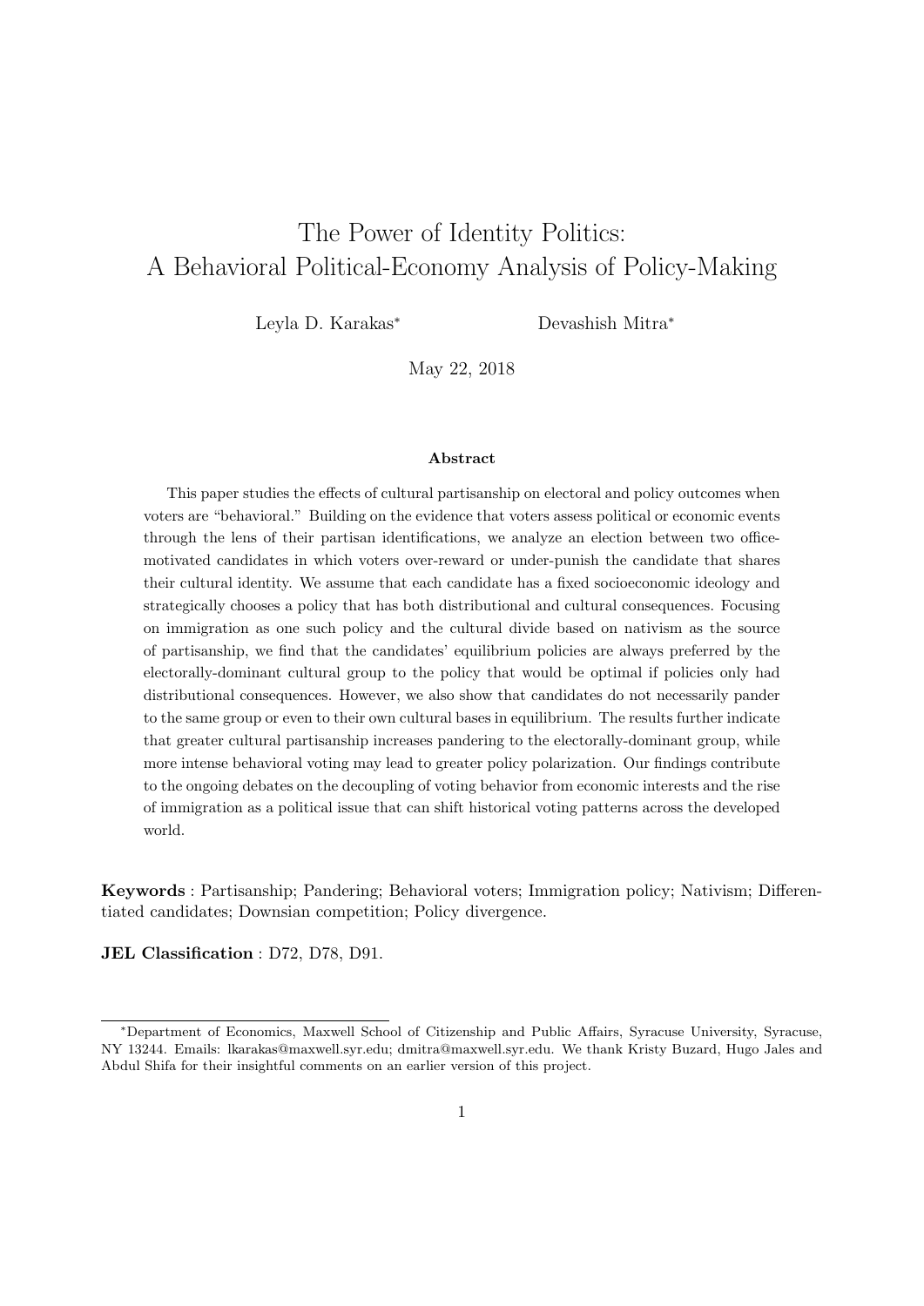# The Power of Identity Politics: A Behavioral Political-Economy Analysis of Policy-Making

Leyla D. Karakas* Devashish Mitra*

May 22, 2018

## Abstract

This paper studies the effects of cultural partisanship on electoral and policy outcomes when voters are "behavioral." Building on the evidence that voters assess political or economic events through the lens of their partisan identifications, we analyze an election between two office-motivated candidates in which voters over-reward or under-punish the candidate that shares their cultural identity. We assume that each candidate has a fixed socioeconomic ideology and strategically chooses a policy that has both distributional and cultural consequences. Focusing on immigration as one such policy and the cultural divide based on nativism as the source of partisanship, we find that the candidates' equilibrium policies are always preferred by the electorally-dominant cultural group to the policy that would be optimal if policies only had distributional consequences. However, we also show that candidates do not necessarily pander to the same group or even to their own cultural bases in equilibrium. The results further indicate that greater cultural partisanship increases pandering to the electorally-dominant group, while more intense behavioral voting may lead to greater policy polarization. Our findings contribute to the ongoing debates on the decoupling of voting behavior from economic interests and the rise of immigration as a political issue that can shift historical voting patterns across the developed world.

**Keywords** : Partisanship; Pandering; Behavioral voters; Immigration policy; Nativism; Differentiated candidates; Downsian competition; Policy divergence.

**JEL Classification** : D72, D78, D91.

---

*Department of Economics, Maxwell School of Citizenship and Public Affairs, Syracuse University, Syracuse, NY 13244. Emails: lkarakas@maxwell.syr.edu; dmitra@maxwell.syr.edu. We thank Kristy Buzard, Hugo Jales and Abdul Shifa for their insightful comments on an earlier version of this project.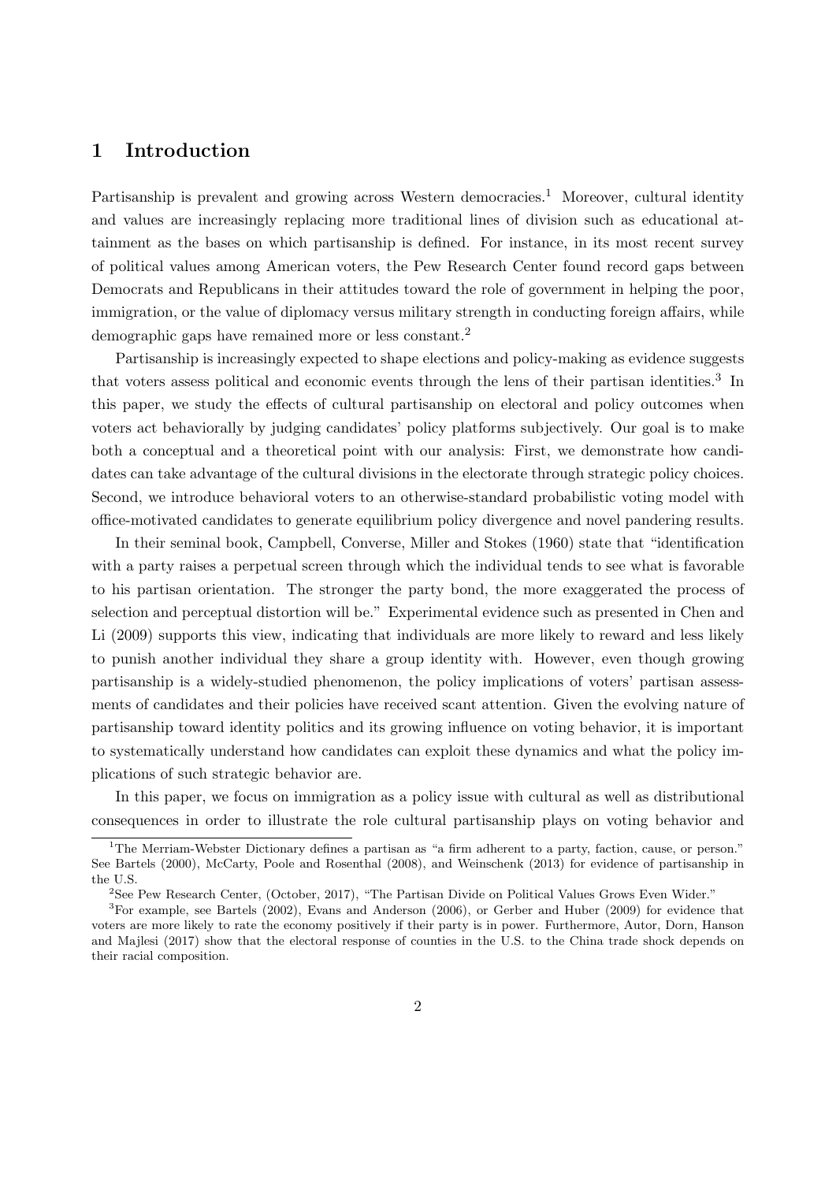## 1 Introduction

Partisanship is prevalent and growing across Western democracies.[1] Moreover, cultural identity and values are increasingly replacing more traditional lines of division such as educational attainment as the bases on which partisanship is defined. For instance, in its most recent survey of political values among American voters, the Pew Research Center found record gaps between Democrats and Republicans in their attitudes toward the role of government in helping the poor, immigration, or the value of diplomacy versus military strength in conducting foreign affairs, while demographic gaps have remained more or less constant.[2]

Partisanship is increasingly expected to shape elections and policy-making as evidence suggests that voters assess political and economic events through the lens of their partisan identities.[3] In this paper, we study the effects of cultural partisanship on electoral and policy outcomes when voters act behaviorally by judging candidates' policy platforms subjectively. Our goal is to make both a conceptual and a theoretical point with our analysis: First, we demonstrate how candidates can take advantage of the cultural divisions in the electorate through strategic policy choices. Second, we introduce behavioral voters to an otherwise-standard probabilistic voting model with office-motivated candidates to generate equilibrium policy divergence and novel pandering results.

In their seminal book, Campbell, Converse, Miller and Stokes (1960) state that "identification with a party raises a perpetual screen through which the individual tends to see what is favorable to his partisan orientation. The stronger the party bond, the more exaggerated the process of selection and perceptual distortion will be." Experimental evidence such as presented in Chen and Li (2009) supports this view, indicating that individuals are more likely to reward and less likely to punish another individual they share a group identity with. However, even though growing partisanship is a widely-studied phenomenon, the policy implications of voters' partisan assessments of candidates and their policies have received scant attention. Given the evolving nature of partisanship toward identity politics and its growing influence on voting behavior, it is important to systematically understand how candidates can exploit these dynamics and what the policy implications of such strategic behavior are.

In this paper, we focus on immigration as a policy issue with cultural as well as distributional consequences in order to illustrate the role cultural partisanship plays on voting behavior and

[1] The Merriam-Webster Dictionary defines a partisan as "a firm adherent to a party, faction, cause, or person." See Bartels (2000), McCarty, Poole and Rosenthal (2008), and Weinschenk (2013) for evidence of partisanship in the U.S.

[2] See Pew Research Center, (October, 2017), "The Partisan Divide on Political Values Grows Even Wider."

[3] For example, see Bartels (2002), Evans and Anderson (2006), or Gerber and Huber (2009) for evidence that voters are more likely to rate the economy positively if their party is in power. Furthermore, Autor, Dorn, Hanson and Majlesi (2017) show that the electoral response of counties in the U.S. to the China trade shock depends on their racial composition.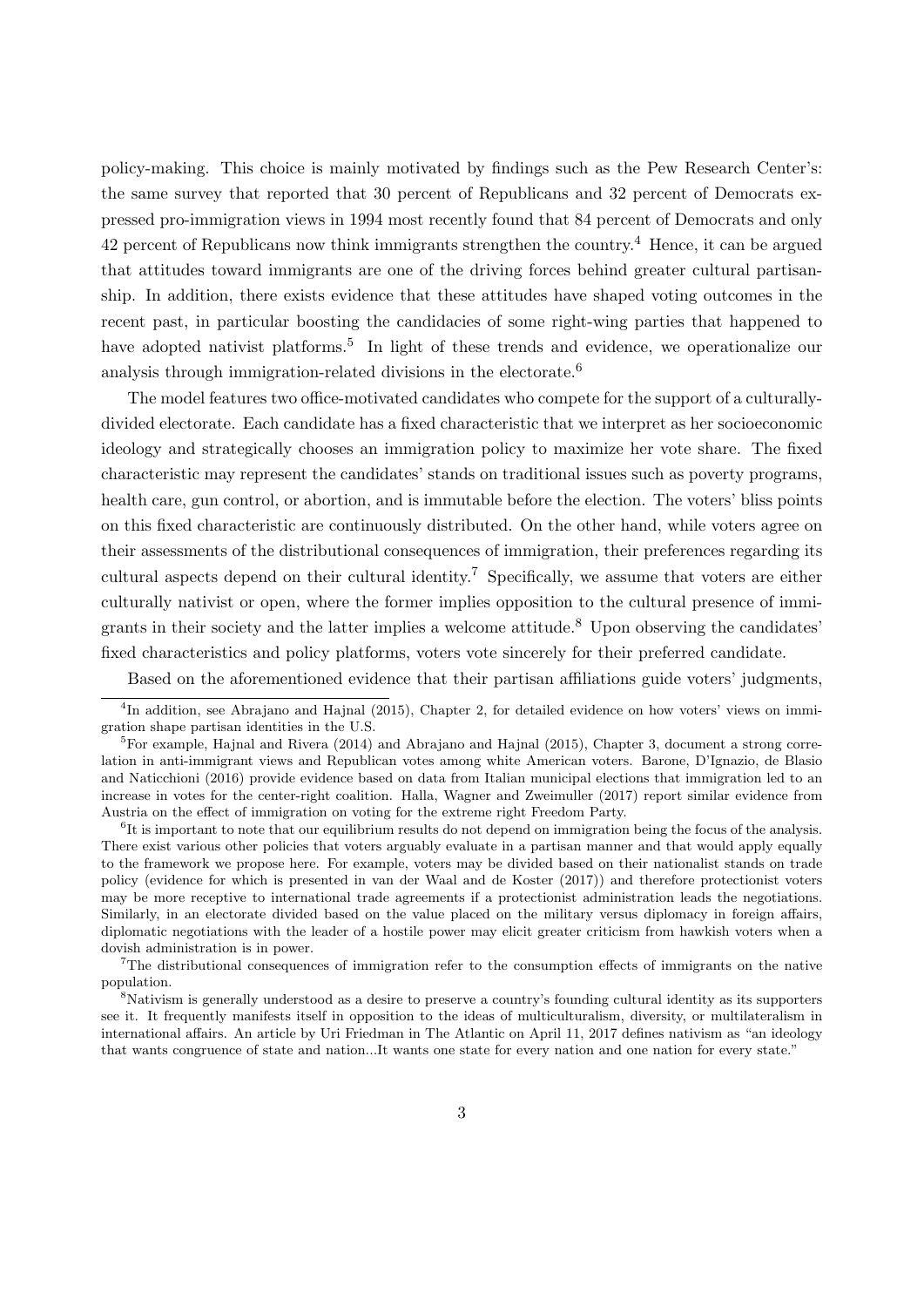policy-making. This choice is mainly motivated by findings such as the Pew Research Center's: the same survey that reported that 30 percent of Republicans and 32 percent of Democrats expressed pro-immigration views in 1994 most recently found that 84 percent of Democrats and only 42 percent of Republicans now think immigrants strengthen the country.[4] Hence, it can be argued that attitudes toward immigrants are one of the driving forces behind greater cultural partisanship. In addition, there exists evidence that these attitudes have shaped voting outcomes in the recent past, in particular boosting the candidacies of some right-wing parties that happened to have adopted nativist platforms.[5] In light of these trends and evidence, we operationalize our analysis through immigration-related divisions in the electorate.[6]

The model features two office-motivated candidates who compete for the support of a culturally-divided electorate. Each candidate has a fixed characteristic that we interpret as her socioeconomic ideology and strategically chooses an immigration policy to maximize her vote share. The fixed characteristic may represent the candidates' stands on traditional issues such as poverty programs, health care, gun control, or abortion, and is immutable before the election. The voters' bliss points on this fixed characteristic are continuously distributed. On the other hand, while voters agree on their assessments of the distributional consequences of immigration, their preferences regarding its cultural aspects depend on their cultural identity.[7] Specifically, we assume that voters are either culturally nativist or open, where the former implies opposition to the cultural presence of immigrants in their society and the latter implies a welcome attitude.[8] Upon observing the candidates' fixed characteristics and policy platforms, voters vote sincerely for their preferred candidate.

Based on the aforementioned evidence that their partisan affiliations guide voters' judgments,

---

[4] In addition, see Abrajano and Hajnal (2015), Chapter 2, for detailed evidence on how voters' views on immigration shape partisan identities in the U.S.

[5] For example, Hajnal and Rivera (2014) and Abrajano and Hajnal (2015), Chapter 3, document a strong correlation in anti-immigrant views and Republican votes among white American voters. Barone, D'Ignazio, de Blasio and Naticchioni (2016) provide evidence based on data from Italian municipal elections that immigration led to an increase in votes for the center-right coalition. Halla, Wagner and Zweimuller (2017) report similar evidence from Austria on the effect of immigration on voting for the extreme right Freedom Party.

[6] It is important to note that our equilibrium results do not depend on immigration being the focus of the analysis. There exist various other policies that voters arguably evaluate in a partisan manner and that would apply equally to the framework we propose here. For example, voters may be divided based on their nationalist stands on trade policy (evidence for which is presented in van der Waal and de Koster (2017)) and therefore protectionist voters may be more receptive to international trade agreements if a protectionist administration leads the negotiations. Similarly, in an electorate divided based on the value placed on the military versus diplomacy in foreign affairs, diplomatic negotiations with the leader of a hostile power may elicit greater criticism from hawkish voters when a dovish administration is in power.

[7] The distributional consequences of immigration refer to the consumption effects of immigrants on the native population.

[8] Nativism is generally understood as a desire to preserve a country's founding cultural identity as its supporters see it. It frequently manifests itself in opposition to the ideas of multiculturalism, diversity, or multilateralism in international affairs. An article by Uri Friedman in The Atlantic on April 11, 2017 defines nativism as "an ideology that wants congruence of state and nation...It wants one state for every nation and one nation for every state."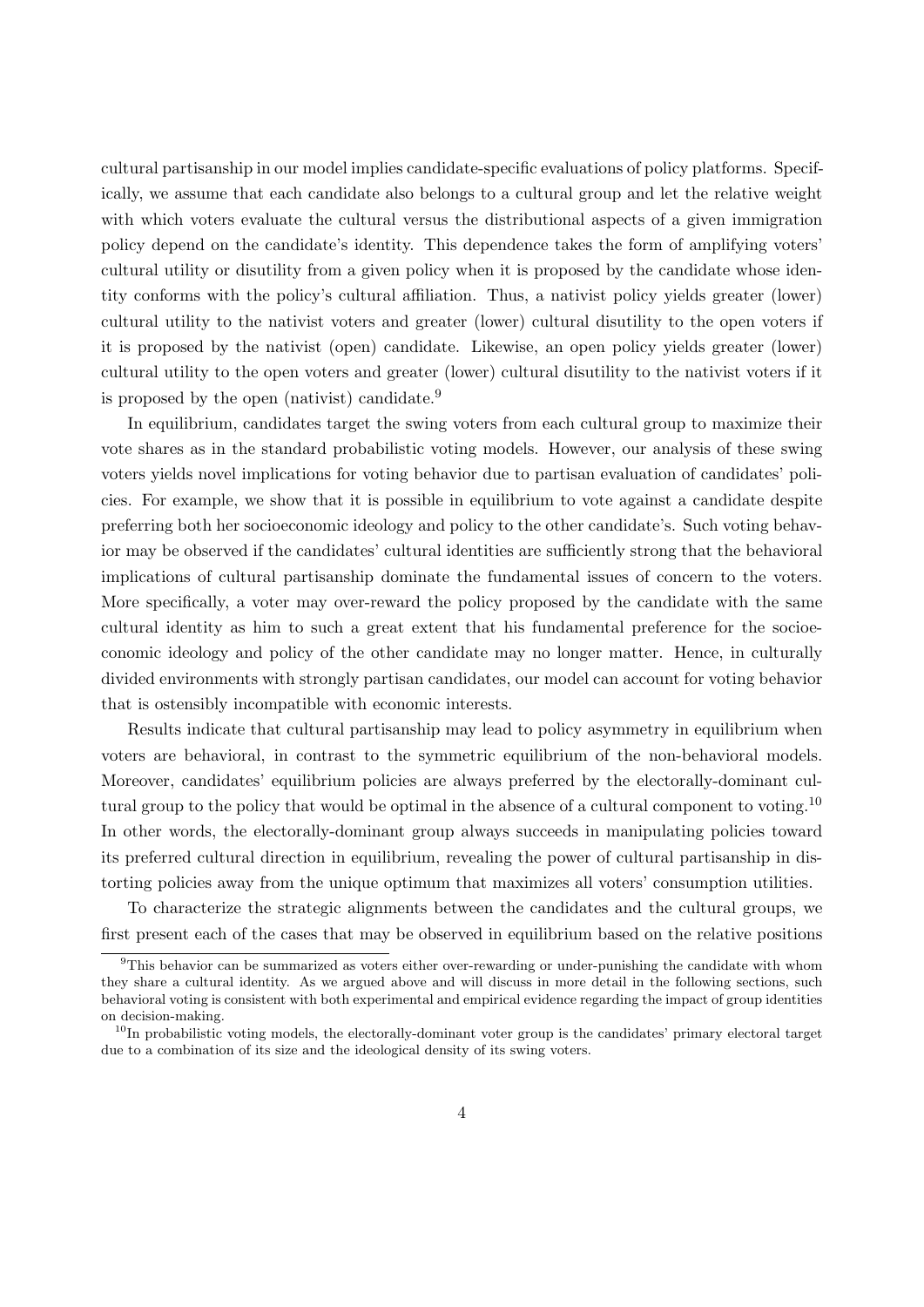cultural partisanship in our model implies candidate-specific evaluations of policy platforms. Specifically, we assume that each candidate also belongs to a cultural group and let the relative weight with which voters evaluate the cultural versus the distributional aspects of a given immigration policy depend on the candidate's identity. This dependence takes the form of amplifying voters' cultural utility or disutility from a given policy when it is proposed by the candidate whose identity conforms with the policy's cultural affiliation. Thus, a nativist policy yields greater (lower) cultural utility to the nativist voters and greater (lower) cultural disutility to the open voters if it is proposed by the nativist (open) candidate. Likewise, an open policy yields greater (lower) cultural utility to the open voters and greater (lower) cultural disutility to the nativist voters if it is proposed by the open (nativist) candidate.[9]

In equilibrium, candidates target the swing voters from each cultural group to maximize their vote shares as in the standard probabilistic voting models. However, our analysis of these swing voters yields novel implications for voting behavior due to partisan evaluation of candidates' policies. For example, we show that it is possible in equilibrium to vote against a candidate despite preferring both her socioeconomic ideology and policy to the other candidate's. Such voting behavior may be observed if the candidates' cultural identities are sufficiently strong that the behavioral implications of cultural partisanship dominate the fundamental issues of concern to the voters. More specifically, a voter may over-reward the policy proposed by the candidate with the same cultural identity as him to such a great extent that his fundamental preference for the socioeconomic ideology and policy of the other candidate may no longer matter. Hence, in culturally divided environments with strongly partisan candidates, our model can account for voting behavior that is ostensibly incompatible with economic interests.

Results indicate that cultural partisanship may lead to policy asymmetry in equilibrium when voters are behavioral, in contrast to the symmetric equilibrium of the non-behavioral models. Moreover, candidates' equilibrium policies are always preferred by the electorally-dominant cultural group to the policy that would be optimal in the absence of a cultural component to voting.[10] In other words, the electorally-dominant group always succeeds in manipulating policies toward its preferred cultural direction in equilibrium, revealing the power of cultural partisanship in distorting policies away from the unique optimum that maximizes all voters' consumption utilities.

To characterize the strategic alignments between the candidates and the cultural groups, we first present each of the cases that may be observed in equilibrium based on the relative positions

[9]This behavior can be summarized as voters either over-rewarding or under-punishing the candidate with whom they share a cultural identity. As we argued above and will discuss in more detail in the following sections, such behavioral voting is consistent with both experimental and empirical evidence regarding the impact of group identities on decision-making.

[10]In probabilistic voting models, the electorally-dominant voter group is the candidates' primary electoral target due to a combination of its size and the ideological density of its swing voters.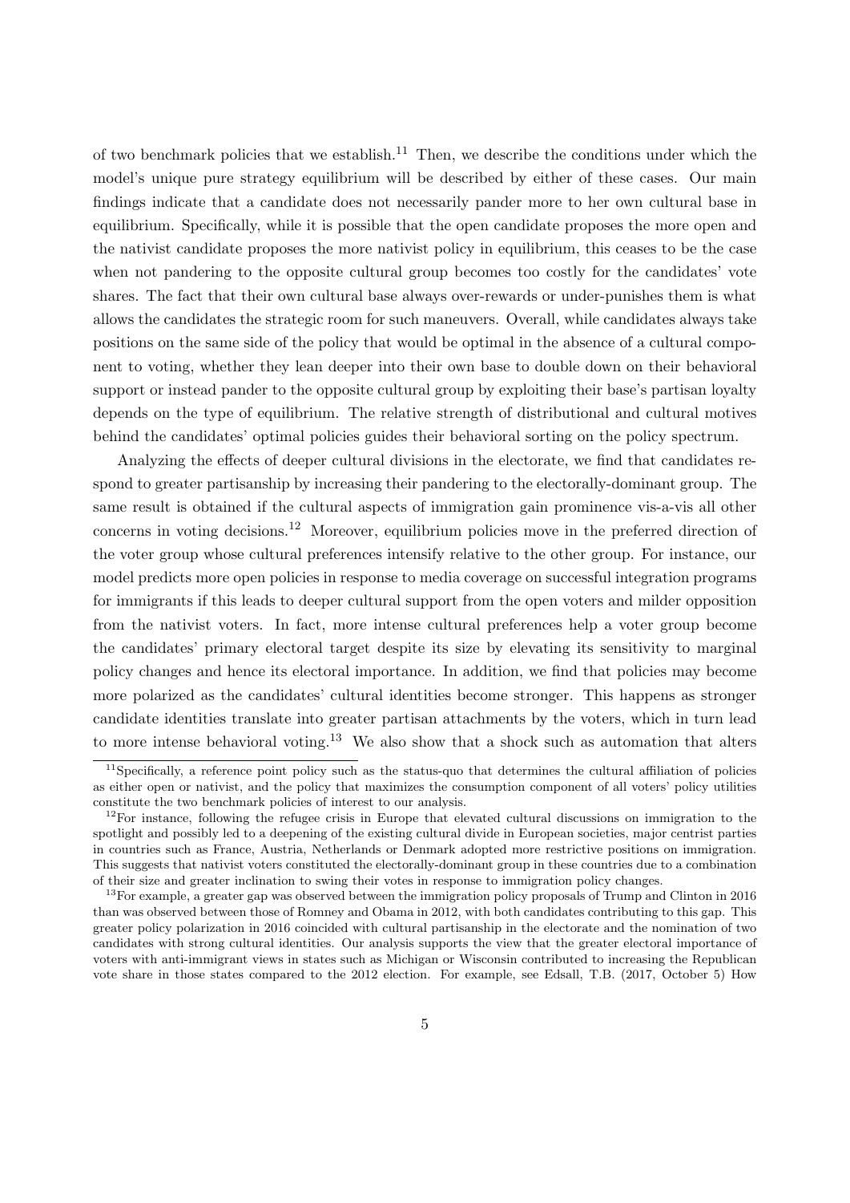of two benchmark policies that we establish.[11] Then, we describe the conditions under which the model's unique pure strategy equilibrium will be described by either of these cases. Our main findings indicate that a candidate does not necessarily pander more to her own cultural base in equilibrium. Specifically, while it is possible that the open candidate proposes the more open and the nativist candidate proposes the more nativist policy in equilibrium, this ceases to be the case when not pandering to the opposite cultural group becomes too costly for the candidates' vote shares. The fact that their own cultural base always over-rewards or under-punishes them is what allows the candidates the strategic room for such maneuvers. Overall, while candidates always take positions on the same side of the policy that would be optimal in the absence of a cultural component to voting, whether they lean deeper into their own base to double down on their behavioral support or instead pander to the opposite cultural group by exploiting their base's partisan loyalty depends on the type of equilibrium. The relative strength of distributional and cultural motives behind the candidates' optimal policies guides their behavioral sorting on the policy spectrum.

Analyzing the effects of deeper cultural divisions in the electorate, we find that candidates respond to greater partisanship by increasing their pandering to the electorally-dominant group. The same result is obtained if the cultural aspects of immigration gain prominence vis-a-vis all other concerns in voting decisions.[12] Moreover, equilibrium policies move in the preferred direction of the voter group whose cultural preferences intensify relative to the other group. For instance, our model predicts more open policies in response to media coverage on successful integration programs for immigrants if this leads to deeper cultural support from the open voters and milder opposition from the nativist voters. In fact, more intense cultural preferences help a voter group become the candidates' primary electoral target despite its size by elevating its sensitivity to marginal policy changes and hence its electoral importance. In addition, we find that policies may become more polarized as the candidates' cultural identities become stronger. This happens as stronger candidate identities translate into greater partisan attachments by the voters, which in turn lead to more intense behavioral voting.[13] We also show that a shock such as automation that alters

[11] Specifically, a reference point policy such as the status-quo that determines the cultural affiliation of policies as either open or nativist, and the policy that maximizes the consumption component of all voters' policy utilities constitute the two benchmark policies of interest to our analysis.

[12] For instance, following the refugee crisis in Europe that elevated cultural discussions on immigration to the spotlight and possibly led to a deepening of the existing cultural divide in European societies, major centrist parties in countries such as France, Austria, Netherlands or Denmark adopted more restrictive positions on immigration. This suggests that nativist voters constituted the electorally-dominant group in these countries due to a combination of their size and greater inclination to swing their votes in response to immigration policy changes.

[13] For example, a greater gap was observed between the immigration policy proposals of Trump and Clinton in 2016 than was observed between those of Romney and Obama in 2012, with both candidates contributing to this gap. This greater policy polarization in 2016 coincided with cultural partisanship in the electorate and the nomination of two candidates with strong cultural identities. Our analysis supports the view that the greater electoral importance of voters with anti-immigrant views in states such as Michigan or Wisconsin contributed to increasing the Republican vote share in those states compared to the 2012 election. For example, see Edsall, T.B. (2017, October 5) How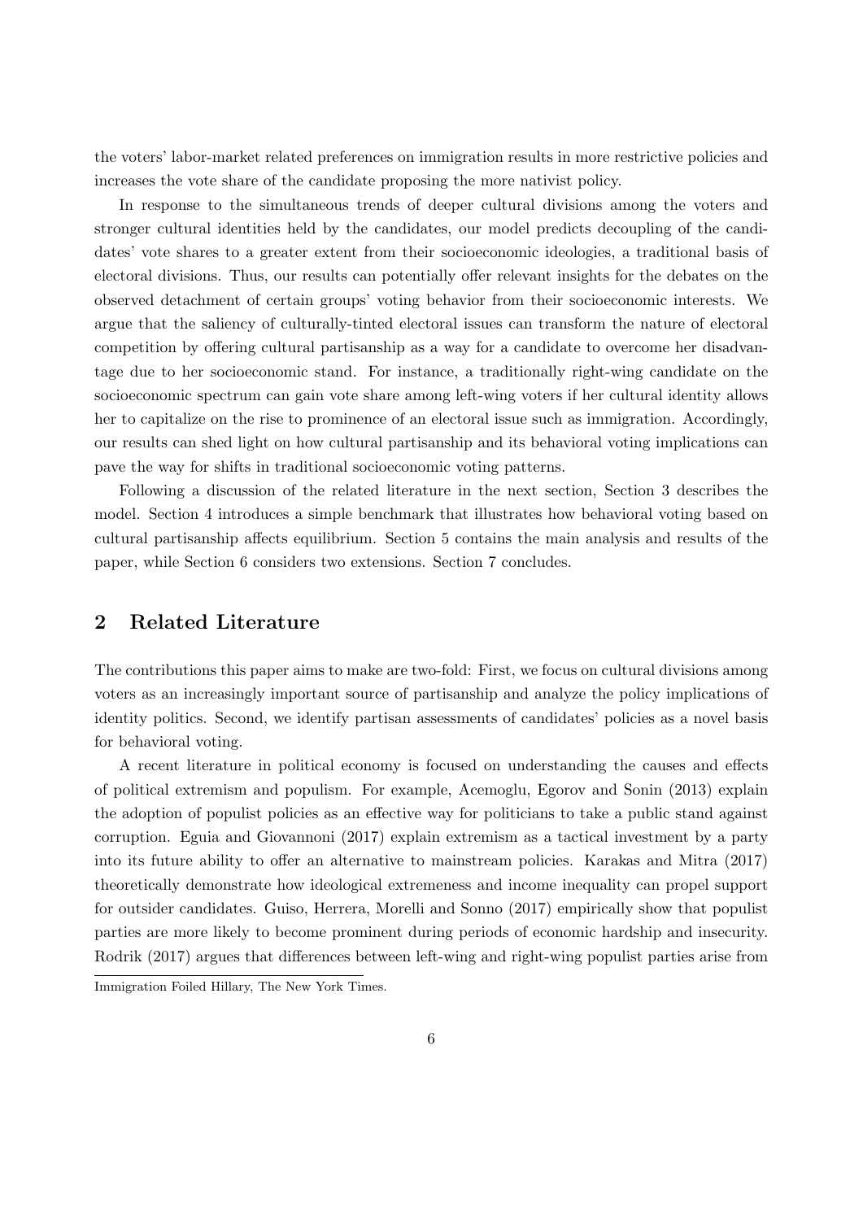the voters' labor-market related preferences on immigration results in more restrictive policies and increases the vote share of the candidate proposing the more nativist policy.

In response to the simultaneous trends of deeper cultural divisions among the voters and stronger cultural identities held by the candidates, our model predicts decoupling of the candidates' vote shares to a greater extent from their socioeconomic ideologies, a traditional basis of electoral divisions. Thus, our results can potentially offer relevant insights for the debates on the observed detachment of certain groups' voting behavior from their socioeconomic interests. We argue that the saliency of culturally-tinted electoral issues can transform the nature of electoral competition by offering cultural partisanship as a way for a candidate to overcome her disadvantage due to her socioeconomic stand. For instance, a traditionally right-wing candidate on the socioeconomic spectrum can gain vote share among left-wing voters if her cultural identity allows her to capitalize on the rise to prominence of an electoral issue such as immigration. Accordingly, our results can shed light on how cultural partisanship and its behavioral voting implications can pave the way for shifts in traditional socioeconomic voting patterns.

Following a discussion of the related literature in the next section, Section 3 describes the model. Section 4 introduces a simple benchmark that illustrates how behavioral voting based on cultural partisanship affects equilibrium. Section 5 contains the main analysis and results of the paper, while Section 6 considers two extensions. Section 7 concludes.

## 2 Related Literature

The contributions this paper aims to make are two-fold: First, we focus on cultural divisions among voters as an increasingly important source of partisanship and analyze the policy implications of identity politics. Second, we identify partisan assessments of candidates' policies as a novel basis for behavioral voting.

A recent literature in political economy is focused on understanding the causes and effects of political extremism and populism. For example, Acemoglu, Egorov and Sonin (2013) explain the adoption of populist policies as an effective way for politicians to take a public stand against corruption. Eguia and Giovannoni (2017) explain extremism as a tactical investment by a party into its future ability to offer an alternative to mainstream policies. Karakas and Mitra (2017) theoretically demonstrate how ideological extremeness and income inequality can propel support for outsider candidates. Guiso, Herrera, Morelli and Sonno (2017) empirically show that populist parties are more likely to become prominent during periods of economic hardship and insecurity. Rodrik (2017) argues that differences between left-wing and right-wing populist parties arise from

Immigration Foiled Hillary, The New York Times.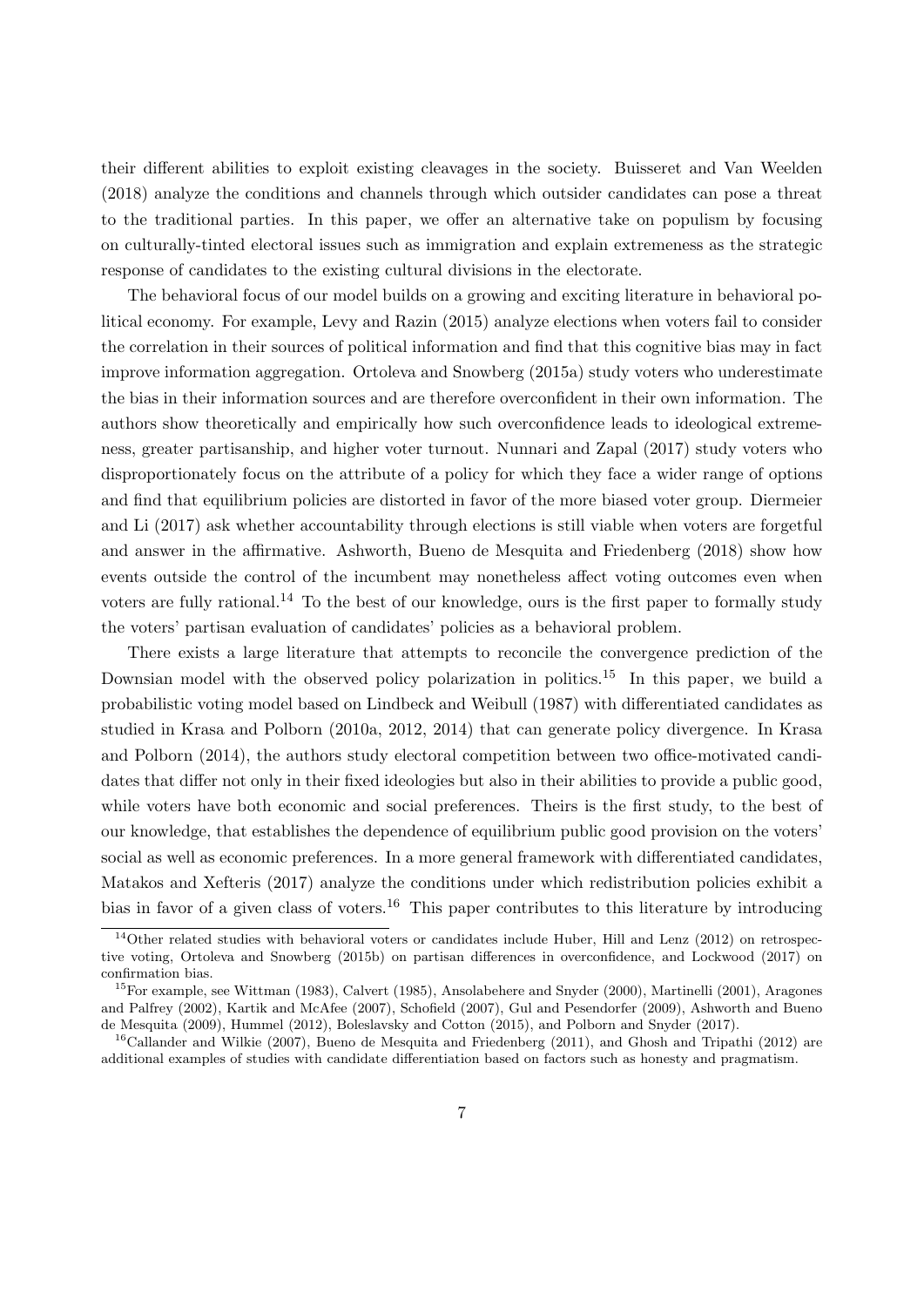their different abilities to exploit existing cleavages in the society. Buisseret and Van Weelden (2018) analyze the conditions and channels through which outsider candidates can pose a threat to the traditional parties. In this paper, we offer an alternative take on populism by focusing on culturally-tinted electoral issues such as immigration and explain extremeness as the strategic response of candidates to the existing cultural divisions in the electorate.

The behavioral focus of our model builds on a growing and exciting literature in behavioral political economy. For example, Levy and Razin (2015) analyze elections when voters fail to consider the correlation in their sources of political information and find that this cognitive bias may in fact improve information aggregation. Ortoleva and Snowberg (2015a) study voters who underestimate the bias in their information sources and are therefore overconfident in their own information. The authors show theoretically and empirically how such overconfidence leads to ideological extremeness, greater partisanship, and higher voter turnout. Nunnari and Zapal (2017) study voters who disproportionately focus on the attribute of a policy for which they face a wider range of options and find that equilibrium policies are distorted in favor of the more biased voter group. Diermeier and Li (2017) ask whether accountability through elections is still viable when voters are forgetful and answer in the affirmative. Ashworth, Bueno de Mesquita and Friedenberg (2018) show how events outside the control of the incumbent may nonetheless affect voting outcomes even when voters are fully rational.[14] To the best of our knowledge, ours is the first paper to formally study the voters' partisan evaluation of candidates' policies as a behavioral problem.

There exists a large literature that attempts to reconcile the convergence prediction of the Downsian model with the observed policy polarization in politics.[15] In this paper, we build a probabilistic voting model based on Lindbeck and Weibull (1987) with differentiated candidates as studied in Krasa and Polborn (2010a, 2012, 2014) that can generate policy divergence. In Krasa and Polborn (2014), the authors study electoral competition between two office-motivated candidates that differ not only in their fixed ideologies but also in their abilities to provide a public good, while voters have both economic and social preferences. Theirs is the first study, to the best of our knowledge, that establishes the dependence of equilibrium public good provision on the voters' social as well as economic preferences. In a more general framework with differentiated candidates, Matakos and Xefteris (2017) analyze the conditions under which redistribution policies exhibit a bias in favor of a given class of voters.[16] This paper contributes to this literature by introducing

[14] Other related studies with behavioral voters or candidates include Huber, Hill and Lenz (2012) on retrospective voting, Ortoleva and Snowberg (2015b) on partisan differences in overconfidence, and Lockwood (2017) on confirmation bias.

[15] For example, see Wittman (1983), Calvert (1985), Ansolabehere and Snyder (2000), Martinelli (2001), Aragones and Palfrey (2002), Kartik and McAfee (2007), Schofield (2007), Gul and Pesendorfer (2009), Ashworth and Bueno de Mesquita (2009), Hummel (2012), Boleslavsky and Cotton (2015), and Polborn and Snyder (2017).

[16] Callander and Wilkie (2007), Bueno de Mesquita and Friedenberg (2011), and Ghosh and Tripathi (2012) are additional examples of studies with candidate differentiation based on factors such as honesty and pragmatism.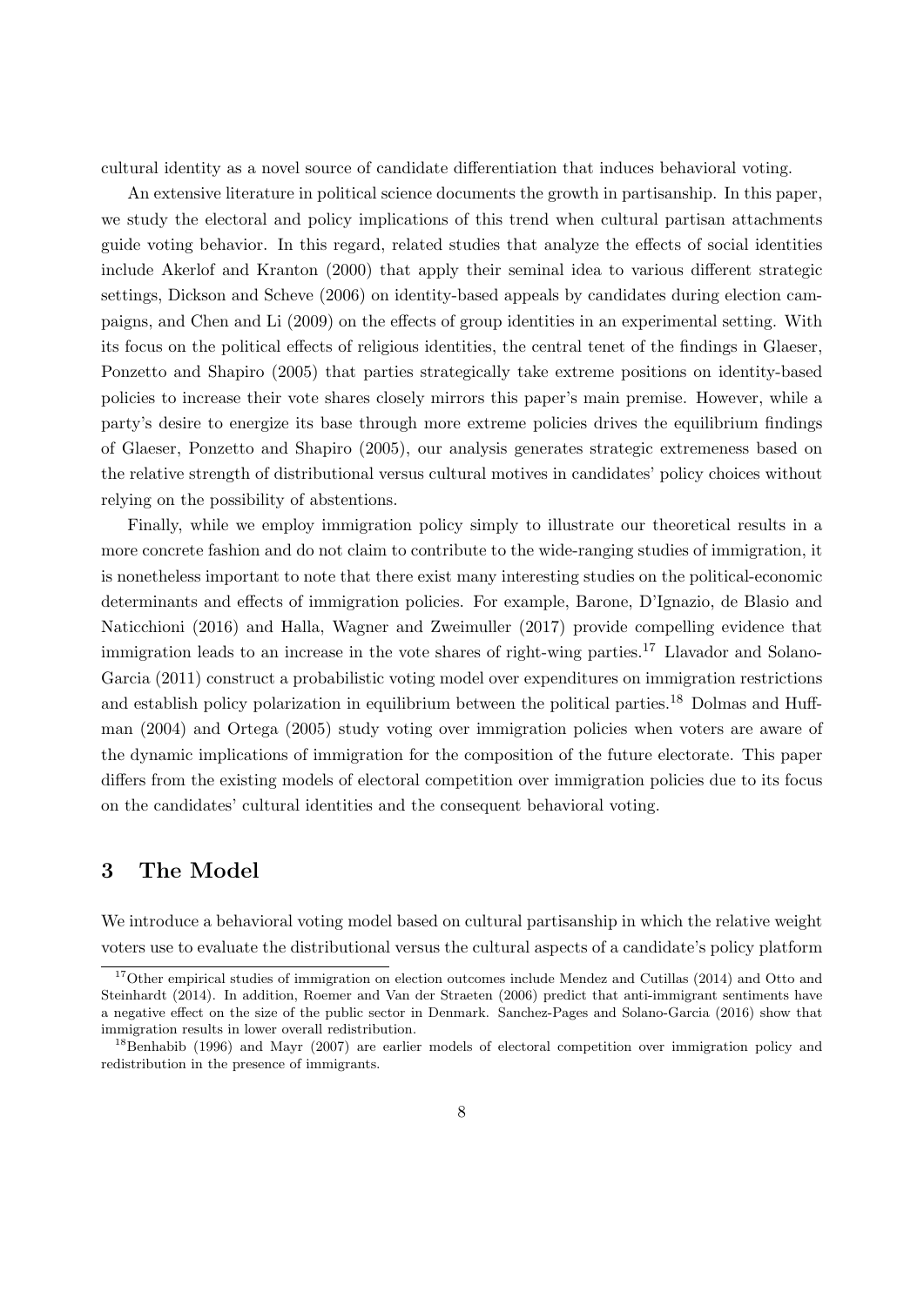cultural identity as a novel source of candidate differentiation that induces behavioral voting.

An extensive literature in political science documents the growth in partisanship. In this paper, we study the electoral and policy implications of this trend when cultural partisan attachments guide voting behavior. In this regard, related studies that analyze the effects of social identities include Akerlof and Kranton (2000) that apply their seminal idea to various different strategic settings, Dickson and Scheve (2006) on identity-based appeals by candidates during election campaigns, and Chen and Li (2009) on the effects of group identities in an experimental setting. With its focus on the political effects of religious identities, the central tenet of the findings in Glaeser, Ponzetto and Shapiro (2005) that parties strategically take extreme positions on identity-based policies to increase their vote shares closely mirrors this paper's main premise. However, while a party's desire to energize its base through more extreme policies drives the equilibrium findings of Glaeser, Ponzetto and Shapiro (2005), our analysis generates strategic extremeness based on the relative strength of distributional versus cultural motives in candidates' policy choices without relying on the possibility of abstentions.

Finally, while we employ immigration policy simply to illustrate our theoretical results in a more concrete fashion and do not claim to contribute to the wide-ranging studies of immigration, it is nonetheless important to note that there exist many interesting studies on the political-economic determinants and effects of immigration policies. For example, Barone, D'Ignazio, de Blasio and Naticchioni (2016) and Halla, Wagner and Zweimuller (2017) provide compelling evidence that immigration leads to an increase in the vote shares of right-wing parties.[17] Llavador and Solano-Garcia (2011) construct a probabilistic voting model over expenditures on immigration restrictions and establish policy polarization in equilibrium between the political parties.[18] Dolmas and Huffman (2004) and Ortega (2005) study voting over immigration policies when voters are aware of the dynamic implications of immigration for the composition of the future electorate. This paper differs from the existing models of electoral competition over immigration policies due to its focus on the candidates' cultural identities and the consequent behavioral voting.

## 3 The Model

We introduce a behavioral voting model based on cultural partisanship in which the relative weight voters use to evaluate the distributional versus the cultural aspects of a candidate's policy platform

[17] Other empirical studies of immigration on election outcomes include Mendez and Cutillas (2014) and Otto and Steinhardt (2014). In addition, Roemer and Van der Straeten (2006) predict that anti-immigrant sentiments have a negative effect on the size of the public sector in Denmark. Sanchez-Pages and Solano-Garcia (2016) show that immigration results in lower overall redistribution.

[18] Benhabib (1996) and Mayr (2007) are earlier models of electoral competition over immigration policy and redistribution in the presence of immigrants.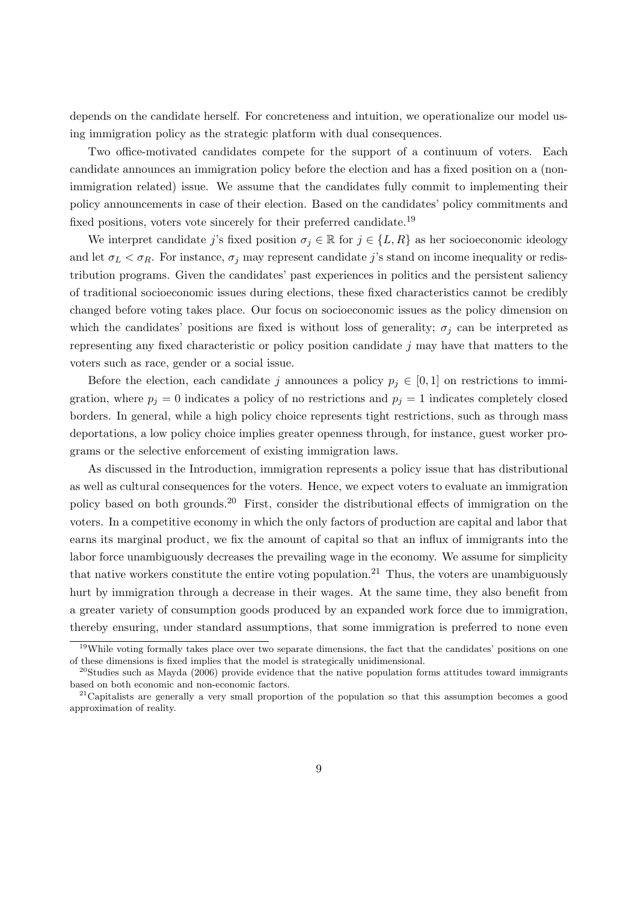depends on the candidate herself. For concreteness and intuition, we operationalize our model using immigration policy as the strategic platform with dual consequences.

Two office-motivated candidates compete for the support of a continuum of voters. Each candidate announces an immigration policy before the election and has a fixed position on a (non-immigration related) issue. We assume that the candidates fully commit to implementing their policy announcements in case of their election. Based on the candidates' policy commitments and fixed positions, voters vote sincerely for their preferred candidate.[19]

We interpret candidate $j$'s fixed position $\sigma_j \in \mathbb{R}$ for $j \in \{L, R\}$ as her socioeconomic ideology and let $\sigma_L < \sigma_R$. For instance, $\sigma_j$ may represent candidate $j$'s stand on income inequality or redistribution programs. Given the candidates' past experiences in politics and the persistent saliency of traditional socioeconomic issues during elections, these fixed characteristics cannot be credibly changed before voting takes place. Our focus on socioeconomic issues as the policy dimension on which the candidates' positions are fixed is without loss of generality; $\sigma_j$ can be interpreted as representing any fixed characteristic or policy position candidate $j$ may have that matters to the voters such as race, gender or a social issue.

Before the election, each candidate $j$ announces a policy $p_j \in [0, 1]$ on restrictions to immigration, where $p_j = 0$ indicates a policy of no restrictions and $p_j = 1$ indicates completely closed borders. In general, while a high policy choice represents tight restrictions, such as through mass deportations, a low policy choice implies greater openness through, for instance, guest worker programs or the selective enforcement of existing immigration laws.

As discussed in the Introduction, immigration represents a policy issue that has distributional as well as cultural consequences for the voters. Hence, we expect voters to evaluate an immigration policy based on both grounds.[20] First, consider the distributional effects of immigration on the voters. In a competitive economy in which the only factors of production are capital and labor that earns its marginal product, we fix the amount of capital so that an influx of immigrants into the labor force unambiguously decreases the prevailing wage in the economy. We assume for simplicity that native workers constitute the entire voting population.[21] Thus, the voters are unambiguously hurt by immigration through a decrease in their wages. At the same time, they also benefit from a greater variety of consumption goods produced by an expanded work force due to immigration, thereby ensuring, under standard assumptions, that some immigration is preferred to none even

[19] While voting formally takes place over two separate dimensions, the fact that the candidates' positions on one of these dimensions is fixed implies that the model is strategically unidimensional.

[20] Studies such as Mayda (2006) provide evidence that the native population forms attitudes toward immigrants based on both economic and non-economic factors.

[21] Capitalists are generally a very small proportion of the population so that this assumption becomes a good approximation of reality.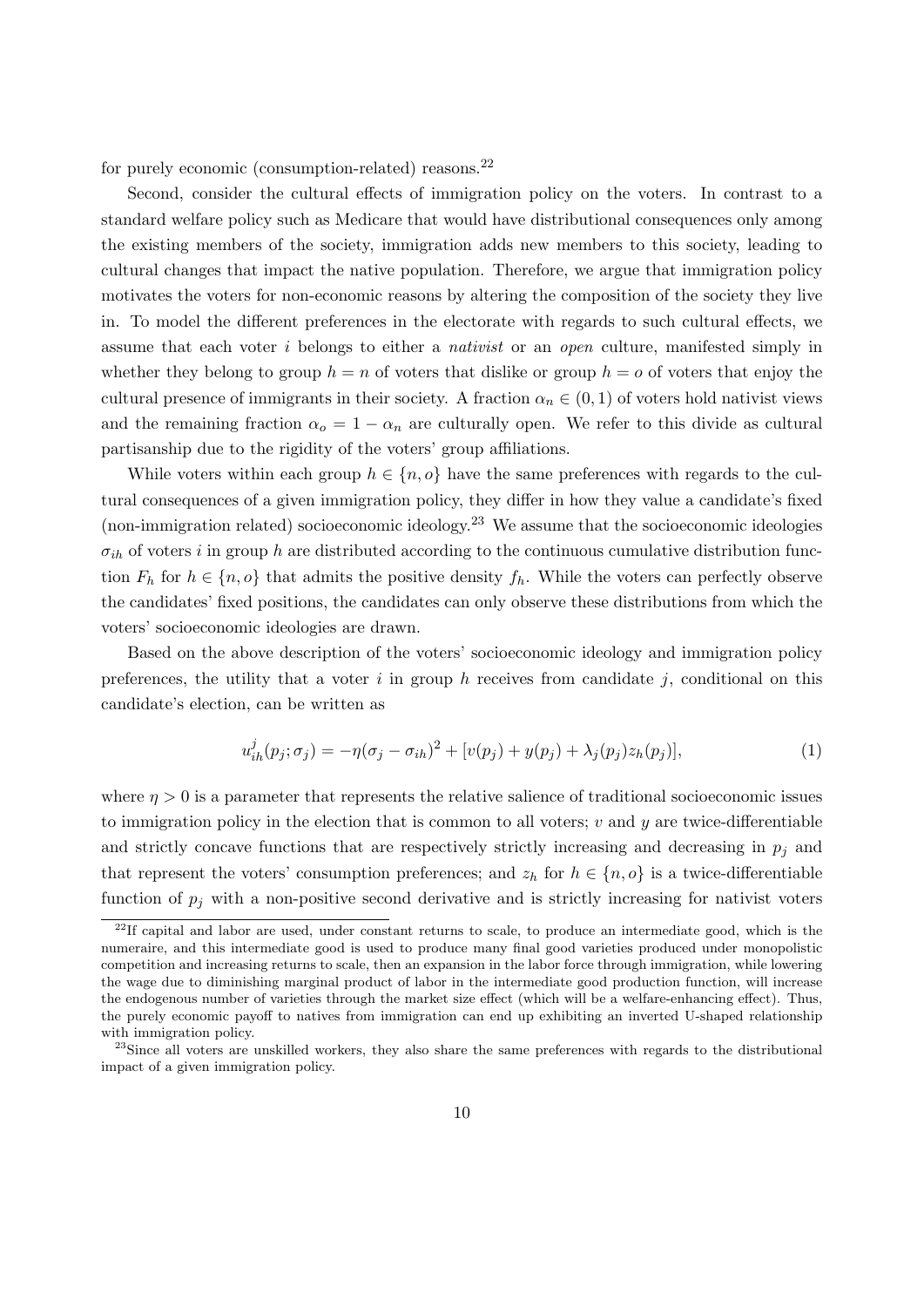for purely economic (consumption-related) reasons.[22]

Second, consider the cultural effects of immigration policy on the voters. In contrast to a standard welfare policy such as Medicare that would have distributional consequences only among the existing members of the society, immigration adds new members to this society, leading to cultural changes that impact the native population. Therefore, we argue that immigration policy motivates the voters for non-economic reasons by altering the composition of the society they live in. To model the different preferences in the electorate with regards to such cultural effects, we assume that each voter $i$ belongs to either a *nativist* or an *open* culture, manifested simply in whether they belong to group $h = n$ of voters that dislike or group $h = o$ of voters that enjoy the cultural presence of immigrants in their society. A fraction $\alpha_n \in (0, 1)$ of voters hold nativist views and the remaining fraction $\alpha_o = 1 - \alpha_n$ are culturally open. We refer to this divide as cultural partisanship due to the rigidity of the voters' group affiliations.

While voters within each group $h \in \{n, o\}$ have the same preferences with regards to the cultural consequences of a given immigration policy, they differ in how they value a candidate's fixed (non-immigration related) socioeconomic ideology.[23] We assume that the socioeconomic ideologies $\sigma_{ih}$ of voters $i$ in group $h$ are distributed according to the continuous cumulative distribution function $F_h$ for $h \in \{n, o\}$ that admits the positive density $f_h$. While the voters can perfectly observe the candidates' fixed positions, the candidates can only observe these distributions from which the voters' socioeconomic ideologies are drawn.

Based on the above description of the voters' socioeconomic ideology and immigration policy preferences, the utility that a voter $i$ in group $h$ receives from candidate $j$, conditional on this candidate's election, can be written as

$$u_{ih}^{j}(p_j; \sigma_j) = -\eta(\sigma_j - \sigma_{ih})^2 + [v(p_j) + y(p_j) + \lambda_j(p_j) z_h(p_j)], \tag{1}$$

where $\eta > 0$ is a parameter that represents the relative salience of traditional socioeconomic issues to immigration policy in the election that is common to all voters; $v$ and $y$ are twice-differentiable and strictly concave functions that are respectively strictly increasing and decreasing in $p_j$ and that represent the voters' consumption preferences; and $z_h$ for $h \in \{n, o\}$ is a twice-differentiable function of $p_j$ with a non-positive second derivative and is strictly increasing for nativist voters

[22] If capital and labor are used, under constant returns to scale, to produce an intermediate good, which is the numeraire, and this intermediate good is used to produce many final good varieties produced under monopolistic competition and increasing returns to scale, then an expansion in the labor force through immigration, while lowering the wage due to diminishing marginal product of labor in the intermediate good production function, will increase the endogenous number of varieties through the market size effect (which will be a welfare-enhancing effect). Thus, the purely economic payoff to natives from immigration can end up exhibiting an inverted U-shaped relationship with immigration policy.

[23] Since all voters are unskilled workers, they also share the same preferences with regards to the distributional impact of a given immigration policy.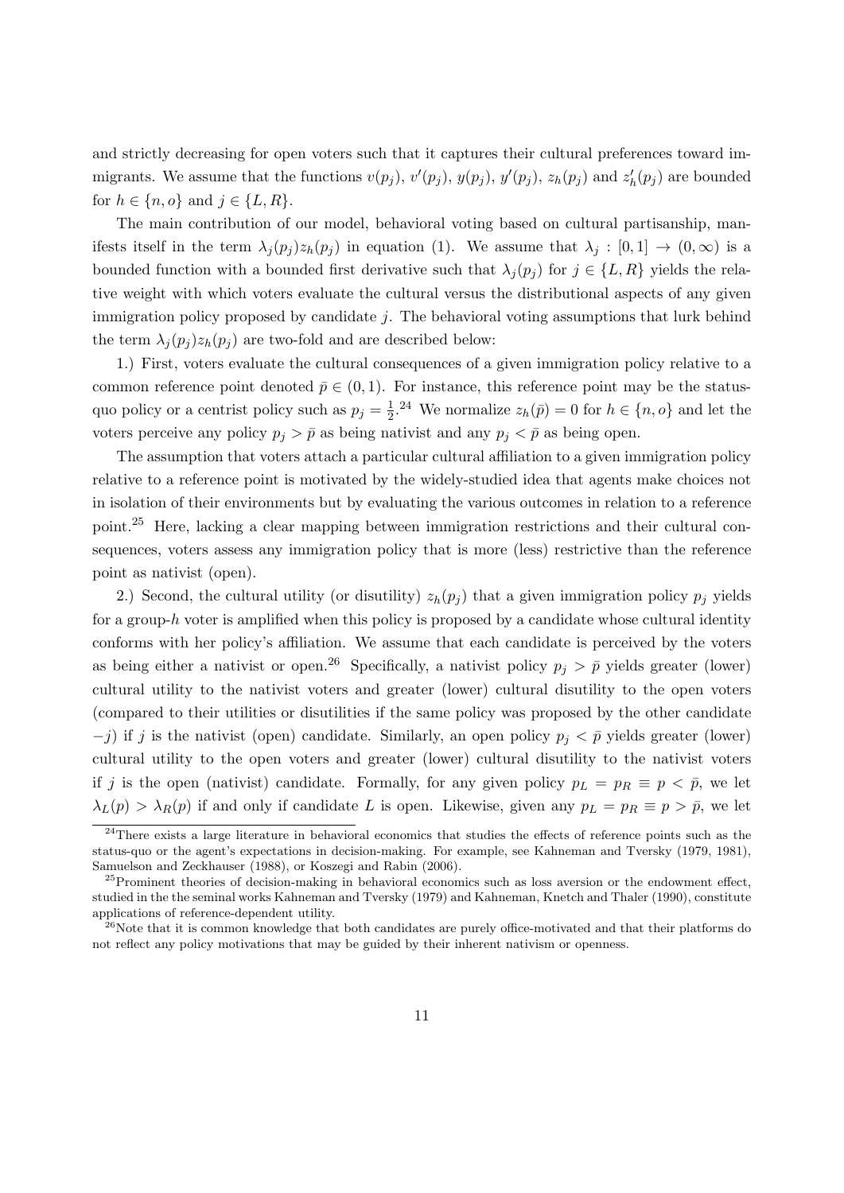and strictly decreasing for open voters such that it captures their cultural preferences toward immigrants. We assume that the functions $v(p_j)$, $v'(p_j)$, $y(p_j)$, $y'(p_j)$, $z_h(p_j)$ and $z_h'(p_j)$ are bounded for $h \in \{n, o\}$ and $j \in \{L, R\}$.

The main contribution of our model, behavioral voting based on cultural partisanship, manifests itself in the term $\lambda_j(p_j)z_h(p_j)$ in equation (1). We assume that $\lambda_j : [0,1] \rightarrow (0, \infty)$ is a bounded function with a bounded first derivative such that $\lambda_j(p_j)$ for $j \in \{L, R\}$ yields the relative weight with which voters evaluate the cultural versus the distributional aspects of any given immigration policy proposed by candidate $j$. The behavioral voting assumptions that lurk behind the term $\lambda_j(p_j)z_h(p_j)$ are two-fold and are described below:

1.) First, voters evaluate the cultural consequences of a given immigration policy relative to a common reference point denoted $\bar{p} \in (0, 1)$. For instance, this reference point may be the status-quo policy or a centrist policy such as $p_j = \frac{1}{2}$.[24] We normalize $z_h(\bar{p}) = 0$ for $h \in \{n, o\}$ and let the voters perceive any policy $p_j > \bar{p}$ as being nativist and any $p_j < \bar{p}$ as being open.

The assumption that voters attach a particular cultural affiliation to a given immigration policy relative to a reference point is motivated by the widely-studied idea that agents make choices not in isolation of their environments but by evaluating the various outcomes in relation to a reference point.[25] Here, lacking a clear mapping between immigration restrictions and their cultural consequences, voters assess any immigration policy that is more (less) restrictive than the reference point as nativist (open).

2.) Second, the cultural utility (or disutility) $z_h(p_j)$ that a given immigration policy $p_j$ yields for a group-$h$ voter is amplified when this policy is proposed by a candidate whose cultural identity conforms with her policy's affiliation. We assume that each candidate is perceived by the voters as being either a nativist or open.[26] Specifically, a nativist policy $p_j > \bar{p}$ yields greater (lower) cultural utility to the nativist voters and greater (lower) cultural disutility to the open voters (compared to their utilities or disutilities if the same policy was proposed by the other candidate $-j$) if $j$ is the nativist (open) candidate. Similarly, an open policy $p_j < \bar{p}$ yields greater (lower) cultural utility to the open voters and greater (lower) cultural disutility to the nativist voters if $j$ is the open (nativist) candidate. Formally, for any given policy $p_L = p_R \equiv p < \bar{p}$, we let $\lambda_L(p) > \lambda_R(p)$ if and only if candidate $L$ is open. Likewise, given any $p_L = p_R \equiv p > \bar{p}$, we let

[24] There exists a large literature in behavioral economics that studies the effects of reference points such as the status-quo or the agent's expectations in decision-making. For example, see Kahneman and Tversky (1979, 1981), Samuelson and Zeckhauser (1988), or Koszegi and Rabin (2006).

[25] Prominent theories of decision-making in behavioral economics such as loss aversion or the endowment effect, studied in the the seminal works Kahneman and Tversky (1979) and Kahneman, Knetch and Thaler (1990), constitute applications of reference-dependent utility.

[26] Note that it is common knowledge that both candidates are purely office-motivated and that their platforms do not reflect any policy motivations that may be guided by their inherent nativism or openness.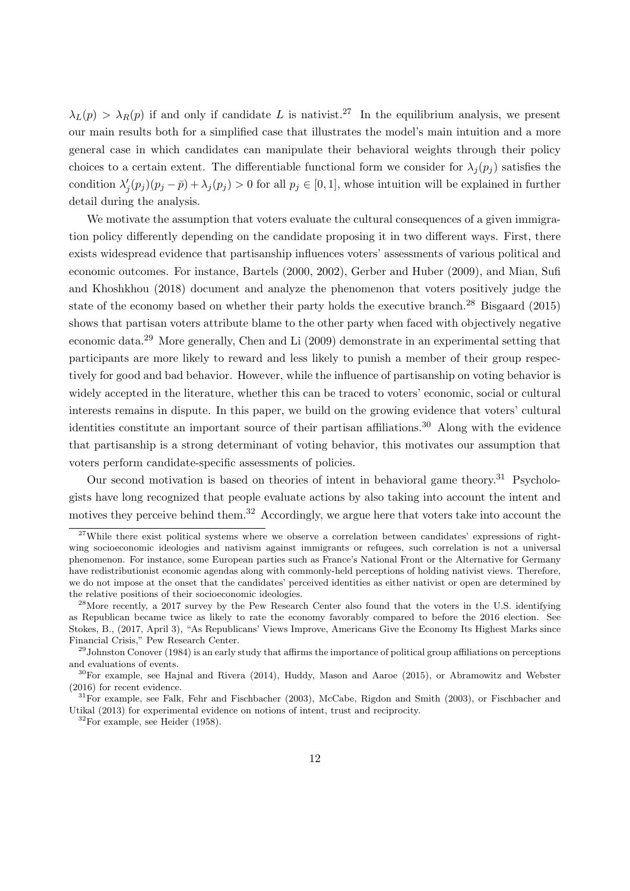$\lambda_L(p) > \lambda_R(p)$ if and only if candidate $L$ is nativist.[27] In the equilibrium analysis, we present our main results both for a simplified case that illustrates the model's main intuition and a more general case in which candidates can manipulate their behavioral weights through their policy choices to a certain extent. The differentiable functional form we consider for $\lambda_j(p_j)$ satisfies the condition $\lambda_j'(p_j)(p_j - \bar{p}) + \lambda_j(p_j) > 0$ for all $p_j \in [0, 1]$, whose intuition will be explained in further detail during the analysis.

We motivate the assumption that voters evaluate the cultural consequences of a given immigration policy differently depending on the candidate proposing it in two different ways. First, there exists widespread evidence that partisanship influences voters' assessments of various political and economic outcomes. For instance, Bartels (2000, 2002), Gerber and Huber (2009), and Mian, Sufi and Khoshkhou (2018) document and analyze the phenomenon that voters positively judge the state of the economy based on whether their party holds the executive branch.[28] Bisgaard (2015) shows that partisan voters attribute blame to the other party when faced with objectively negative economic data.[29] More generally, Chen and Li (2009) demonstrate in an experimental setting that participants are more likely to reward and less likely to punish a member of their group respectively for good and bad behavior. However, while the influence of partisanship on voting behavior is widely accepted in the literature, whether this can be traced to voters' economic, social or cultural interests remains in dispute. In this paper, we build on the growing evidence that voters' cultural identities constitute an important source of their partisan affiliations.[30] Along with the evidence that partisanship is a strong determinant of voting behavior, this motivates our assumption that voters perform candidate-specific assessments of policies.

Our second motivation is based on theories of intent in behavioral game theory.[31] Psychologists have long recognized that people evaluate actions by also taking into account the intent and motives they perceive behind them.[32] Accordingly, we argue here that voters take into account the

[27] While there exist political systems where we observe a correlation between candidates' expressions of right-wing socioeconomic ideologies and nativism against immigrants or refugees, such correlation is not a universal phenomenon. For instance, some European parties such as France's National Front or the Alternative for Germany have redistributionist economic agendas along with commonly-held perceptions of holding nativist views. Therefore, we do not impose at the onset that the candidates' perceived identities as either nativist or open are determined by the relative positions of their socioeconomic ideologies.

[28] More recently, a 2017 survey by the Pew Research Center also found that the voters in the U.S. identifying as Republican became twice as likely to rate the economy favorably compared to before the 2016 election. See Stokes, B., (2017, April 3), "As Republicans' Views Improve, Americans Give the Economy Its Highest Marks since Financial Crisis," Pew Research Center.

[29] Johnston Conover (1984) is an early study that affirms the importance of political group affiliations on perceptions and evaluations of events.

[30] For example, see Hajnal and Rivera (2014), Huddy, Mason and Aaroe (2015), or Abramowitz and Webster (2016) for recent evidence.

[31] For example, see Falk, Fehr and Fischbacher (2003), McCabe, Rigdon and Smith (2003), or Fischbacher and Utikal (2013) for experimental evidence on notions of intent, trust and reciprocity.

[32] For example, see Heider (1958).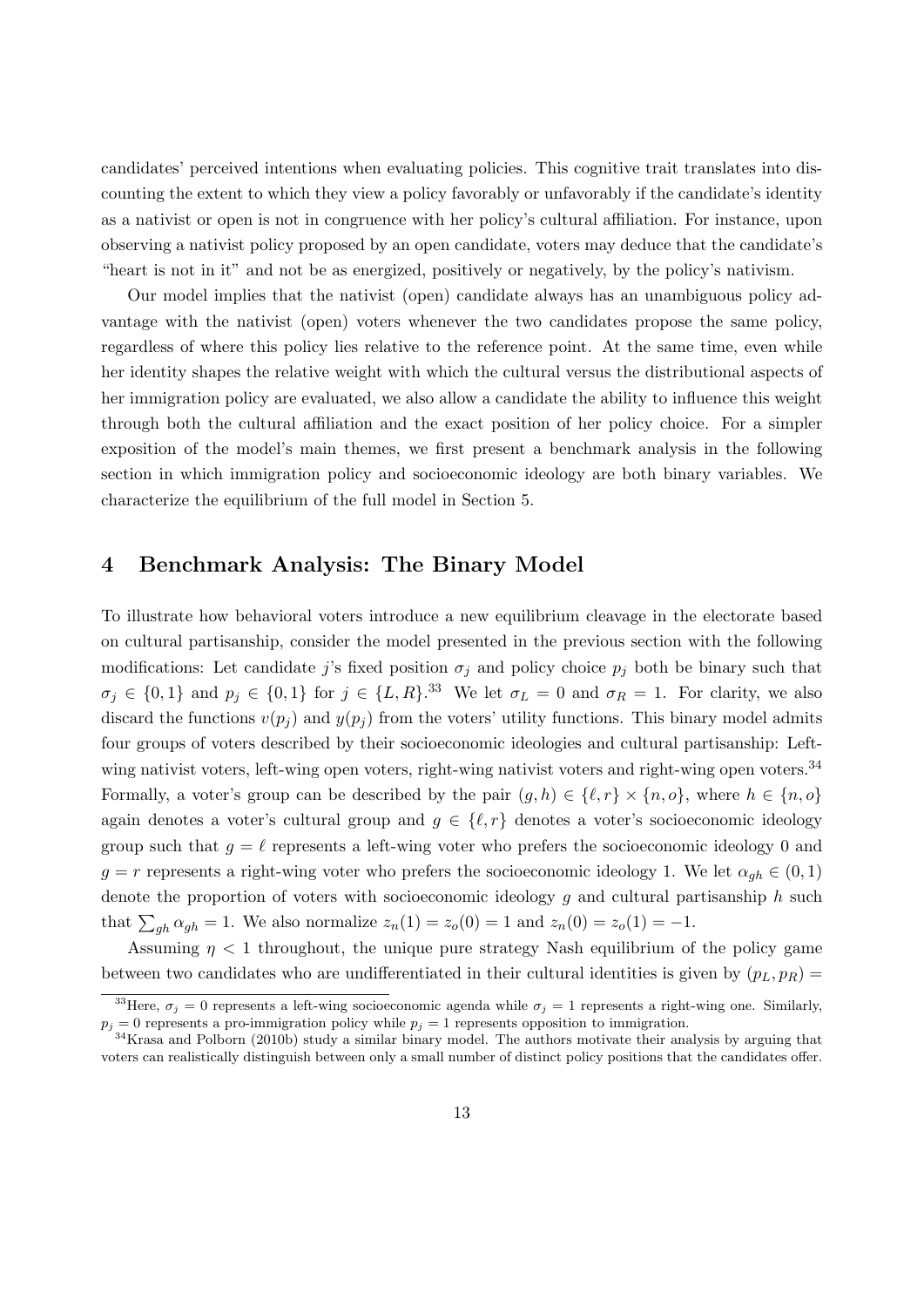candidates' perceived intentions when evaluating policies. This cognitive trait translates into discounting the extent to which they view a policy favorably or unfavorably if the candidate's identity as a nativist or open is not in congruence with her policy's cultural affiliation. For instance, upon observing a nativist policy proposed by an open candidate, voters may deduce that the candidate's "heart is not in it" and not be as energized, positively or negatively, by the policy's nativism.

Our model implies that the nativist (open) candidate always has an unambiguous policy advantage with the nativist (open) voters whenever the two candidates propose the same policy, regardless of where this policy lies relative to the reference point. At the same time, even while her identity shapes the relative weight with which the cultural versus the distributional aspects of her immigration policy are evaluated, we also allow a candidate the ability to influence this weight through both the cultural affiliation and the exact position of her policy choice. For a simpler exposition of the model's main themes, we first present a benchmark analysis in the following section in which immigration policy and socioeconomic ideology are both binary variables. We characterize the equilibrium of the full model in Section 5.

## 4 Benchmark Analysis: The Binary Model

To illustrate how behavioral voters introduce a new equilibrium cleavage in the electorate based on cultural partisanship, consider the model presented in the previous section with the following modifications: Let candidate $j$'s fixed position $\sigma_j$ and policy choice $p_j$ both be binary such that $\sigma_j \in \{0, 1\}$ and $p_j \in \{0, 1\}$ for $j \in \{L, R\}$.[33] We let $\sigma_L = 0$ and $\sigma_R = 1$. For clarity, we also discard the functions $v(p_j)$ and $y(p_j)$ from the voters' utility functions. This binary model admits four groups of voters described by their socioeconomic ideologies and cultural partisanship: Left-wing nativist voters, left-wing open voters, right-wing nativist voters and right-wing open voters.[34] Formally, a voter's group can be described by the pair $(g, h) \in \{\ell, r\} \times \{n, o\}$, where $h \in \{n, o\}$ again denotes a voter's cultural group and $g \in \{\ell, r\}$ denotes a voter's socioeconomic ideology group such that $g = \ell$ represents a left-wing voter who prefers the socioeconomic ideology 0 and $g = r$ represents a right-wing voter who prefers the socioeconomic ideology 1. We let $\alpha_{gh} \in (0, 1)$ denote the proportion of voters with socioeconomic ideology $g$ and cultural partisanship $h$ such that $\sum_{gh} \alpha_{gh} = 1$. We also normalize $z_n(1) = z_o(0) = 1$ and $z_n(0) = z_o(1) = -1$.

Assuming $\eta < 1$ throughout, the unique pure strategy Nash equilibrium of the policy game between two candidates who are undifferentiated in their cultural identities is given by $(p_L, p_R) =$

[33] Here, $\sigma_j = 0$ represents a left-wing socioeconomic agenda while $\sigma_j = 1$ represents a right-wing one. Similarly, $p_j = 0$ represents a pro-immigration policy while $p_j = 1$ represents opposition to immigration.

[34] Krasa and Polborn (2010b) study a similar binary model. The authors motivate their analysis by arguing that voters can realistically distinguish between only a small number of distinct policy positions that the candidates offer.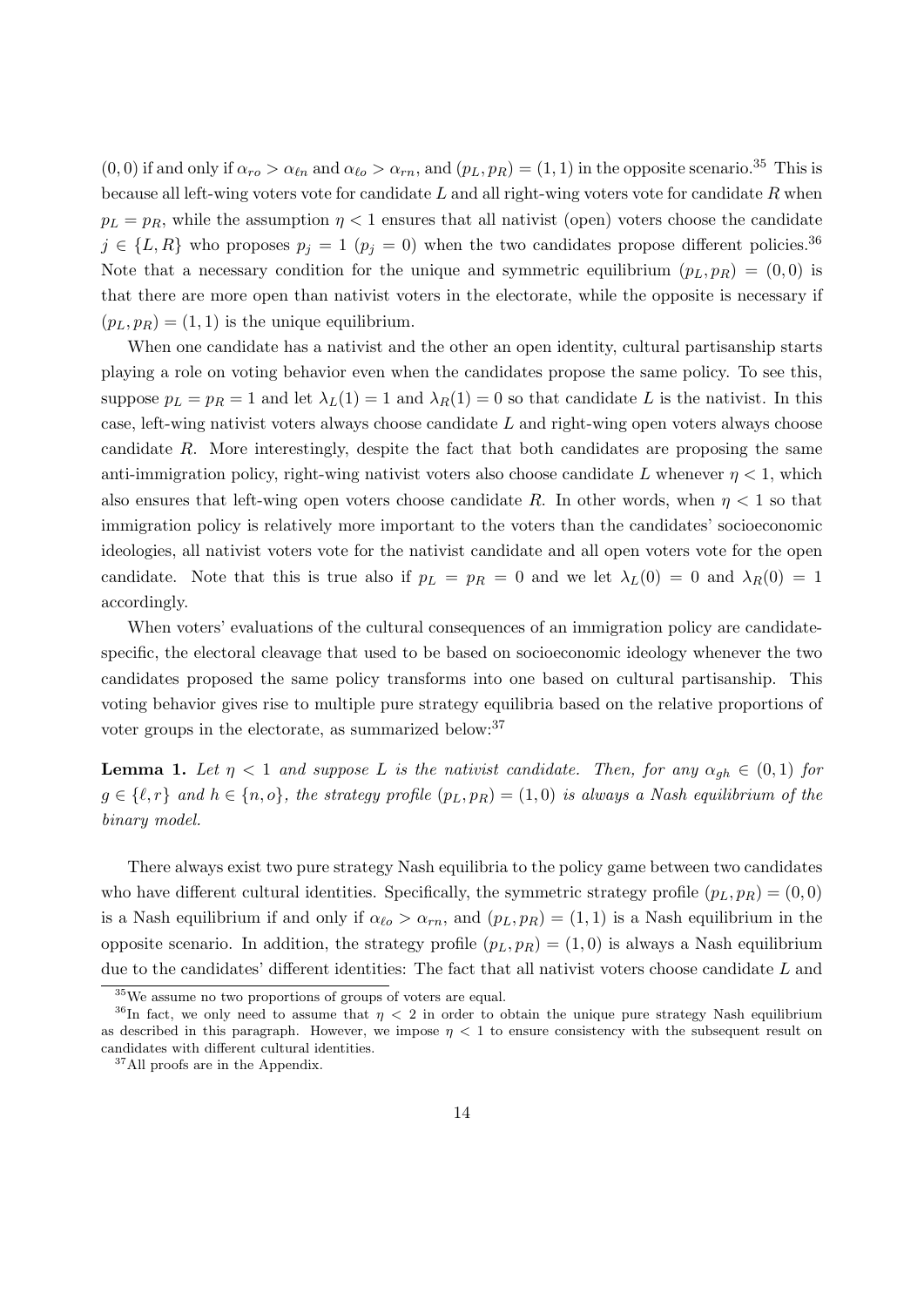$(0,0)$ if and only if $\alpha_{ro} > \alpha_{\ell n}$ and $\alpha_{\ell o} > \alpha_{rn}$, and $(p_L, p_R) = (1,1)$ in the opposite scenario.[35] This is because all left-wing voters vote for candidate $L$ and all right-wing voters vote for candidate $R$ when $p_L = p_R$, while the assumption $\eta < 1$ ensures that all nativist (open) voters choose the candidate $j \in \{L, R\}$ who proposes $p_j = 1$ ($p_j = 0$) when the two candidates propose different policies.[36] Note that a necessary condition for the unique and symmetric equilibrium $(p_L, p_R) = (0,0)$ is that there are more open than nativist voters in the electorate, while the opposite is necessary if $(p_L, p_R) = (1,1)$ is the unique equilibrium.

When one candidate has a nativist and the other an open identity, cultural partisanship starts playing a role on voting behavior even when the candidates propose the same policy. To see this, suppose $p_L = p_R = 1$ and let $\lambda_L(1) = 1$ and $\lambda_R(1) = 0$ so that candidate $L$ is the nativist. In this case, left-wing nativist voters always choose candidate $L$ and right-wing open voters always choose candidate $R$. More interestingly, despite the fact that both candidates are proposing the same anti-immigration policy, right-wing nativist voters also choose candidate $L$ whenever $\eta < 1$, which also ensures that left-wing open voters choose candidate $R$. In other words, when $\eta < 1$ so that immigration policy is relatively more important to the voters than the candidates' socioeconomic ideologies, all nativist voters vote for the nativist candidate and all open voters vote for the open candidate. Note that this is true also if $p_L = p_R = 0$ and we let $\lambda_L(0) = 0$ and $\lambda_R(0) = 1$ accordingly.

When voters' evaluations of the cultural consequences of an immigration policy are candidate-specific, the electoral cleavage that used to be based on socioeconomic ideology whenever the two candidates proposed the same policy transforms into one based on cultural partisanship. This voting behavior gives rise to multiple pure strategy equilibria based on the relative proportions of voter groups in the electorate, as summarized below:[37]

**Lemma 1.** *Let $\eta < 1$ and suppose $L$ is the nativist candidate. Then, for any $\alpha_{gh} \in (0,1)$ for $g \in \{\ell, r\}$ and $h \in \{n, o\}$, the strategy profile $(p_L, p_R) = (1,0)$ is always a Nash equilibrium of the binary model.*

There always exist two pure strategy Nash equilibria to the policy game between two candidates who have different cultural identities. Specifically, the symmetric strategy profile $(p_L, p_R) = (0,0)$ is a Nash equilibrium if and only if $\alpha_{\ell o} > \alpha_{rn}$, and $(p_L, p_R) = (1,1)$ is a Nash equilibrium in the opposite scenario. In addition, the strategy profile $(p_L, p_R) = (1,0)$ is always a Nash equilibrium due to the candidates' different identities: The fact that all nativist voters choose candidate $L$ and

---

[35] We assume no two proportions of groups of voters are equal.

[36] In fact, we only need to assume that $\eta < 2$ in order to obtain the unique pure strategy Nash equilibrium as described in this paragraph. However, we impose $\eta < 1$ to ensure consistency with the subsequent result on candidates with different cultural identities.

[37] All proofs are in the Appendix.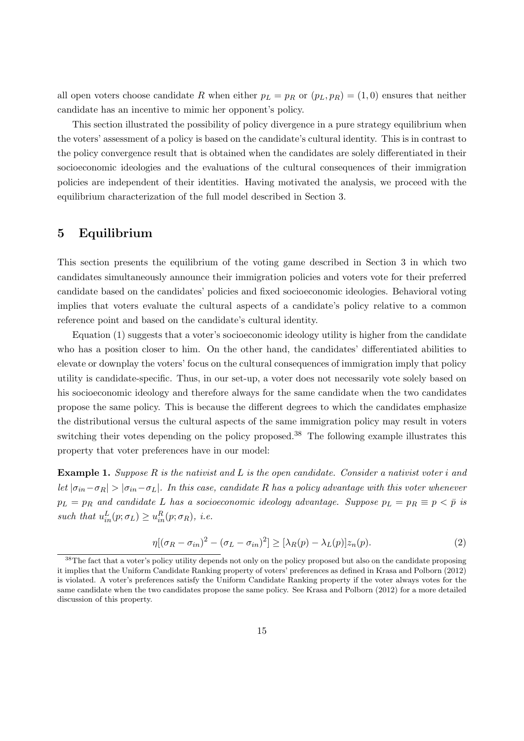all open voters choose candidate $R$ when either $p_L = p_R$ or $(p_L, p_R) = (1, 0)$ ensures that neither candidate has an incentive to mimic her opponent's policy.

This section illustrated the possibility of policy divergence in a pure strategy equilibrium when the voters' assessment of a policy is based on the candidate's cultural identity. This is in contrast to the policy convergence result that is obtained when the candidates are solely differentiated in their socioeconomic ideologies and the evaluations of the cultural consequences of their immigration policies are independent of their identities. Having motivated the analysis, we proceed with the equilibrium characterization of the full model described in Section 3.

# 5 Equilibrium

This section presents the equilibrium of the voting game described in Section 3 in which two candidates simultaneously announce their immigration policies and voters vote for their preferred candidate based on the candidates' policies and fixed socioeconomic ideologies. Behavioral voting implies that voters evaluate the cultural aspects of a candidate's policy relative to a common reference point and based on the candidate's cultural identity.

Equation (1) suggests that a voter's socioeconomic ideology utility is higher from the candidate who has a position closer to him. On the other hand, the candidates' differentiated abilities to elevate or downplay the voters' focus on the cultural consequences of immigration imply that policy utility is candidate-specific. Thus, in our set-up, a voter does not necessarily vote solely based on his socioeconomic ideology and therefore always for the same candidate when the two candidates propose the same policy. This is because the different degrees to which the candidates emphasize the distributional versus the cultural aspects of the same immigration policy may result in voters switching their votes depending on the policy proposed.[38] The following example illustrates this property that voter preferences have in our model:

**Example 1.** *Suppose $R$ is the nativist and $L$ is the open candidate. Consider a nativist voter $i$ and let $|\sigma_{in} - \sigma_R| > |\sigma_{in} - \sigma_L|$. In this case, candidate $R$ has a policy advantage with this voter whenever $p_L = p_R$ and candidate $L$ has a socioeconomic ideology advantage. Suppose $p_L = p_R \equiv p < \bar{p}$ is such that $u^L_{in}(p; \sigma_L) \geq u^R_{in}(p; \sigma_R)$, i.e.*

$$\eta[(\sigma_R - \sigma_{in})^2 - (\sigma_L - \sigma_{in})^2] \geq [\lambda_R(p) - \lambda_L(p)]z_n(p). \tag{2}$$

---

[38] The fact that a voter's policy utility depends not only on the policy proposed but also on the candidate proposing it implies that the Uniform Candidate Ranking property of voters' preferences as defined in Krasa and Polborn (2012) is violated. A voter's preferences satisfy the Uniform Candidate Ranking property if the voter always votes for the same candidate when the two candidates propose the same policy. See Krasa and Polborn (2012) for a more detailed discussion of this property.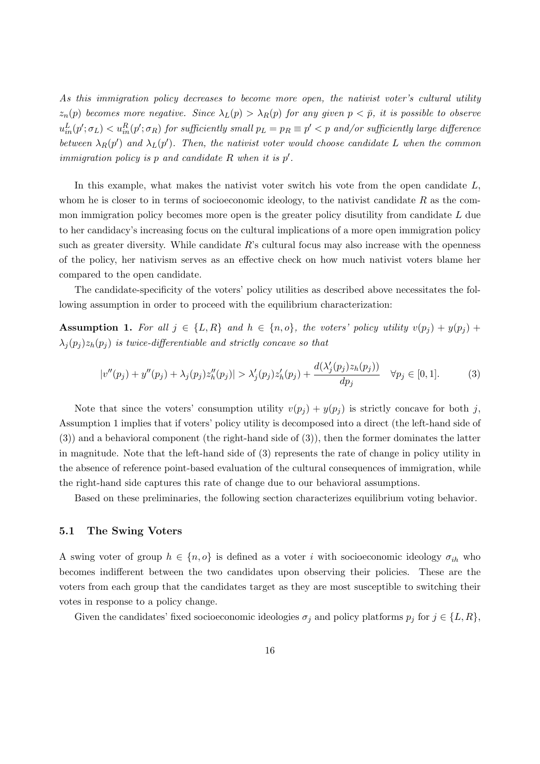*As this immigration policy decreases to become more open, the nativist voter's cultural utility $z_n(p)$ becomes more negative. Since $\lambda_L(p) > \lambda_R(p)$ for any given $p < \bar{p}$, it is possible to observe $u^L_{in}(p'; \sigma_L) < u^R_{in}(p'; \sigma_R)$ for sufficiently small $p_L = p_R \equiv p' < p$ and/or sufficiently large difference between $\lambda_R(p')$ and $\lambda_L(p')$. Then, the nativist voter would choose candidate $L$ when the common immigration policy is $p$ and candidate $R$ when it is $p'$.*

In this example, what makes the nativist voter switch his vote from the open candidate $L$, whom he is closer to in terms of socioeconomic ideology, to the nativist candidate $R$ as the common immigration policy becomes more open is the greater policy disutility from candidate $L$ due to her candidacy's increasing focus on the cultural implications of a more open immigration policy such as greater diversity. While candidate $R$'s cultural focus may also increase with the openness of the policy, her nativism serves as an effective check on how much nativist voters blame her compared to the open candidate.

The candidate-specificity of the voters' policy utilities as described above necessitates the following assumption in order to proceed with the equilibrium characterization:

**Assumption 1.** *For all $j \in \{L, R\}$ and $h \in \{n, o\}$, the voters' policy utility $v(p_j) + y(p_j) + \lambda_j(p_j)z_h(p_j)$ is twice-differentiable and strictly concave so that*

$$|v''(p_j) + y''(p_j) + \lambda_j(p_j)z''_h(p_j)| > \lambda'_j(p_j)z'_h(p_j) + \frac{d(\lambda'_j(p_j)z_h(p_j))}{dp_j} \quad \forall p_j \in [0, 1]. \tag{3}$$

Note that since the voters' consumption utility $v(p_j) + y(p_j)$ is strictly concave for both $j$, Assumption 1 implies that if voters' policy utility is decomposed into a direct (the left-hand side of (3)) and a behavioral component (the right-hand side of (3)), then the former dominates the latter in magnitude. Note that the left-hand side of (3) represents the rate of change in policy utility in the absence of reference point-based evaluation of the cultural consequences of immigration, while the right-hand side captures this rate of change due to our behavioral assumptions.

Based on these preliminaries, the following section characterizes equilibrium voting behavior.

### 5.1 The Swing Voters

A swing voter of group $h \in \{n, o\}$ is defined as a voter $i$ with socioeconomic ideology $\sigma_{ih}$ who becomes indifferent between the two candidates upon observing their policies. These are the voters from each group that the candidates target as they are most susceptible to switching their votes in response to a policy change.

Given the candidates' fixed socioeconomic ideologies $\sigma_j$ and policy platforms $p_j$ for $j \in \{L, R\}$,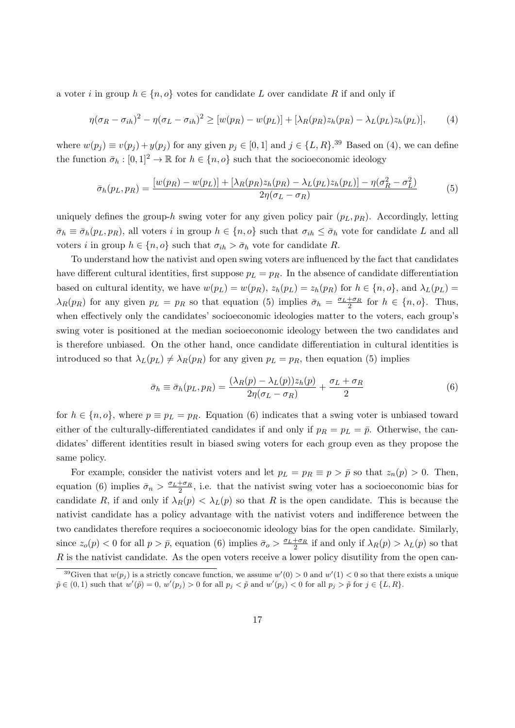a voter $i$ in group $h \in \{n, o\}$ votes for candidate $L$ over candidate $R$ if and only if

$$\eta(\sigma_R - \sigma_{ih})^2 - \eta(\sigma_L - \sigma_{ih})^2 \geq [w(p_R) - w(p_L)] + [\lambda_R(p_R)z_h(p_R) - \lambda_L(p_L)z_h(p_L)], \tag{4}$$

where $w(p_j) \equiv v(p_j) + y(p_j)$ for any given $p_j \in [0,1]$ and $j \in \{L, R\}$.[39] Based on (4), we can define the function $\bar{\sigma}_h : [0,1]^2 \to \mathbb{R}$ for $h \in \{n, o\}$ such that the socioeconomic ideology

$$\bar{\sigma}_h(p_L, p_R) = \frac{[w(p_R) - w(p_L)] + [\lambda_R(p_R)z_h(p_R) - \lambda_L(p_L)z_h(p_L)] - \eta(\sigma_R^2 - \sigma_L^2)}{2\eta(\sigma_L - \sigma_R)} \tag{5}$$

uniquely defines the group-$h$ swing voter for any given policy pair $(p_L, p_R)$. Accordingly, letting $\bar{\sigma}_h \equiv \bar{\sigma}_h(p_L, p_R)$, all voters $i$ in group $h \in \{n, o\}$ such that $\sigma_{ih} \leq \bar{\sigma}_h$ vote for candidate $L$ and all voters $i$ in group $h \in \{n, o\}$ such that $\sigma_{ih} > \bar{\sigma}_h$ vote for candidate $R$.

To understand how the nativist and open swing voters are influenced by the fact that candidates have different cultural identities, first suppose $p_L = p_R$. In the absence of candidate differentiation based on cultural identity, we have $w(p_L) = w(p_R)$, $z_h(p_L) = z_h(p_R)$ for $h \in \{n, o\}$, and $\lambda_L(p_L) = \lambda_R(p_R)$ for any given $p_L = p_R$ so that equation (5) implies $\bar{\sigma}_h = \frac{\sigma_L + \sigma_R}{2}$ for $h \in \{n, o\}$. Thus, when effectively only the candidates' socioeconomic ideologies matter to the voters, each group's swing voter is positioned at the median socioeconomic ideology between the two candidates and is therefore unbiased. On the other hand, once candidate differentiation in cultural identities is introduced so that $\lambda_L(p_L) \neq \lambda_R(p_R)$ for any given $p_L = p_R$, then equation (5) implies

$$\bar{\sigma}_h \equiv \bar{\sigma}_h(p_L, p_R) = \frac{(\lambda_R(p) - \lambda_L(p))z_h(p)}{2\eta(\sigma_L - \sigma_R)} + \frac{\sigma_L + \sigma_R}{2} \tag{6}$$

for $h \in \{n, o\}$, where $p \equiv p_L = p_R$. Equation (6) indicates that a swing voter is unbiased toward either of the culturally-differentiated candidates if and only if $p_R = p_L = \bar{p}$. Otherwise, the candidates' different identities result in biased swing voters for each group even as they propose the same policy.

For example, consider the nativist voters and let $p_L = p_R \equiv p > \bar{p}$ so that $z_n(p) > 0$. Then, equation (6) implies $\bar{\sigma}_n > \frac{\sigma_L + \sigma_R}{2}$, i.e. that the nativist swing voter has a socioeconomic bias for candidate $R$, if and only if $\lambda_R(p) < \lambda_L(p)$ so that $R$ is the open candidate. This is because the nativist candidate has a policy advantage with the nativist voters and indifference between the two candidates therefore requires a socioeconomic ideology bias for the open candidate. Similarly, since $z_o(p) < 0$ for all $p > \bar{p}$, equation (6) implies $\bar{\sigma}_o > \frac{\sigma_L + \sigma_R}{2}$ if and only if $\lambda_R(p) > \lambda_L(p)$ so that $R$ is the nativist candidate. As the open voters receive a lower policy disutility from the open can-

[39] Given that $w(p_j)$ is a strictly concave function, we assume $w'(0) > 0$ and $w'(1) < 0$ so that there exists a unique $\tilde{p} \in (0,1)$ such that $w'(\tilde{p}) = 0$, $w'(p_j) > 0$ for all $p_j < \tilde{p}$ and $w'(p_j) < 0$ for all $p_j > \tilde{p}$ for $j \in \{L, R\}$.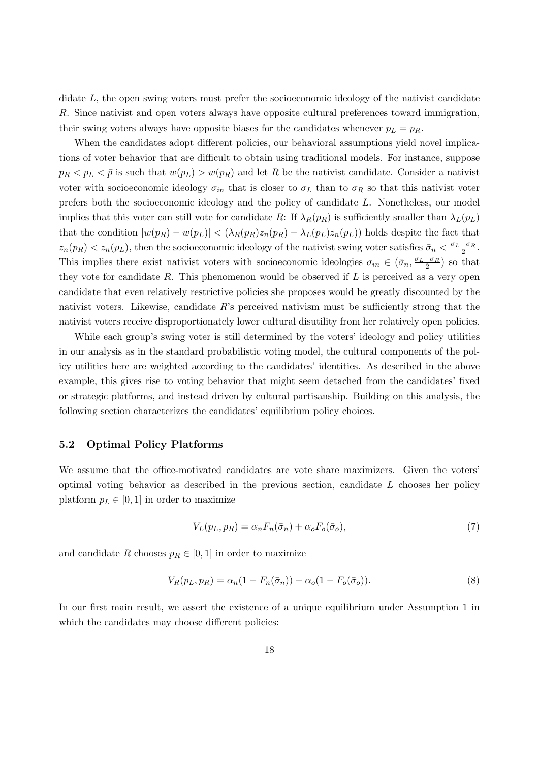didate $L$, the open swing voters must prefer the socioeconomic ideology of the nativist candidate $R$. Since nativist and open voters always have opposite cultural preferences toward immigration, their swing voters always have opposite biases for the candidates whenever $p_L = p_R$.

When the candidates adopt different policies, our behavioral assumptions yield novel implications of voter behavior that are difficult to obtain using traditional models. For instance, suppose $p_R < p_L < \bar{p}$ is such that $w(p_L) > w(p_R)$ and let $R$ be the nativist candidate. Consider a nativist voter with socioeconomic ideology $\sigma_{in}$ that is closer to $\sigma_L$ than to $\sigma_R$ so that this nativist voter prefers both the socioeconomic ideology and the policy of candidate $L$. Nonetheless, our model implies that this voter can still vote for candidate $R$: If $\lambda_R(p_R)$ is sufficiently smaller than $\lambda_L(p_L)$ that the condition $|w(p_R) - w(p_L)| < (\lambda_R(p_R)z_n(p_R) - \lambda_L(p_L)z_n(p_L))$ holds despite the fact that $z_n(p_R) < z_n(p_L)$, then the socioeconomic ideology of the nativist swing voter satisfies $\bar{\sigma}_n < \frac{\sigma_L + \sigma_R}{2}$. This implies there exist nativist voters with socioeconomic ideologies $\sigma_{in} \in (\bar{\sigma}_n, \frac{\sigma_L+\sigma_R}{2})$ so that they vote for candidate $R$. This phenomenon would be observed if $L$ is perceived as a very open candidate that even relatively restrictive policies she proposes would be greatly discounted by the nativist voters. Likewise, candidate $R$'s perceived nativism must be sufficiently strong that the nativist voters receive disproportionately lower cultural disutility from her relatively open policies.

While each group's swing voter is still determined by the voters' ideology and policy utilities in our analysis as in the standard probabilistic voting model, the cultural components of the policy utilities here are weighted according to the candidates' identities. As described in the above example, this gives rise to voting behavior that might seem detached from the candidates' fixed or strategic platforms, and instead driven by cultural partisanship. Building on this analysis, the following section characterizes the candidates' equilibrium policy choices.

### 5.2 Optimal Policy Platforms

We assume that the office-motivated candidates are vote share maximizers. Given the voters' optimal voting behavior as described in the previous section, candidate $L$ chooses her policy platform $p_L \in [0, 1]$ in order to maximize

$$V_L(p_L, p_R) = \alpha_n F_n(\bar{\sigma}_n) + \alpha_o F_o(\bar{\sigma}_o), \tag{7}$$

and candidate $R$ chooses $p_R \in [0, 1]$ in order to maximize

$$V_R(p_L, p_R) = \alpha_n(1 - F_n(\bar{\sigma}_n)) + \alpha_o(1 - F_o(\bar{\sigma}_o)). \tag{8}$$

In our first main result, we assert the existence of a unique equilibrium under Assumption 1 in which the candidates may choose different policies: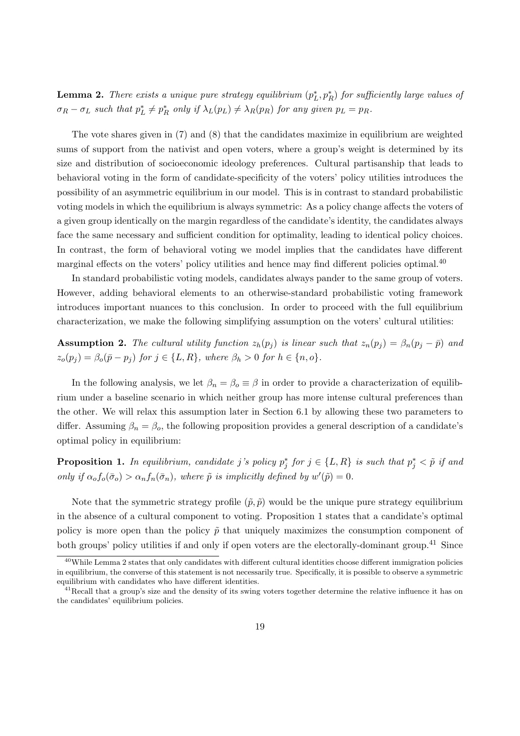**Lemma 2.** *There exists a unique pure strategy equilibrium $(p_L^*, p_R^*)$ for sufficiently large values of $\sigma_R - \sigma_L$ such that $p_L^* \neq p_R^*$ only if $\lambda_L(p_L) \neq \lambda_R(p_R)$ for any given $p_L = p_R$.*

The vote shares given in (7) and (8) that the candidates maximize in equilibrium are weighted sums of support from the nativist and open voters, where a group's weight is determined by its size and distribution of socioeconomic ideology preferences. Cultural partisanship that leads to behavioral voting in the form of candidate-specificity of the voters' policy utilities introduces the possibility of an asymmetric equilibrium in our model. This is in contrast to standard probabilistic voting models in which the equilibrium is always symmetric: As a policy change affects the voters of a given group identically on the margin regardless of the candidate's identity, the candidates always face the same necessary and sufficient condition for optimality, leading to identical policy choices. In contrast, the form of behavioral voting we model implies that the candidates have different marginal effects on the voters' policy utilities and hence may find different policies optimal.[40]

In standard probabilistic voting models, candidates always pander to the same group of voters. However, adding behavioral elements to an otherwise-standard probabilistic voting framework introduces important nuances to this conclusion. In order to proceed with the full equilibrium characterization, we make the following simplifying assumption on the voters' cultural utilities:

**Assumption 2.** *The cultural utility function $z_h(p_j)$ is linear such that $z_n(p_j) = \beta_n(p_j - \bar{p})$ and $z_o(p_j) = \beta_o(\bar{p} - p_j)$ for $j \in \{L, R\}$, where $\beta_h > 0$ for $h \in \{n, o\}$.*

In the following analysis, we let $\beta_n = \beta_o \equiv \beta$ in order to provide a characterization of equilibrium under a baseline scenario in which neither group has more intense cultural preferences than the other. We will relax this assumption later in Section 6.1 by allowing these two parameters to differ. Assuming $\beta_n = \beta_o$, the following proposition provides a general description of a candidate's optimal policy in equilibrium:

**Proposition 1.** *In equilibrium, candidate j's policy $p_j^*$ for $j \in \{L, R\}$ is such that $p_j^* < \tilde{p}$ if and only if $\alpha_o f_o(\bar{\sigma}_o) > \alpha_n f_n(\bar{\sigma}_n)$, where $\tilde{p}$ is implicitly defined by $w'(\tilde{p}) = 0$.*

Note that the symmetric strategy profile $(\tilde{p}, \tilde{p})$ would be the unique pure strategy equilibrium in the absence of a cultural component to voting. Proposition 1 states that a candidate's optimal policy is more open than the policy $\tilde{p}$ that uniquely maximizes the consumption component of both groups' policy utilities if and only if open voters are the electorally-dominant group.[41] Since

[40] While Lemma 2 states that only candidates with different cultural identities choose different immigration policies in equilibrium, the converse of this statement is not necessarily true. Specifically, it is possible to observe a symmetric equilibrium with candidates who have different identities.

[41] Recall that a group's size and the density of its swing voters together determine the relative influence it has on the candidates' equilibrium policies.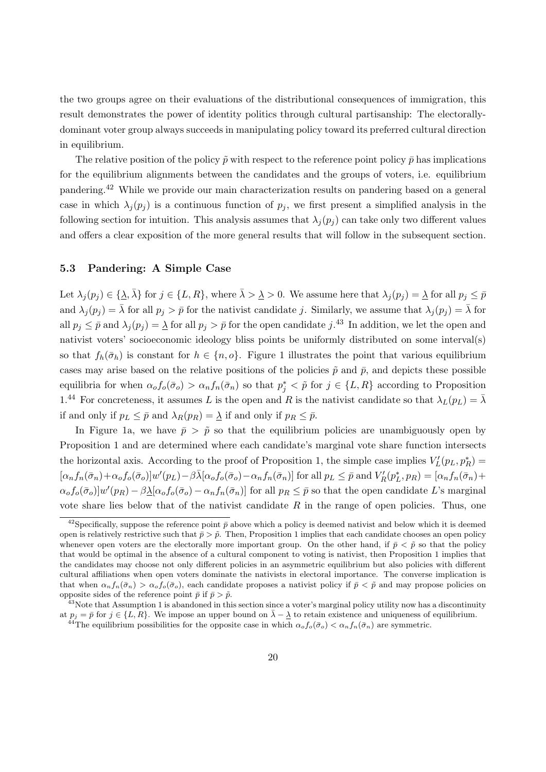the two groups agree on their evaluations of the distributional consequences of immigration, this result demonstrates the power of identity politics through cultural partisanship: The electorally-dominant voter group always succeeds in manipulating policy toward its preferred cultural direction in equilibrium.

The relative position of the policy $\tilde{p}$ with respect to the reference point policy $\bar{p}$ has implications for the equilibrium alignments between the candidates and the groups of voters, i.e. equilibrium pandering.[42] While we provide our main characterization results on pandering based on a general case in which $\lambda_j(p_j)$ is a continuous function of $p_j$, we first present a simplified analysis in the following section for intuition. This analysis assumes that $\lambda_j(p_j)$ can take only two different values and offers a clear exposition of the more general results that will follow in the subsequent section.

### 5.3 Pandering: A Simple Case

Let $\lambda_j(p_j) \in \{\underline{\lambda}, \bar{\lambda}\}$ for $j \in \{L, R\}$, where $\bar{\lambda} > \underline{\lambda} > 0$. We assume here that $\lambda_j(p_j) = \underline{\lambda}$ for all $p_j \leq \bar{p}$ and $\lambda_j(p_j) = \bar{\lambda}$ for all $p_j > \bar{p}$ for the nativist candidate $j$. Similarly, we assume that $\lambda_j(p_j) = \bar{\lambda}$ for all $p_j \leq \bar{p}$ and $\lambda_j(p_j) = \underline{\lambda}$ for all $p_j > \bar{p}$ for the open candidate $j$.[43] In addition, we let the open and nativist voters' socioeconomic ideology bliss points be uniformly distributed on some interval(s) so that $f_h(\bar{\sigma}_h)$ is constant for $h \in \{n, o\}$. Figure 1 illustrates the point that various equilibrium cases may arise based on the relative positions of the policies $\tilde{p}$ and $\bar{p}$, and depicts these possible equilibria for when $\alpha_o f_o(\bar{\sigma}_o) > \alpha_n f_n(\bar{\sigma}_n)$ so that $p_j^* < \tilde{p}$ for $j \in \{L, R\}$ according to Proposition 1.[44] For concreteness, it assumes $L$ is the open and $R$ is the nativist candidate so that $\lambda_L(p_L) = \bar{\lambda}$ if and only if $p_L \leq \bar{p}$ and $\lambda_R(p_R) = \underline{\lambda}$ if and only if $p_R \leq \bar{p}$.

In Figure 1a, we have $\bar{p} > \tilde{p}$ so that the equilibrium policies are unambiguously open by Proposition 1 and are determined where each candidate's marginal vote share function intersects the horizontal axis. According to the proof of Proposition 1, the simple case implies $V_L'(p_L, p_R^*) = [\alpha_n f_n(\bar{\sigma}_n) + \alpha_o f_o(\bar{\sigma}_o)]w'(p_L) - \beta\bar{\lambda}[\alpha_o f_o(\bar{\sigma}_o) - \alpha_n f_n(\bar{\sigma}_n)]$ for all $p_L \leq \bar{p}$ and $V_R'(p_L^*, p_R) = [\alpha_n f_n(\bar{\sigma}_n) + \alpha_o f_o(\bar{\sigma}_o)]w'(p_R) - \beta\underline{\lambda}[\alpha_o f_o(\bar{\sigma}_o) - \alpha_n f_n(\bar{\sigma}_n)]$ for all $p_R \leq \bar{p}$ so that the open candidate $L$'s marginal vote share lies below that of the nativist candidate $R$ in the range of open policies. Thus, one

[42] Specifically, suppose the reference point $\bar{p}$ above which a policy is deemed nativist and below which it is deemed open is relatively restrictive such that $\bar{p} > \tilde{p}$. Then, Proposition 1 implies that each candidate chooses an open policy whenever open voters are the electorally more important group. On the other hand, if $\bar{p} < \tilde{p}$ so that the policy that would be optimal in the absence of a cultural component to voting is nativist, then Proposition 1 implies that the candidates may choose not only different policies in an asymmetric equilibrium but also policies with different cultural affiliations when open voters dominate the nativists in electoral importance. The converse implication is that when $\alpha_n f_n(\bar{\sigma}_n) > \alpha_o f_o(\bar{\sigma}_o)$, each candidate proposes a nativist policy if $\bar{p} < \tilde{p}$ and may propose policies on opposite sides of the reference point $\bar{p}$ if $\bar{p} > \tilde{p}$.

[43] Note that Assumption 1 is abandoned in this section since a voter's marginal policy utility now has a discontinuity at $p_j = \bar{p}$ for $j \in \{L, R\}$. We impose an upper bound on $\bar{\lambda} - \underline{\lambda}$ to retain existence and uniqueness of equilibrium.

[44] The equilibrium possibilities for the opposite case in which $\alpha_o f_o(\bar{\sigma}_o) < \alpha_n f_n(\bar{\sigma}_n)$ are symmetric.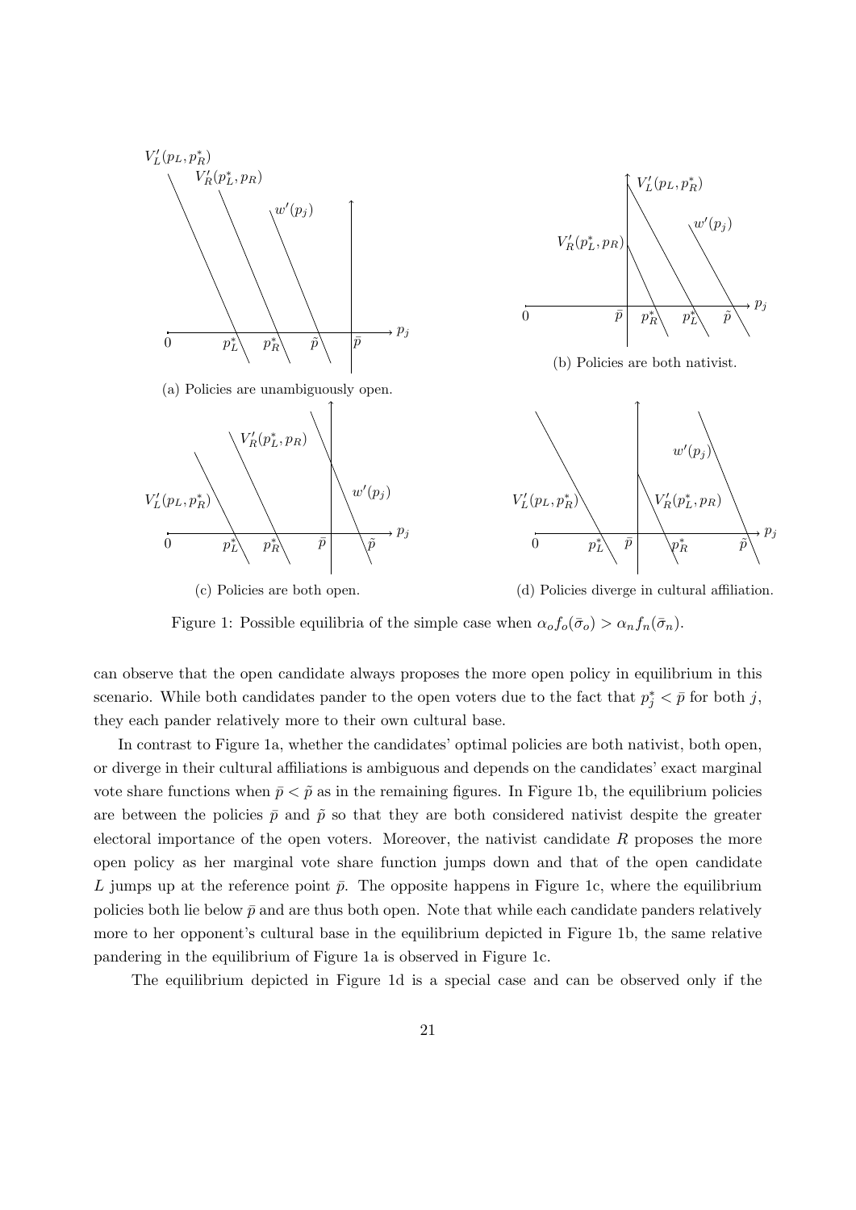(a) Policies are unambiguously open.

(b) Policies are both nativist.

(c) Policies are both open.

(d) Policies diverge in cultural affiliation.

Figure 1: Possible equilibria of the simple case when $\alpha_o f_o(\bar{\sigma}_o) > \alpha_n f_n(\bar{\sigma}_n)$.

can observe that the open candidate always proposes the more open policy in equilibrium in this scenario. While both candidates pander to the open voters due to the fact that $p_j^* < \bar{p}$ for both $j$, they each pander relatively more to their own cultural base.

In contrast to Figure 1a, whether the candidates' optimal policies are both nativist, both open, or diverge in their cultural affiliations is ambiguous and depends on the candidates' exact marginal vote share functions when $\bar{p} < \tilde{p}$ as in the remaining figures. In Figure 1b, the equilibrium policies are between the policies $\bar{p}$ and $\tilde{p}$ so that they are both considered nativist despite the greater electoral importance of the open voters. Moreover, the nativist candidate $R$ proposes the more open policy as her marginal vote share function jumps down and that of the open candidate $L$ jumps up at the reference point $\bar{p}$. The opposite happens in Figure 1c, where the equilibrium policies both lie below $\bar{p}$ and are thus both open. Note that while each candidate panders relatively more to her opponent's cultural base in the equilibrium depicted in Figure 1b, the same relative pandering in the equilibrium of Figure 1a is observed in Figure 1c.

The equilibrium depicted in Figure 1d is a special case and can be observed only if the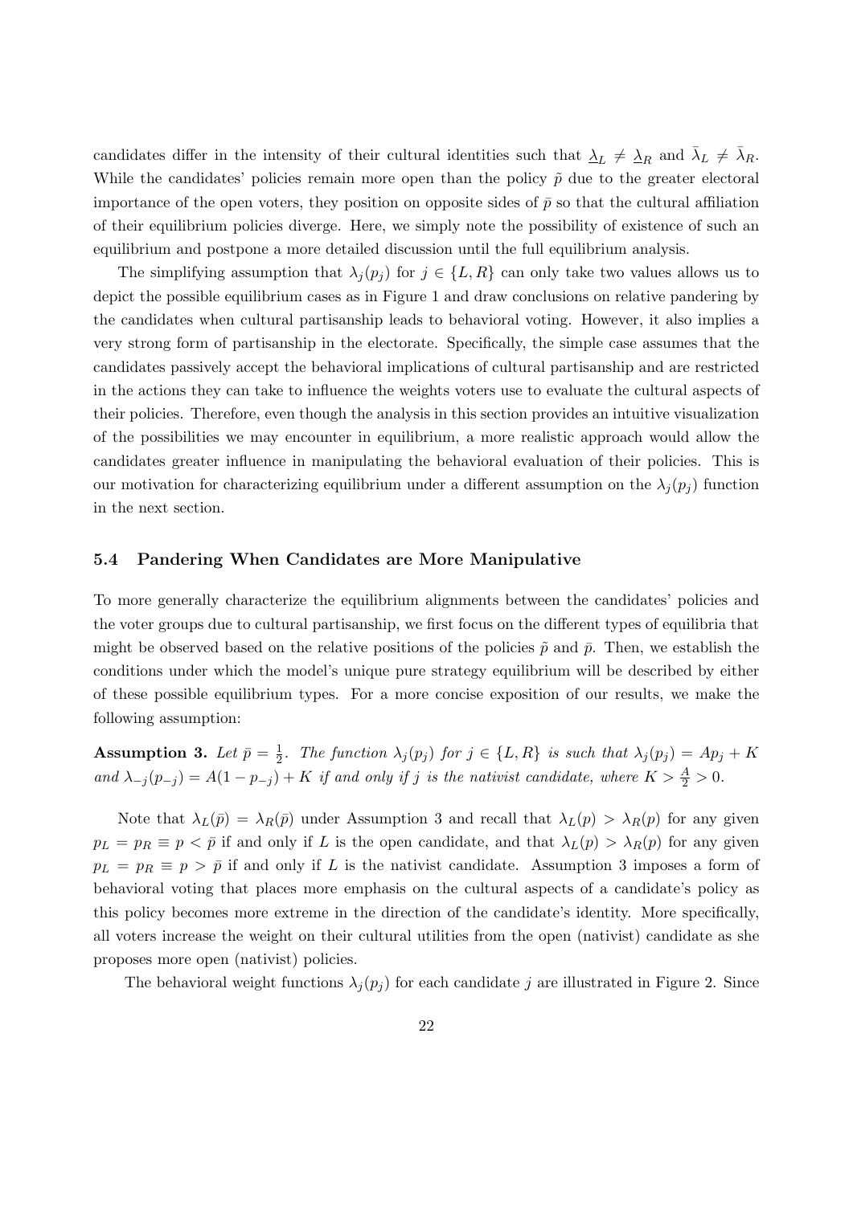candidates differ in the intensity of their cultural identities such that $\underline{\lambda}_L \neq \underline{\lambda}_R$ and $\bar{\lambda}_L \neq \bar{\lambda}_R$. While the candidates' policies remain more open than the policy $\tilde{p}$ due to the greater electoral importance of the open voters, they position on opposite sides of $\bar{p}$ so that the cultural affiliation of their equilibrium policies diverge. Here, we simply note the possibility of existence of such an equilibrium and postpone a more detailed discussion until the full equilibrium analysis.

The simplifying assumption that $\lambda_j(p_j)$ for $j \in \{L, R\}$ can only take two values allows us to depict the possible equilibrium cases as in Figure 1 and draw conclusions on relative pandering by the candidates when cultural partisanship leads to behavioral voting. However, it also implies a very strong form of partisanship in the electorate. Specifically, the simple case assumes that the candidates passively accept the behavioral implications of cultural partisanship and are restricted in the actions they can take to influence the weights voters use to evaluate the cultural aspects of their policies. Therefore, even though the analysis in this section provides an intuitive visualization of the possibilities we may encounter in equilibrium, a more realistic approach would allow the candidates greater influence in manipulating the behavioral evaluation of their policies. This is our motivation for characterizing equilibrium under a different assumption on the $\lambda_j(p_j)$ function in the next section.

### 5.4 Pandering When Candidates are More Manipulative

To more generally characterize the equilibrium alignments between the candidates' policies and the voter groups due to cultural partisanship, we first focus on the different types of equilibria that might be observed based on the relative positions of the policies $\tilde{p}$ and $\bar{p}$. Then, we establish the conditions under which the model's unique pure strategy equilibrium will be described by either of these possible equilibrium types. For a more concise exposition of our results, we make the following assumption:

**Assumption 3.** *Let $\bar{p} = \frac{1}{2}$. The function $\lambda_j(p_j)$ for $j \in \{L, R\}$ is such that $\lambda_j(p_j) = Ap_j + K$ and $\lambda_{-j}(p_{-j}) = A(1 - p_{-j}) + K$ if and only if $j$ is the nativist candidate, where $K > \frac{A}{2} > 0$.*

Note that $\lambda_L(\bar{p}) = \lambda_R(\bar{p})$ under Assumption 3 and recall that $\lambda_L(p) > \lambda_R(p)$ for any given $p_L = p_R \equiv p < \bar{p}$ if and only if $L$ is the open candidate, and that $\lambda_L(p) > \lambda_R(p)$ for any given $p_L = p_R \equiv p > \bar{p}$ if and only if $L$ is the nativist candidate. Assumption 3 imposes a form of behavioral voting that places more emphasis on the cultural aspects of a candidate's policy as this policy becomes more extreme in the direction of the candidate's identity. More specifically, all voters increase the weight on their cultural utilities from the open (nativist) candidate as she proposes more open (nativist) policies.

The behavioral weight functions $\lambda_j(p_j)$ for each candidate $j$ are illustrated in Figure 2. Since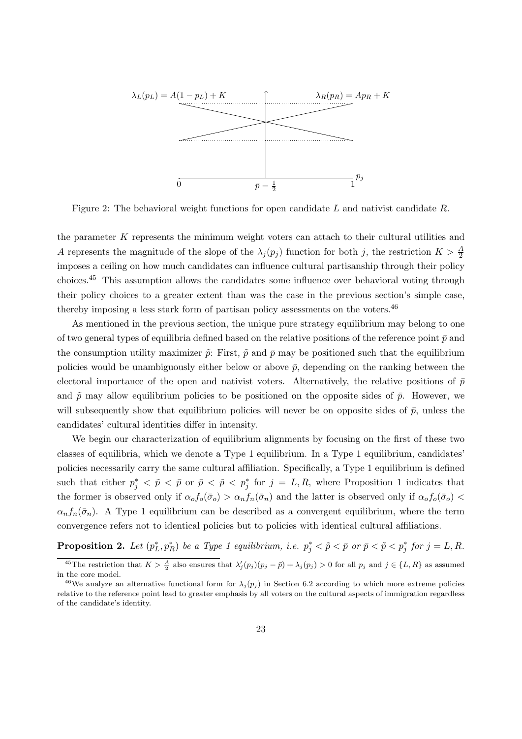Figure 2: The behavioral weight functions for open candidate $L$ and nativist candidate $R$.

the parameter $K$ represents the minimum weight voters can attach to their cultural utilities and $A$ represents the magnitude of the slope of the $\lambda_j(p_j)$ function for both $j$, the restriction $K > \frac{A}{2}$ imposes a ceiling on how much candidates can influence cultural partisanship through their policy choices.[45] This assumption allows the candidates some influence over behavioral voting through their policy choices to a greater extent than was the case in the previous section's simple case, thereby imposing a less stark form of partisan policy assessments on the voters.[46]

As mentioned in the previous section, the unique pure strategy equilibrium may belong to one of two general types of equilibria defined based on the relative positions of the reference point $\bar{p}$ and the consumption utility maximizer $\tilde{p}$: First, $\tilde{p}$ and $\bar{p}$ may be positioned such that the equilibrium policies would be unambiguously either below or above $\bar{p}$, depending on the ranking between the electoral importance of the open and nativist voters. Alternatively, the relative positions of $\bar{p}$ and $\tilde{p}$ may allow equilibrium policies to be positioned on the opposite sides of $\bar{p}$. However, we will subsequently show that equilibrium policies will never be on opposite sides of $\bar{p}$, unless the candidates' cultural identities differ in intensity.

We begin our characterization of equilibrium alignments by focusing on the first of these two classes of equilibria, which we denote a Type 1 equilibrium. In a Type 1 equilibrium, candidates' policies necessarily carry the same cultural affiliation. Specifically, a Type 1 equilibrium is defined such that either $p_j^* < \tilde{p} < \bar{p}$ or $\bar{p} < \tilde{p} < p_j^*$ for $j = L, R$, where Proposition 1 indicates that the former is observed only if $\alpha_o f_o(\bar{\sigma}_o) > \alpha_n f_n(\bar{\sigma}_n)$ and the latter is observed only if $\alpha_o f_o(\bar{\sigma}_o) < \alpha_n f_n(\bar{\sigma}_n)$. A Type 1 equilibrium can be described as a convergent equilibrium, where the term convergence refers not to identical policies but to policies with identical cultural affiliations.

**Proposition 2.** *Let $(p_L^*, p_R^*)$ be a Type 1 equilibrium, i.e. $p_j^* < \tilde{p} < \bar{p}$ or $\bar{p} < \tilde{p} < p_j^*$ for $j = L, R$.*

[45] The restriction that $K > \frac{A}{2}$ also ensures that $\lambda_j'(p_j)(p_j - \bar{p}) + \lambda_j(p_j) > 0$ for all $p_j$ and $j \in \{L, R\}$ as assumed in the core model.

[46] We analyze an alternative functional form for $\lambda_j(p_j)$ in Section 6.2 according to which more extreme policies relative to the reference point lead to greater emphasis by all voters on the cultural aspects of immigration regardless of the candidate's identity.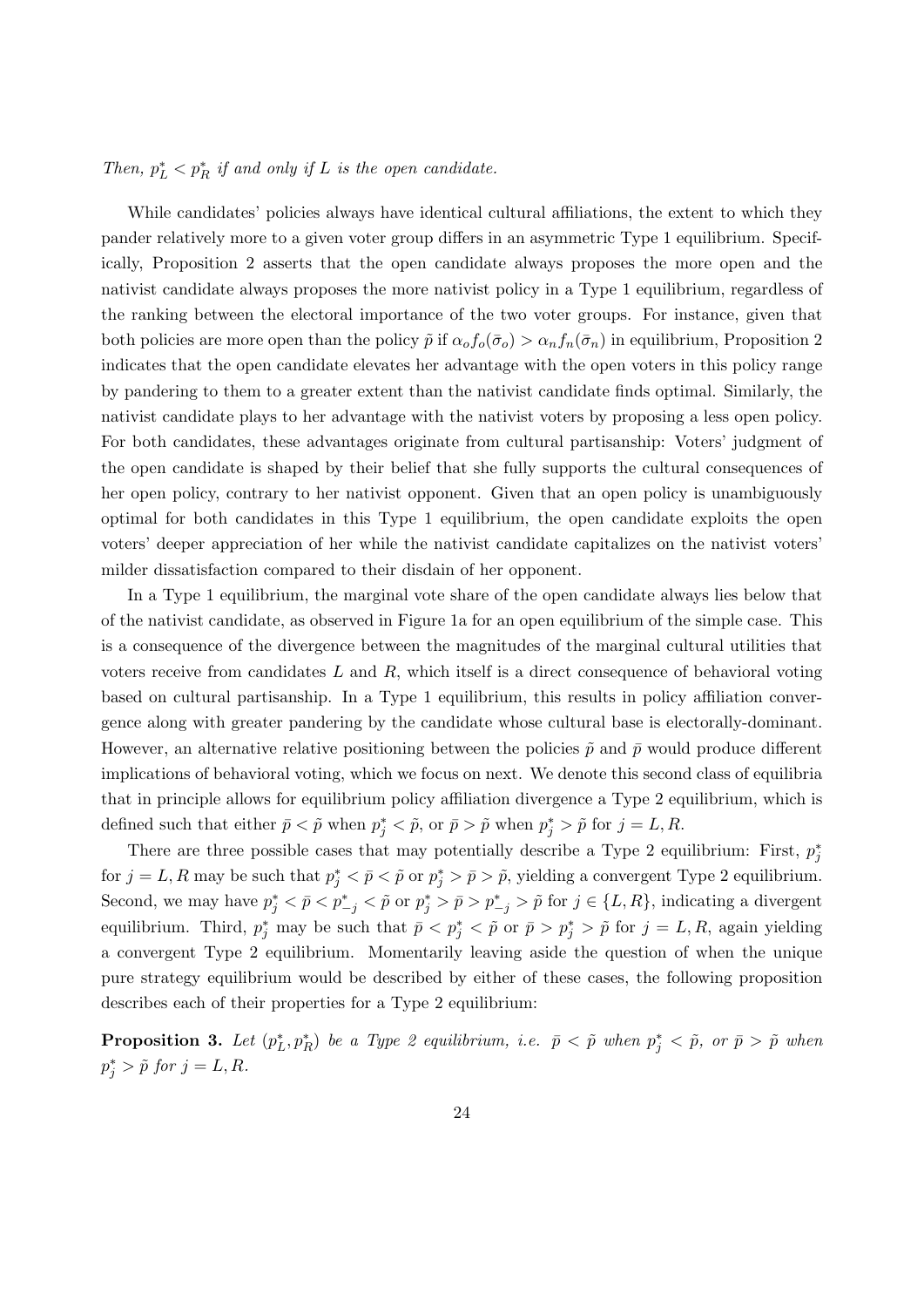*Then, $p_L^* < p_R^*$ if and only if $L$ is the open candidate.*

While candidates' policies always have identical cultural affiliations, the extent to which they pander relatively more to a given voter group differs in an asymmetric Type 1 equilibrium. Specifically, Proposition 2 asserts that the open candidate always proposes the more open and the nativist candidate always proposes the more nativist policy in a Type 1 equilibrium, regardless of the ranking between the electoral importance of the two voter groups. For instance, given that both policies are more open than the policy $\tilde{p}$ if $\alpha_o f_o(\bar{\sigma}_o) > \alpha_n f_n(\bar{\sigma}_n)$ in equilibrium, Proposition 2 indicates that the open candidate elevates her advantage with the open voters in this policy range by pandering to them to a greater extent than the nativist candidate finds optimal. Similarly, the nativist candidate plays to her advantage with the nativist voters by proposing a less open policy. For both candidates, these advantages originate from cultural partisanship: Voters' judgment of the open candidate is shaped by their belief that she fully supports the cultural consequences of her open policy, contrary to her nativist opponent. Given that an open policy is unambiguously optimal for both candidates in this Type 1 equilibrium, the open candidate exploits the open voters' deeper appreciation of her while the nativist candidate capitalizes on the nativist voters' milder dissatisfaction compared to their disdain of her opponent.

In a Type 1 equilibrium, the marginal vote share of the open candidate always lies below that of the nativist candidate, as observed in Figure 1a for an open equilibrium of the simple case. This is a consequence of the divergence between the magnitudes of the marginal cultural utilities that voters receive from candidates $L$ and $R$, which itself is a direct consequence of behavioral voting based on cultural partisanship. In a Type 1 equilibrium, this results in policy affiliation convergence along with greater pandering by the candidate whose cultural base is electorally-dominant. However, an alternative relative positioning between the policies $\tilde{p}$ and $\bar{p}$ would produce different implications of behavioral voting, which we focus on next. We denote this second class of equilibria that in principle allows for equilibrium policy affiliation divergence a Type 2 equilibrium, which is defined such that either $\bar{p} < \tilde{p}$ when $p_j^* < \tilde{p}$, or $\bar{p} > \tilde{p}$ when $p_j^* > \tilde{p}$ for $j = L, R$.

There are three possible cases that may potentially describe a Type 2 equilibrium: First, $p_j^*$ for $j = L, R$ may be such that $p_j^* < \bar{p} < \tilde{p}$ or $p_j^* > \bar{p} > \tilde{p}$, yielding a convergent Type 2 equilibrium. Second, we may have $p_j^* < \bar{p} < p_{-j}^* < \tilde{p}$ or $p_j^* > \bar{p} > p_{-j}^* > \tilde{p}$ for $j \in \{L, R\}$, indicating a divergent equilibrium. Third, $p_j^*$ may be such that $\bar{p} < p_j^* < \tilde{p}$ or $\bar{p} > p_j^* > \tilde{p}$ for $j = L, R$, again yielding a convergent Type 2 equilibrium. Momentarily leaving aside the question of when the unique pure strategy equilibrium would be described by either of these cases, the following proposition describes each of their properties for a Type 2 equilibrium:

**Proposition 3.** *Let $(p_L^*, p_R^*)$ be a Type 2 equilibrium, i.e. $\bar{p} < \tilde{p}$ when $p_j^* < \tilde{p}$, or $\bar{p} > \tilde{p}$ when $p_j^* > \tilde{p}$ for $j = L, R$.*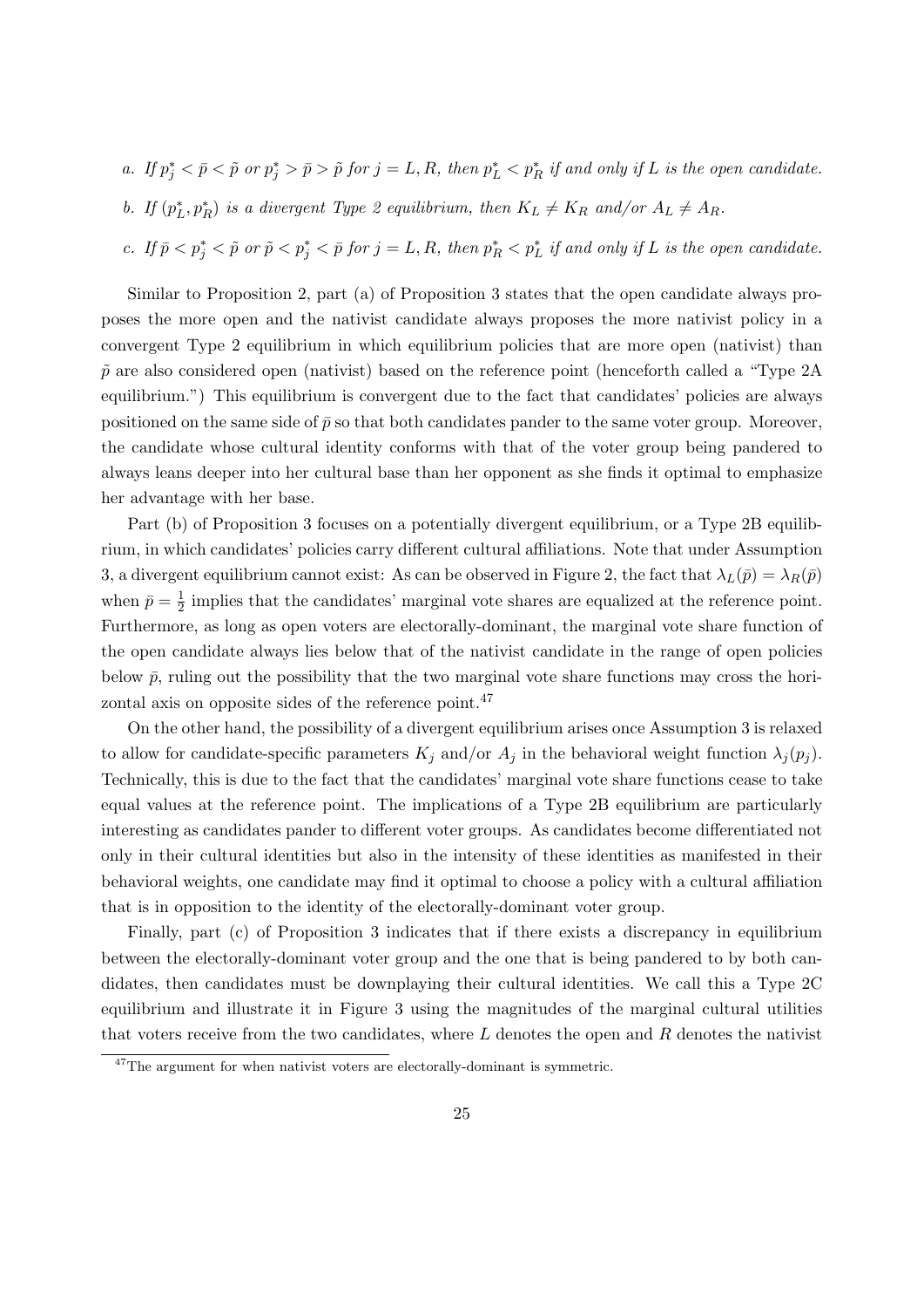a. *If* $p_j^* < \bar{p} < \tilde{p}$ *or* $p_j^* > \bar{p} > \tilde{p}$ *for* $j = L, R$*, then* $p_L^* < p_R^*$ *if and only if* $L$ *is the open candidate.*

b. *If* $(p_L^*, p_R^*)$ *is a divergent Type 2 equilibrium, then* $K_L \neq K_R$ *and/or* $A_L \neq A_R$*.*

c. *If* $\bar{p} < p_j^* < \tilde{p}$ *or* $\tilde{p} < p_j^* < \bar{p}$ *for* $j = L, R$*, then* $p_R^* < p_L^*$ *if and only if* $L$ *is the open candidate.*

Similar to Proposition 2, part (a) of Proposition 3 states that the open candidate always proposes the more open and the nativist candidate always proposes the more nativist policy in a convergent Type 2 equilibrium in which equilibrium policies that are more open (nativist) than $\tilde{p}$ are also considered open (nativist) based on the reference point (henceforth called a "Type 2A equilibrium.") This equilibrium is convergent due to the fact that candidates' policies are always positioned on the same side of $\bar{p}$ so that both candidates pander to the same voter group. Moreover, the candidate whose cultural identity conforms with that of the voter group being pandered to always leans deeper into her cultural base than her opponent as she finds it optimal to emphasize her advantage with her base.

Part (b) of Proposition 3 focuses on a potentially divergent equilibrium, or a Type 2B equilibrium, in which candidates' policies carry different cultural affiliations. Note that under Assumption 3, a divergent equilibrium cannot exist: As can be observed in Figure 2, the fact that $\lambda_L(\bar{p}) = \lambda_R(\bar{p})$ when $\bar{p} = \frac{1}{2}$ implies that the candidates' marginal vote shares are equalized at the reference point. Furthermore, as long as open voters are electorally-dominant, the marginal vote share function of the open candidate always lies below that of the nativist candidate in the range of open policies below $\bar{p}$, ruling out the possibility that the two marginal vote share functions may cross the horizontal axis on opposite sides of the reference point.[47]

On the other hand, the possibility of a divergent equilibrium arises once Assumption 3 is relaxed to allow for candidate-specific parameters $K_j$ and/or $A_j$ in the behavioral weight function $\lambda_j(p_j)$. Technically, this is due to the fact that the candidates' marginal vote share functions cease to take equal values at the reference point. The implications of a Type 2B equilibrium are particularly interesting as candidates pander to different voter groups. As candidates become differentiated not only in their cultural identities but also in the intensity of these identities as manifested in their behavioral weights, one candidate may find it optimal to choose a policy with a cultural affiliation that is in opposition to the identity of the electorally-dominant voter group.

Finally, part (c) of Proposition 3 indicates that if there exists a discrepancy in equilibrium between the electorally-dominant voter group and the one that is being pandered to by both candidates, then candidates must be downplaying their cultural identities. We call this a Type 2C equilibrium and illustrate it in Figure 3 using the magnitudes of the marginal cultural utilities that voters receive from the two candidates, where $L$ denotes the open and $R$ denotes the nativist

[47] The argument for when nativist voters are electorally-dominant is symmetric.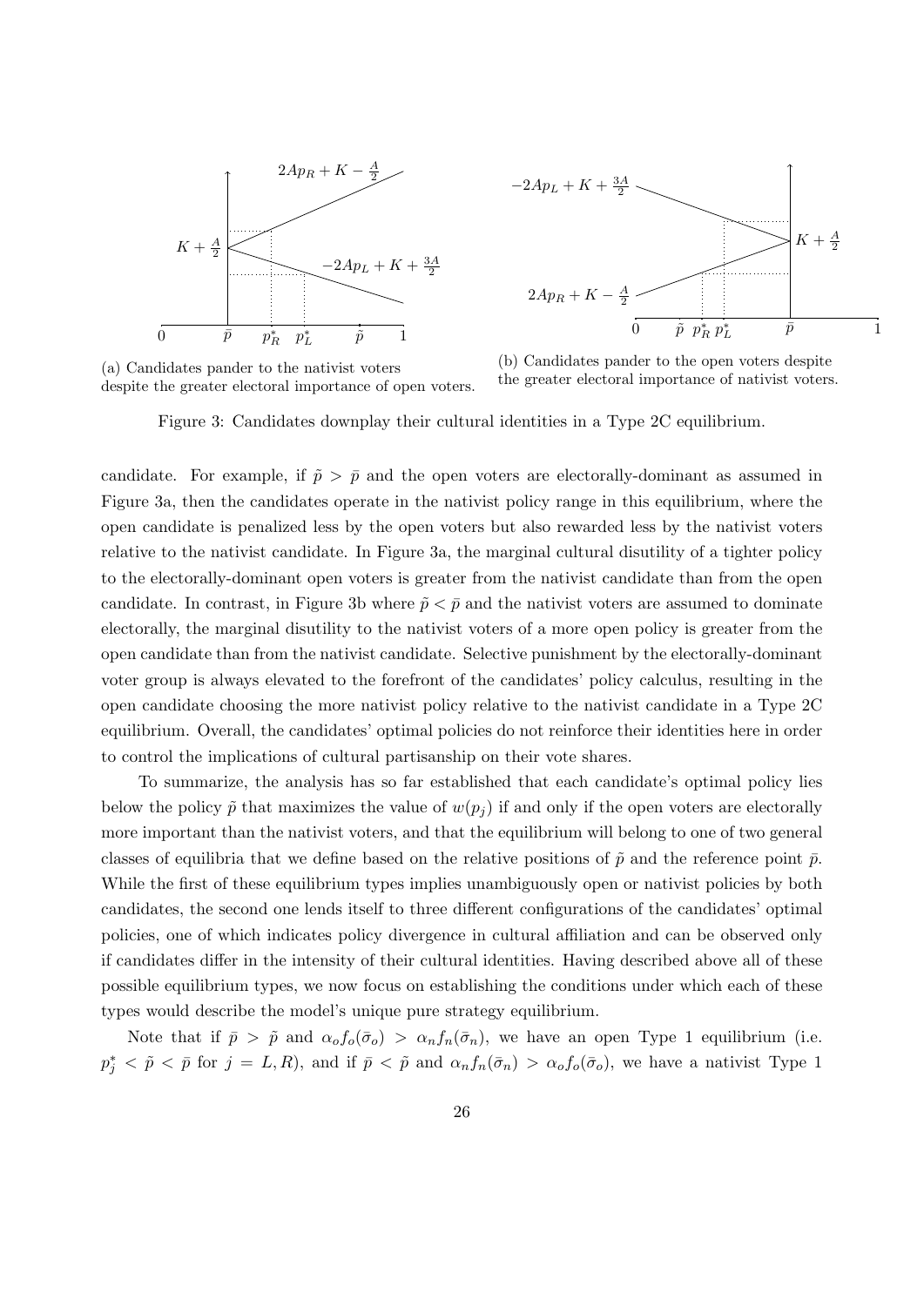(a) Candidates pander to the nativist voters despite the greater electoral importance of open voters.

(b) Candidates pander to the open voters despite the greater electoral importance of nativist voters.

Figure 3: Candidates downplay their cultural identities in a Type 2C equilibrium.

candidate. For example, if $\tilde{p} > \bar{p}$ and the open voters are electorally-dominant as assumed in Figure 3a, then the candidates operate in the nativist policy range in this equilibrium, where the open candidate is penalized less by the open voters but also rewarded less by the nativist voters relative to the nativist candidate. In Figure 3a, the marginal cultural disutility of a tighter policy to the electorally-dominant open voters is greater from the nativist candidate than from the open candidate. In contrast, in Figure 3b where $\tilde{p} < \bar{p}$ and the nativist voters are assumed to dominate electorally, the marginal disutility to the nativist voters of a more open policy is greater from the open candidate than from the nativist candidate. Selective punishment by the electorally-dominant voter group is always elevated to the forefront of the candidates' policy calculus, resulting in the open candidate choosing the more nativist policy relative to the nativist candidate in a Type 2C equilibrium. Overall, the candidates' optimal policies do not reinforce their identities here in order to control the implications of cultural partisanship on their vote shares.

To summarize, the analysis has so far established that each candidate's optimal policy lies below the policy $\tilde{p}$ that maximizes the value of $w(p_j)$ if and only if the open voters are electorally more important than the nativist voters, and that the equilibrium will belong to one of two general classes of equilibria that we define based on the relative positions of $\tilde{p}$ and the reference point $\bar{p}$. While the first of these equilibrium types implies unambiguously open or nativist policies by both candidates, the second one lends itself to three different configurations of the candidates' optimal policies, one of which indicates policy divergence in cultural affiliation and can be observed only if candidates differ in the intensity of their cultural identities. Having described above all of these possible equilibrium types, we now focus on establishing the conditions under which each of these types would describe the model's unique pure strategy equilibrium.

Note that if $\bar{p} > \tilde{p}$ and $\alpha_o f_o(\bar{\sigma}_o) > \alpha_n f_n(\bar{\sigma}_n)$, we have an open Type 1 equilibrium (i.e. $p_j^* < \tilde{p} < \bar{p}$ for $j = L, R$), and if $\bar{p} < \tilde{p}$ and $\alpha_n f_n(\bar{\sigma}_n) > \alpha_o f_o(\bar{\sigma}_o)$, we have a nativist Type 1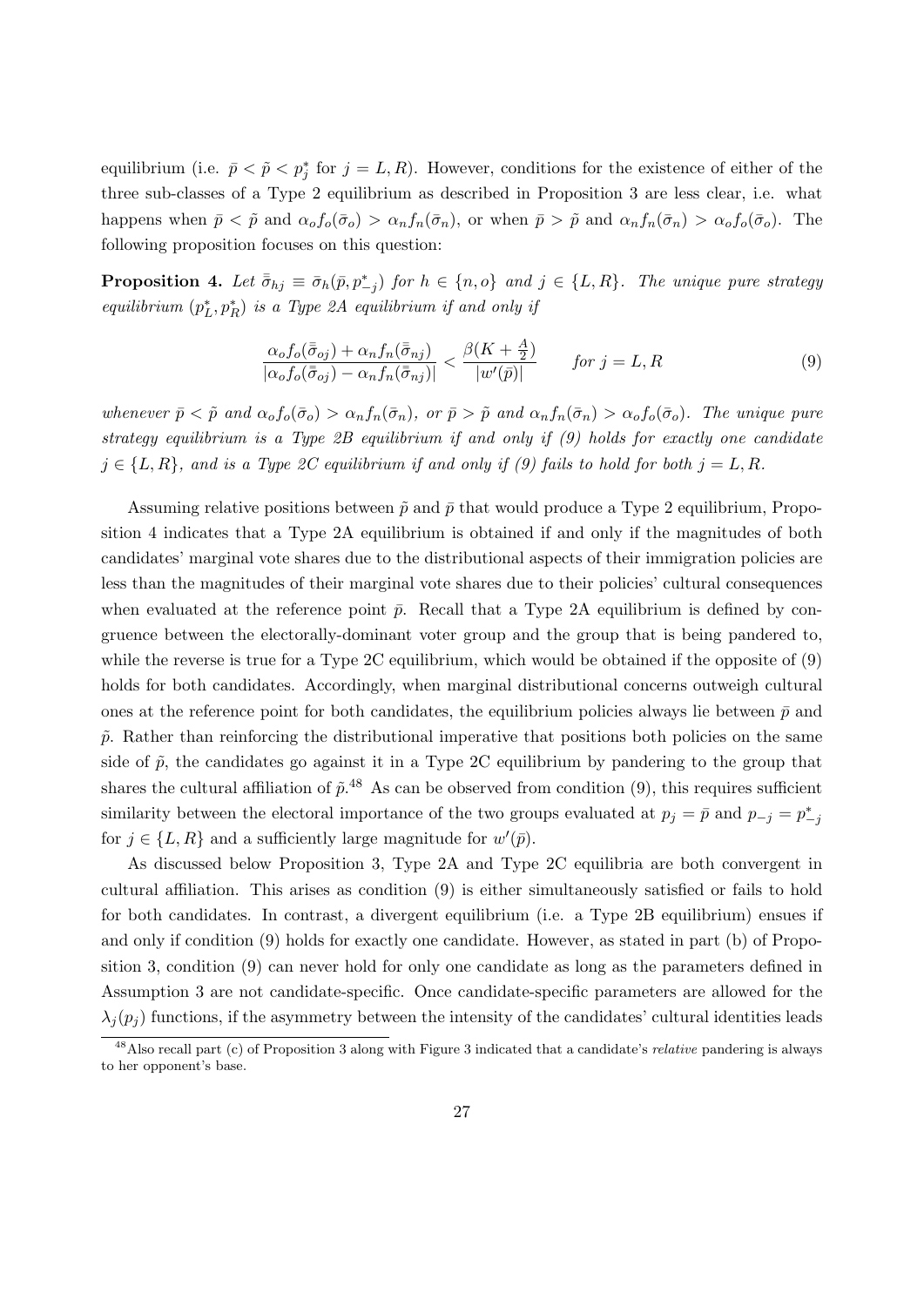equilibrium (i.e. $\bar{p} < \tilde{p} < p_j^*$ for $j = L, R$). However, conditions for the existence of either of the three sub-classes of a Type 2 equilibrium as described in Proposition 3 are less clear, i.e. what happens when $\bar{p} < \tilde{p}$ and $\alpha_o f_o(\bar{\sigma}_o) > \alpha_n f_n(\bar{\sigma}_n)$, or when $\bar{p} > \tilde{p}$ and $\alpha_n f_n(\bar{\sigma}_n) > \alpha_o f_o(\bar{\sigma}_o)$. The following proposition focuses on this question:

**Proposition 4.** *Let $\bar{\bar{\sigma}}_{hj} \equiv \bar{\sigma}_h(\bar{p}, p_{-j}^*)$ for $h \in \{n, o\}$ and $j \in \{L, R\}$. The unique pure strategy equilibrium $(p_L^*, p_R^*)$ is a Type 2A equilibrium if and only if*

$$\frac{\alpha_o f_o(\bar{\bar{\sigma}}_{oj}) + \alpha_n f_n(\bar{\bar{\sigma}}_{nj})}{|\alpha_o f_o(\bar{\bar{\sigma}}_{oj}) - \alpha_n f_n(\bar{\bar{\sigma}}_{nj})|} < \frac{\beta(K + \frac{A}{2})}{|w'(\bar{p})|} \qquad \text{for } j = L, R \tag{9}$$

*whenever $\bar{p} < \tilde{p}$ and $\alpha_o f_o(\bar{\sigma}_o) > \alpha_n f_n(\bar{\sigma}_n)$, or $\bar{p} > \tilde{p}$ and $\alpha_n f_n(\bar{\sigma}_n) > \alpha_o f_o(\bar{\sigma}_o)$. The unique pure strategy equilibrium is a Type 2B equilibrium if and only if (9) holds for exactly one candidate $j \in \{L, R\}$, and is a Type 2C equilibrium if and only if (9) fails to hold for both $j = L, R$.*

Assuming relative positions between $\tilde{p}$ and $\bar{p}$ that would produce a Type 2 equilibrium, Proposition 4 indicates that a Type 2A equilibrium is obtained if and only if the magnitudes of both candidates' marginal vote shares due to the distributional aspects of their immigration policies are less than the magnitudes of their marginal vote shares due to their policies' cultural consequences when evaluated at the reference point $\bar{p}$. Recall that a Type 2A equilibrium is defined by congruence between the electorally-dominant voter group and the group that is being pandered to, while the reverse is true for a Type 2C equilibrium, which would be obtained if the opposite of (9) holds for both candidates. Accordingly, when marginal distributional concerns outweigh cultural ones at the reference point for both candidates, the equilibrium policies always lie between $\bar{p}$ and $\tilde{p}$. Rather than reinforcing the distributional imperative that positions both policies on the same side of $\tilde{p}$, the candidates go against it in a Type 2C equilibrium by pandering to the group that shares the cultural affiliation of $\tilde{p}$.[48] As can be observed from condition (9), this requires sufficient similarity between the electoral importance of the two groups evaluated at $p_j = \bar{p}$ and $p_{-j} = p_{-j}^*$ for $j \in \{L, R\}$ and a sufficiently large magnitude for $w'(\bar{p})$.

As discussed below Proposition 3, Type 2A and Type 2C equilibria are both convergent in cultural affiliation. This arises as condition (9) is either simultaneously satisfied or fails to hold for both candidates. In contrast, a divergent equilibrium (i.e. a Type 2B equilibrium) ensues if and only if condition (9) holds for exactly one candidate. However, as stated in part (b) of Proposition 3, condition (9) can never hold for only one candidate as long as the parameters defined in Assumption 3 are not candidate-specific. Once candidate-specific parameters are allowed for the $\lambda_j(p_j)$ functions, if the asymmetry between the intensity of the candidates' cultural identities leads

[48] Also recall part (c) of Proposition 3 along with Figure 3 indicated that a candidate's *relative* pandering is always to her opponent's base.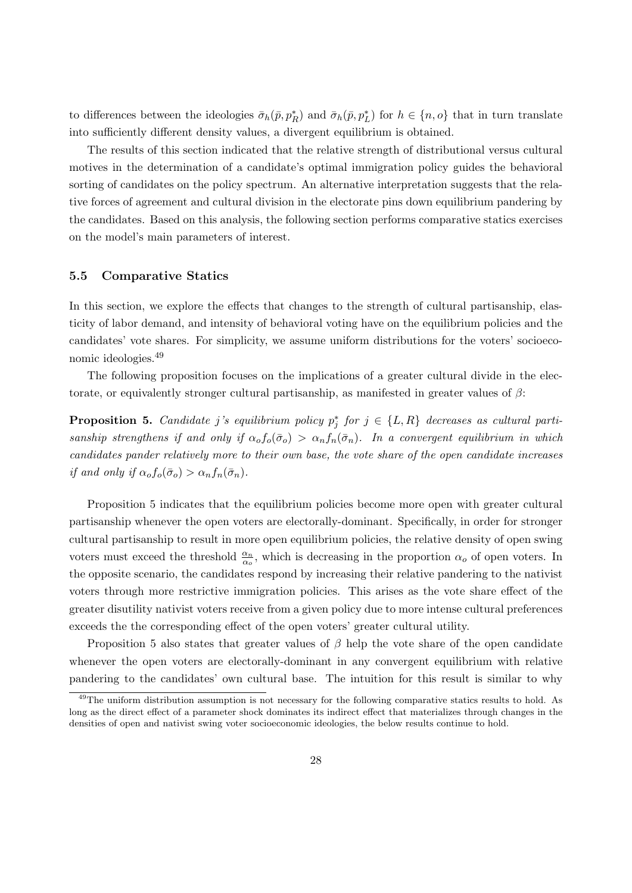to differences between the ideologies $\bar{\sigma}_h(\bar{p}, p_R^*)$ and $\bar{\sigma}_h(\bar{p}, p_L^*)$ for $h \in \{n, o\}$ that in turn translate into sufficiently different density values, a divergent equilibrium is obtained.

The results of this section indicated that the relative strength of distributional versus cultural motives in the determination of a candidate's optimal immigration policy guides the behavioral sorting of candidates on the policy spectrum. An alternative interpretation suggests that the relative forces of agreement and cultural division in the electorate pins down equilibrium pandering by the candidates. Based on this analysis, the following section performs comparative statics exercises on the model's main parameters of interest.

### 5.5 Comparative Statics

In this section, we explore the effects that changes to the strength of cultural partisanship, elasticity of labor demand, and intensity of behavioral voting have on the equilibrium policies and the candidates' vote shares. For simplicity, we assume uniform distributions for the voters' socioeconomic ideologies.[49]

The following proposition focuses on the implications of a greater cultural divide in the electorate, or equivalently stronger cultural partisanship, as manifested in greater values of $\beta$:

**Proposition 5.** *Candidate j's equilibrium policy $p_j^*$ for $j \in \{L, R\}$ decreases as cultural partisanship strengthens if and only if $\alpha_o f_o(\bar{\sigma}_o) > \alpha_n f_n(\bar{\sigma}_n)$. In a convergent equilibrium in which candidates pander relatively more to their own base, the vote share of the open candidate increases if and only if $\alpha_o f_o(\bar{\sigma}_o) > \alpha_n f_n(\bar{\sigma}_n)$.*

Proposition 5 indicates that the equilibrium policies become more open with greater cultural partisanship whenever the open voters are electorally-dominant. Specifically, in order for stronger cultural partisanship to result in more open equilibrium policies, the relative density of open swing voters must exceed the threshold $\frac{\alpha_n}{\alpha_o}$, which is decreasing in the proportion $\alpha_o$ of open voters. In the opposite scenario, the candidates respond by increasing their relative pandering to the nativist voters through more restrictive immigration policies. This arises as the vote share effect of the greater disutility nativist voters receive from a given policy due to more intense cultural preferences exceeds the the corresponding effect of the open voters' greater cultural utility.

Proposition 5 also states that greater values of $\beta$ help the vote share of the open candidate whenever the open voters are electorally-dominant in any convergent equilibrium with relative pandering to the candidates' own cultural base. The intuition for this result is similar to why

[49] The uniform distribution assumption is not necessary for the following comparative statics results to hold. As long as the direct effect of a parameter shock dominates its indirect effect that materializes through changes in the densities of open and nativist swing voter socioeconomic ideologies, the below results continue to hold.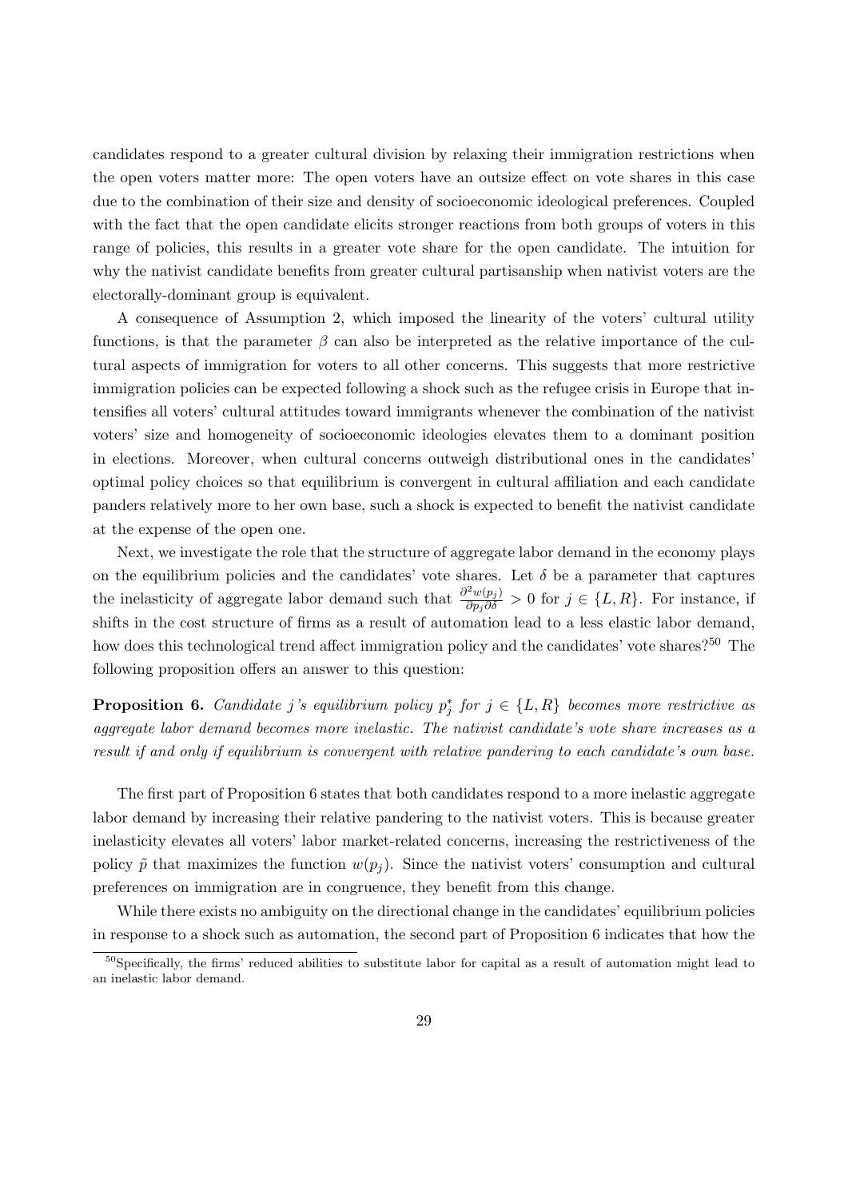candidates respond to a greater cultural division by relaxing their immigration restrictions when the open voters matter more: The open voters have an outsize effect on vote shares in this case due to the combination of their size and density of socioeconomic ideological preferences. Coupled with the fact that the open candidate elicits stronger reactions from both groups of voters in this range of policies, this results in a greater vote share for the open candidate. The intuition for why the nativist candidate benefits from greater cultural partisanship when nativist voters are the electorally-dominant group is equivalent.

A consequence of Assumption 2, which imposed the linearity of the voters' cultural utility functions, is that the parameter $\beta$ can also be interpreted as the relative importance of the cultural aspects of immigration for voters to all other concerns. This suggests that more restrictive immigration policies can be expected following a shock such as the refugee crisis in Europe that intensifies all voters' cultural attitudes toward immigrants whenever the combination of the nativist voters' size and homogeneity of socioeconomic ideologies elevates them to a dominant position in elections. Moreover, when cultural concerns outweigh distributional ones in the candidates' optimal policy choices so that equilibrium is convergent in cultural affiliation and each candidate panders relatively more to her own base, such a shock is expected to benefit the nativist candidate at the expense of the open one.

Next, we investigate the role that the structure of aggregate labor demand in the economy plays on the equilibrium policies and the candidates' vote shares. Let $\delta$ be a parameter that captures the inelasticity of aggregate labor demand such that $\frac{\partial^2 w(p_j)}{\partial p_j \partial \delta} > 0$ for $j \in \{L, R\}$. For instance, if shifts in the cost structure of firms as a result of automation lead to a less elastic labor demand, how does this technological trend affect immigration policy and the candidates' vote shares?[50] The following proposition offers an answer to this question:

**Proposition 6.** *Candidate j's equilibrium policy $p_j^*$ for $j \in \{L, R\}$ becomes more restrictive as aggregate labor demand becomes more inelastic. The nativist candidate's vote share increases as a result if and only if equilibrium is convergent with relative pandering to each candidate's own base.*

The first part of Proposition 6 states that both candidates respond to a more inelastic aggregate labor demand by increasing their relative pandering to the nativist voters. This is because greater inelasticity elevates all voters' labor market-related concerns, increasing the restrictiveness of the policy $\tilde{p}$ that maximizes the function $w(p_j)$. Since the nativist voters' consumption and cultural preferences on immigration are in congruence, they benefit from this change.

While there exists no ambiguity on the directional change in the candidates' equilibrium policies in response to a shock such as automation, the second part of Proposition 6 indicates that how the

[50] Specifically, the firms' reduced abilities to substitute labor for capital as a result of automation might lead to an inelastic labor demand.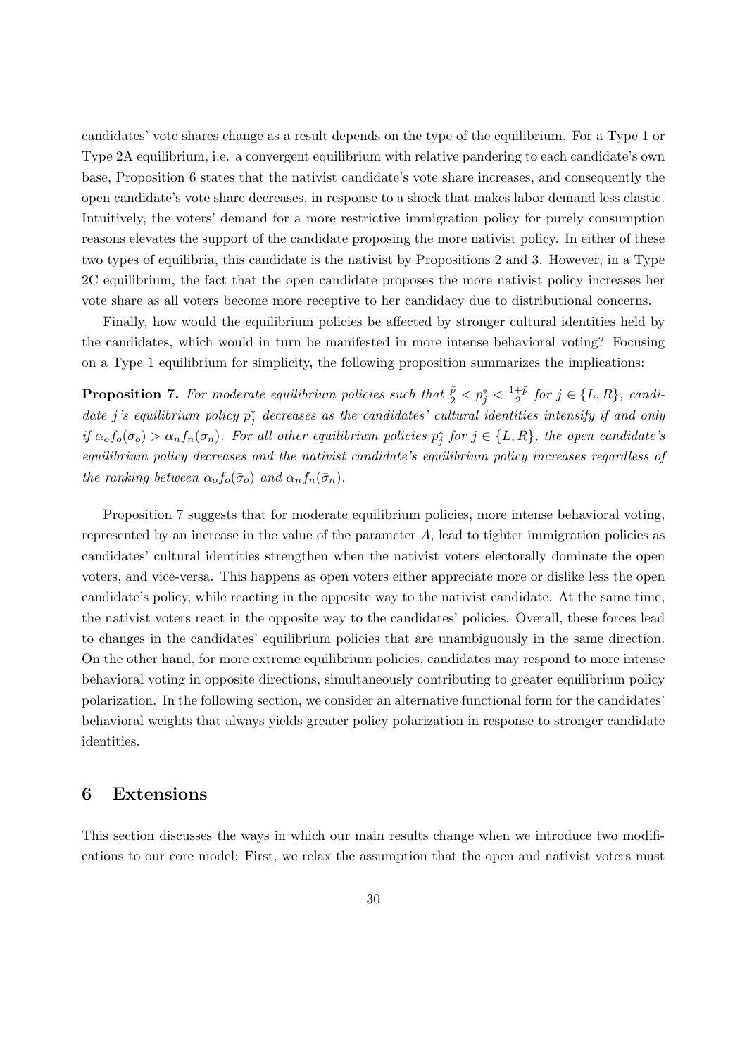candidates' vote shares change as a result depends on the type of the equilibrium. For a Type 1 or Type 2A equilibrium, i.e. a convergent equilibrium with relative pandering to each candidate's own base, Proposition 6 states that the nativist candidate's vote share increases, and consequently the open candidate's vote share decreases, in response to a shock that makes labor demand less elastic. Intuitively, the voters' demand for a more restrictive immigration policy for purely consumption reasons elevates the support of the candidate proposing the more nativist policy. In either of these two types of equilibria, this candidate is the nativist by Propositions 2 and 3. However, in a Type 2C equilibrium, the fact that the open candidate proposes the more nativist policy increases her vote share as all voters become more receptive to her candidacy due to distributional concerns.

Finally, how would the equilibrium policies be affected by stronger cultural identities held by the candidates, which would in turn be manifested in more intense behavioral voting? Focusing on a Type 1 equilibrium for simplicity, the following proposition summarizes the implications:

**Proposition 7.** *For moderate equilibrium policies such that $\frac{\bar{p}}{2} < p_j^* < \frac{1+\bar{p}}{2}$ for $j \in \{L, R\}$, candidate j's equilibrium policy $p_j^*$ decreases as the candidates' cultural identities intensify if and only if $\alpha_o f_o(\bar{\sigma}_o) > \alpha_n f_n(\bar{\sigma}_n)$. For all other equilibrium policies $p_j^*$ for $j \in \{L, R\}$, the open candidate's equilibrium policy decreases and the nativist candidate's equilibrium policy increases regardless of the ranking between $\alpha_o f_o(\bar{\sigma}_o)$ and $\alpha_n f_n(\bar{\sigma}_n)$.*

Proposition 7 suggests that for moderate equilibrium policies, more intense behavioral voting, represented by an increase in the value of the parameter $A$, lead to tighter immigration policies as candidates' cultural identities strengthen when the nativist voters electorally dominate the open voters, and vice-versa. This happens as open voters either appreciate more or dislike less the open candidate's policy, while reacting in the opposite way to the nativist candidate. At the same time, the nativist voters react in the opposite way to the candidates' policies. Overall, these forces lead to changes in the candidates' equilibrium policies that are unambiguously in the same direction. On the other hand, for more extreme equilibrium policies, candidates may respond to more intense behavioral voting in opposite directions, simultaneously contributing to greater equilibrium policy polarization. In the following section, we consider an alternative functional form for the candidates' behavioral weights that always yields greater policy polarization in response to stronger candidate identities.

## 6 Extensions

This section discusses the ways in which our main results change when we introduce two modifications to our core model: First, we relax the assumption that the open and nativist voters must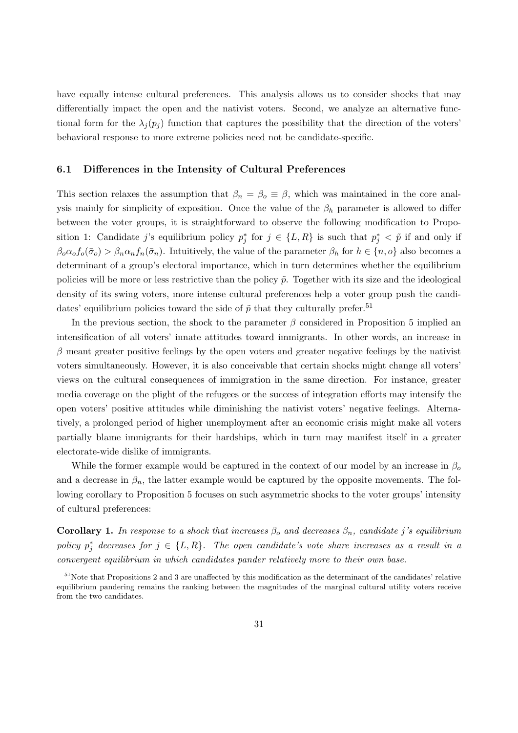have equally intense cultural preferences. This analysis allows us to consider shocks that may differentially impact the open and the nativist voters. Second, we analyze an alternative functional form for the $\lambda_j(p_j)$ function that captures the possibility that the direction of the voters' behavioral response to more extreme policies need not be candidate-specific.

### 6.1 Differences in the Intensity of Cultural Preferences

This section relaxes the assumption that $\beta_n = \beta_o \equiv \beta$, which was maintained in the core analysis mainly for simplicity of exposition. Once the value of the $\beta_h$ parameter is allowed to differ between the voter groups, it is straightforward to observe the following modification to Proposition 1: Candidate $j$'s equilibrium policy $p_j^*$ for $j \in \{L, R\}$ is such that $p_j^* < \tilde{p}$ if and only if $\beta_o \alpha_o f_o(\bar{\sigma}_o) > \beta_n \alpha_n f_n(\bar{\sigma}_n)$. Intuitively, the value of the parameter $\beta_h$ for $h \in \{n, o\}$ also becomes a determinant of a group's electoral importance, which in turn determines whether the equilibrium policies will be more or less restrictive than the policy $\tilde{p}$. Together with its size and the ideological density of its swing voters, more intense cultural preferences help a voter group push the candidates' equilibrium policies toward the side of $\tilde{p}$ that they culturally prefer.[51]

In the previous section, the shock to the parameter $\beta$ considered in Proposition 5 implied an intensification of all voters' innate attitudes toward immigrants. In other words, an increase in $\beta$ meant greater positive feelings by the open voters and greater negative feelings by the nativist voters simultaneously. However, it is also conceivable that certain shocks might change all voters' views on the cultural consequences of immigration in the same direction. For instance, greater media coverage on the plight of the refugees or the success of integration efforts may intensify the open voters' positive attitudes while diminishing the nativist voters' negative feelings. Alternatively, a prolonged period of higher unemployment after an economic crisis might make all voters partially blame immigrants for their hardships, which in turn may manifest itself in a greater electorate-wide dislike of immigrants.

While the former example would be captured in the context of our model by an increase in $\beta_o$ and a decrease in $\beta_n$, the latter example would be captured by the opposite movements. The following corollary to Proposition 5 focuses on such asymmetric shocks to the voter groups' intensity of cultural preferences:

**Corollary 1.** *In response to a shock that increases $\beta_o$ and decreases $\beta_n$, candidate $j$'s equilibrium policy $p_j^*$ decreases for $j \in \{L, R\}$. The open candidate's vote share increases as a result in a convergent equilibrium in which candidates pander relatively more to their own base.*

[51] Note that Propositions 2 and 3 are unaffected by this modification as the determinant of the candidates' relative equilibrium pandering remains the ranking between the magnitudes of the marginal cultural utility voters receive from the two candidates.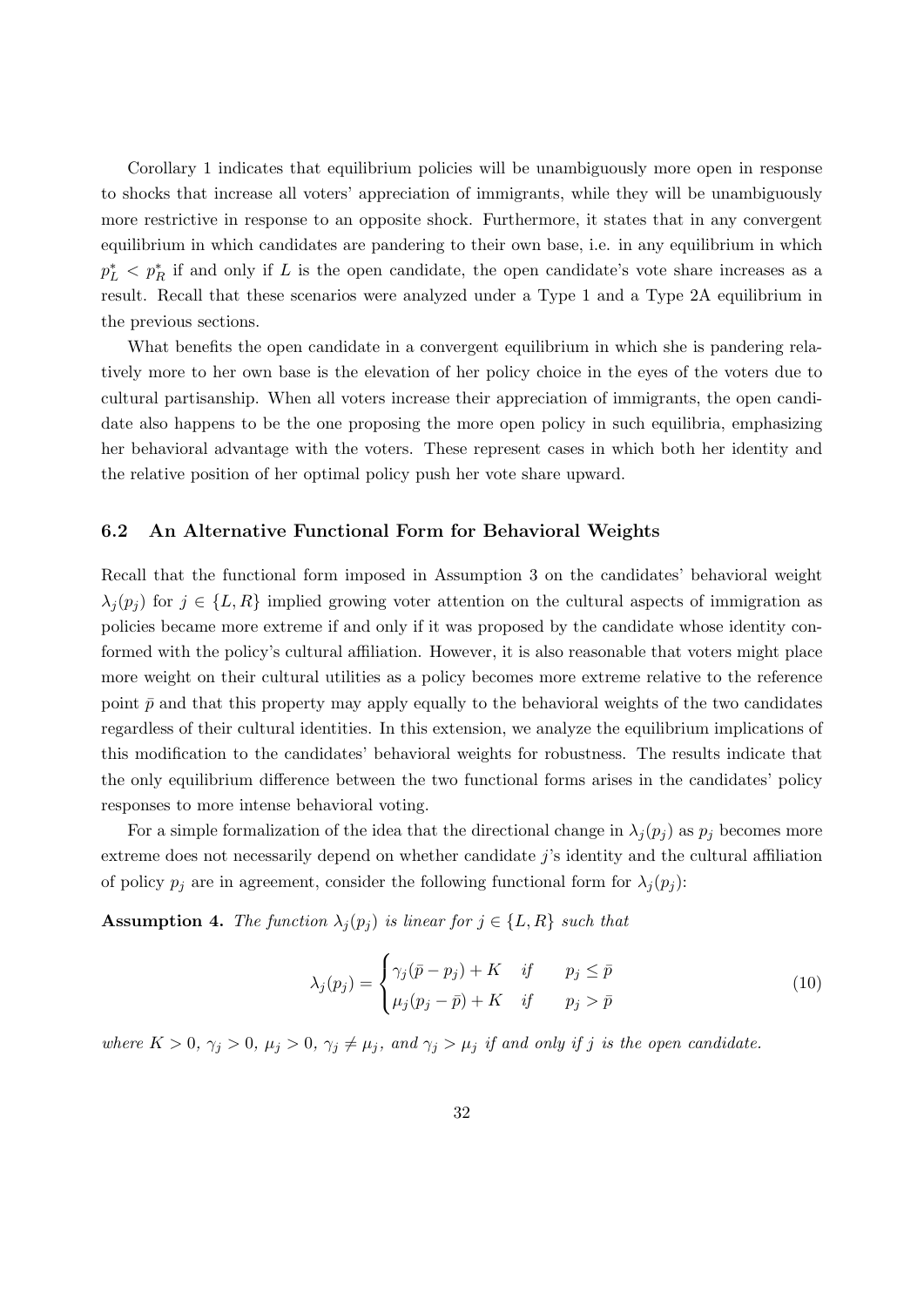Corollary 1 indicates that equilibrium policies will be unambiguously more open in response to shocks that increase all voters' appreciation of immigrants, while they will be unambiguously more restrictive in response to an opposite shock. Furthermore, it states that in any convergent equilibrium in which candidates are pandering to their own base, i.e. in any equilibrium in which $p_L^* < p_R^*$ if and only if $L$ is the open candidate, the open candidate's vote share increases as a result. Recall that these scenarios were analyzed under a Type 1 and a Type 2A equilibrium in the previous sections.

What benefits the open candidate in a convergent equilibrium in which she is pandering relatively more to her own base is the elevation of her policy choice in the eyes of the voters due to cultural partisanship. When all voters increase their appreciation of immigrants, the open candidate also happens to be the one proposing the more open policy in such equilibria, emphasizing her behavioral advantage with the voters. These represent cases in which both her identity and the relative position of her optimal policy push her vote share upward.

## 6.2 An Alternative Functional Form for Behavioral Weights

Recall that the functional form imposed in Assumption 3 on the candidates' behavioral weight $\lambda_j(p_j)$ for $j \in \{L, R\}$ implied growing voter attention on the cultural aspects of immigration as policies became more extreme if and only if it was proposed by the candidate whose identity conformed with the policy's cultural affiliation. However, it is also reasonable that voters might place more weight on their cultural utilities as a policy becomes more extreme relative to the reference point $\bar{p}$ and that this property may apply equally to the behavioral weights of the two candidates regardless of their cultural identities. In this extension, we analyze the equilibrium implications of this modification to the candidates' behavioral weights for robustness. The results indicate that the only equilibrium difference between the two functional forms arises in the candidates' policy responses to more intense behavioral voting.

For a simple formalization of the idea that the directional change in $\lambda_j(p_j)$ as $p_j$ becomes more extreme does not necessarily depend on whether candidate $j$'s identity and the cultural affiliation of policy $p_j$ are in agreement, consider the following functional form for $\lambda_j(p_j)$:

**Assumption 4.** *The function $\lambda_j(p_j)$ is linear for $j \in \{L, R\}$ such that*

$$\lambda_j(p_j) = \begin{cases} \gamma_j(\bar{p} - p_j) + K & \text{if} \quad p_j \leq \bar{p} \\ \mu_j(p_j - \bar{p}) + K & \text{if} \quad p_j > \bar{p} \end{cases} \tag{10}$$

*where $K > 0$, $\gamma_j > 0$, $\mu_j > 0$, $\gamma_j \neq \mu_j$, and $\gamma_j > \mu_j$ if and only if $j$ is the open candidate.*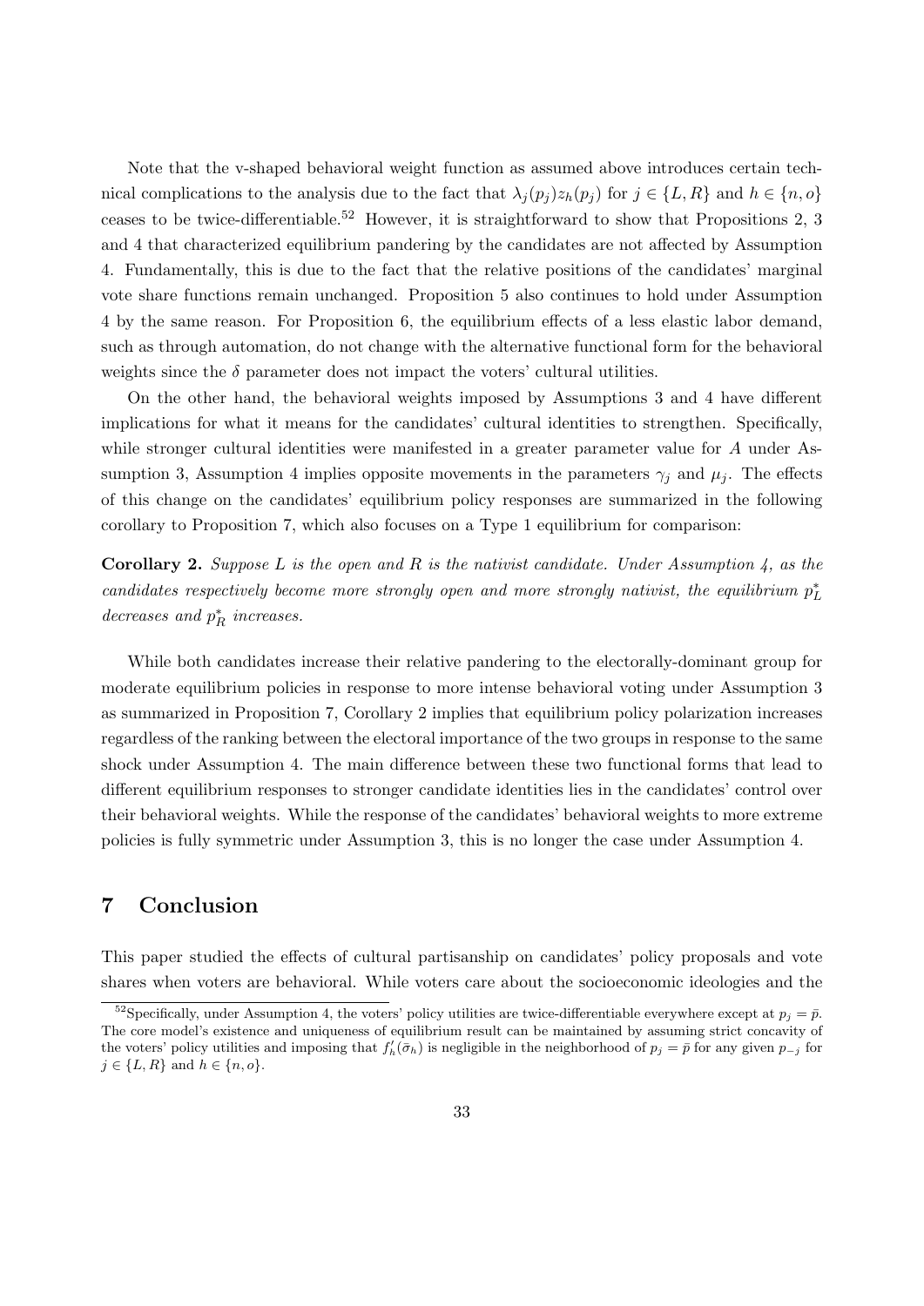Note that the v-shaped behavioral weight function as assumed above introduces certain technical complications to the analysis due to the fact that $\lambda_j(p_j)z_h(p_j)$ for $j \in \{L, R\}$ and $h \in \{n, o\}$ ceases to be twice-differentiable.[52] However, it is straightforward to show that Propositions 2, 3 and 4 that characterized equilibrium pandering by the candidates are not affected by Assumption 4. Fundamentally, this is due to the fact that the relative positions of the candidates' marginal vote share functions remain unchanged. Proposition 5 also continues to hold under Assumption 4 by the same reason. For Proposition 6, the equilibrium effects of a less elastic labor demand, such as through automation, do not change with the alternative functional form for the behavioral weights since the $\delta$ parameter does not impact the voters' cultural utilities.

On the other hand, the behavioral weights imposed by Assumptions 3 and 4 have different implications for what it means for the candidates' cultural identities to strengthen. Specifically, while stronger cultural identities were manifested in a greater parameter value for $A$ under Assumption 3, Assumption 4 implies opposite movements in the parameters $\gamma_j$ and $\mu_j$. The effects of this change on the candidates' equilibrium policy responses are summarized in the following corollary to Proposition 7, which also focuses on a Type 1 equilibrium for comparison:

**Corollary 2.** *Suppose $L$ is the open and $R$ is the nativist candidate. Under Assumption 4, as the candidates respectively become more strongly open and more strongly nativist, the equilibrium $p_L^*$ decreases and $p_R^*$ increases.*

While both candidates increase their relative pandering to the electorally-dominant group for moderate equilibrium policies in response to more intense behavioral voting under Assumption 3 as summarized in Proposition 7, Corollary 2 implies that equilibrium policy polarization increases regardless of the ranking between the electoral importance of the two groups in response to the same shock under Assumption 4. The main difference between these two functional forms that lead to different equilibrium responses to stronger candidate identities lies in the candidates' control over their behavioral weights. While the response of the candidates' behavioral weights to more extreme policies is fully symmetric under Assumption 3, this is no longer the case under Assumption 4.

# 7 Conclusion

This paper studied the effects of cultural partisanship on candidates' policy proposals and vote shares when voters are behavioral. While voters care about the socioeconomic ideologies and the

[52] Specifically, under Assumption 4, the voters' policy utilities are twice-differentiable everywhere except at $p_j = \bar{p}$. The core model's existence and uniqueness of equilibrium result can be maintained by assuming strict concavity of the voters' policy utilities and imposing that $f_h'(\bar{\sigma}_h)$ is negligible in the neighborhood of $p_j = \bar{p}$ for any given $p_{-j}$ for $j \in \{L, R\}$ and $h \in \{n, o\}$.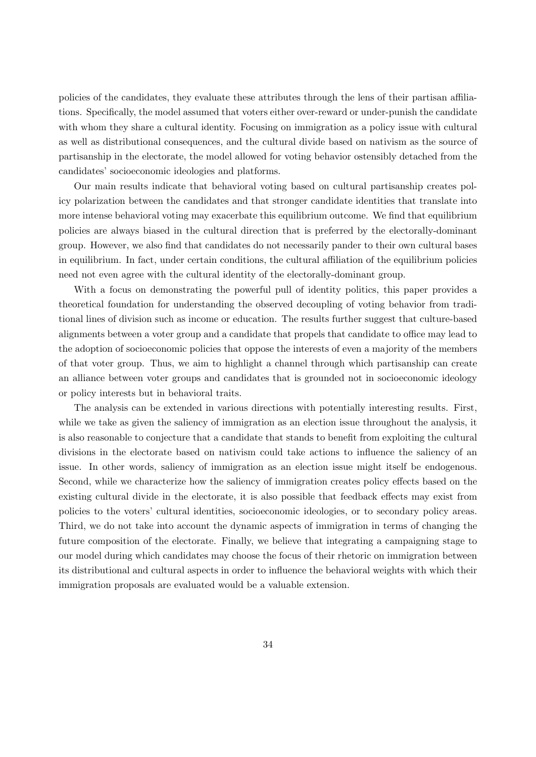policies of the candidates, they evaluate these attributes through the lens of their partisan affiliations. Specifically, the model assumed that voters either over-reward or under-punish the candidate with whom they share a cultural identity. Focusing on immigration as a policy issue with cultural as well as distributional consequences, and the cultural divide based on nativism as the source of partisanship in the electorate, the model allowed for voting behavior ostensibly detached from the candidates' socioeconomic ideologies and platforms.

Our main results indicate that behavioral voting based on cultural partisanship creates policy polarization between the candidates and that stronger candidate identities that translate into more intense behavioral voting may exacerbate this equilibrium outcome. We find that equilibrium policies are always biased in the cultural direction that is preferred by the electorally-dominant group. However, we also find that candidates do not necessarily pander to their own cultural bases in equilibrium. In fact, under certain conditions, the cultural affiliation of the equilibrium policies need not even agree with the cultural identity of the electorally-dominant group.

With a focus on demonstrating the powerful pull of identity politics, this paper provides a theoretical foundation for understanding the observed decoupling of voting behavior from traditional lines of division such as income or education. The results further suggest that culture-based alignments between a voter group and a candidate that propels that candidate to office may lead to the adoption of socioeconomic policies that oppose the interests of even a majority of the members of that voter group. Thus, we aim to highlight a channel through which partisanship can create an alliance between voter groups and candidates that is grounded not in socioeconomic ideology or policy interests but in behavioral traits.

The analysis can be extended in various directions with potentially interesting results. First, while we take as given the saliency of immigration as an election issue throughout the analysis, it is also reasonable to conjecture that a candidate that stands to benefit from exploiting the cultural divisions in the electorate based on nativism could take actions to influence the saliency of an issue. In other words, saliency of immigration as an election issue might itself be endogenous. Second, while we characterize how the saliency of immigration creates policy effects based on the existing cultural divide in the electorate, it is also possible that feedback effects may exist from policies to the voters' cultural identities, socioeconomic ideologies, or to secondary policy areas. Third, we do not take into account the dynamic aspects of immigration in terms of changing the future composition of the electorate. Finally, we believe that integrating a campaigning stage to our model during which candidates may choose the focus of their rhetoric on immigration between its distributional and cultural aspects in order to influence the behavioral weights with which their immigration proposals are evaluated would be a valuable extension.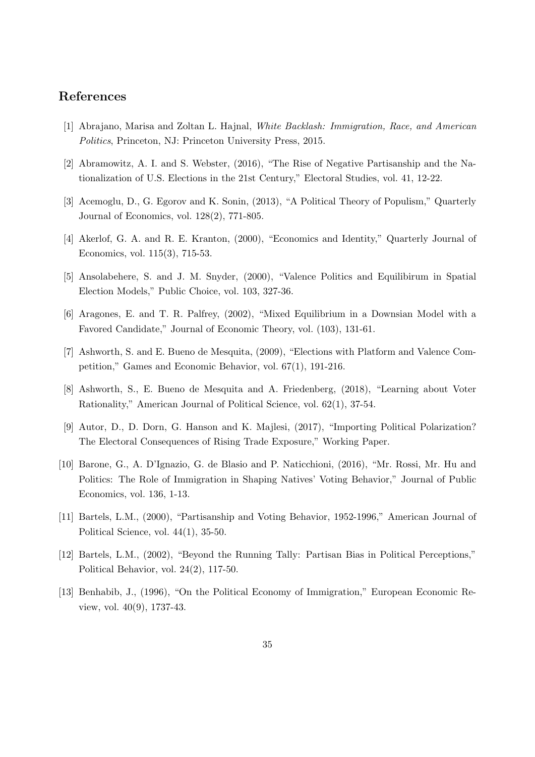## References

[1] Abrajano, Marisa and Zoltan L. Hajnal, *White Backlash: Immigration, Race, and American Politics*, Princeton, NJ: Princeton University Press, 2015.

[2] Abramowitz, A. I. and S. Webster, (2016), "The Rise of Negative Partisanship and the Nationalization of U.S. Elections in the 21st Century," Electoral Studies, vol. 41, 12-22.

[3] Acemoglu, D., G. Egorov and K. Sonin, (2013), "A Political Theory of Populism," Quarterly Journal of Economics, vol. 128(2), 771-805.

[4] Akerlof, G. A. and R. E. Kranton, (2000), "Economics and Identity," Quarterly Journal of Economics, vol. 115(3), 715-53.

[5] Ansolabehere, S. and J. M. Snyder, (2000), "Valence Politics and Equilibirum in Spatial Election Models," Public Choice, vol. 103, 327-36.

[6] Aragones, E. and T. R. Palfrey, (2002), "Mixed Equilibrium in a Downsian Model with a Favored Candidate," Journal of Economic Theory, vol. (103), 131-61.

[7] Ashworth, S. and E. Bueno de Mesquita, (2009), "Elections with Platform and Valence Competition," Games and Economic Behavior, vol. 67(1), 191-216.

[8] Ashworth, S., E. Bueno de Mesquita and A. Friedenberg, (2018), "Learning about Voter Rationality," American Journal of Political Science, vol. 62(1), 37-54.

[9] Autor, D., D. Dorn, G. Hanson and K. Majlesi, (2017), "Importing Political Polarization? The Electoral Consequences of Rising Trade Exposure," Working Paper.

[10] Barone, G., A. D'Ignazio, G. de Blasio and P. Naticchioni, (2016), "Mr. Rossi, Mr. Hu and Politics: The Role of Immigration in Shaping Natives' Voting Behavior," Journal of Public Economics, vol. 136, 1-13.

[11] Bartels, L.M., (2000), "Partisanship and Voting Behavior, 1952-1996," American Journal of Political Science, vol. 44(1), 35-50.

[12] Bartels, L.M., (2002), "Beyond the Running Tally: Partisan Bias in Political Perceptions," Political Behavior, vol. 24(2), 117-50.

[13] Benhabib, J., (1996), "On the Political Economy of Immigration," European Economic Review, vol. 40(9), 1737-43.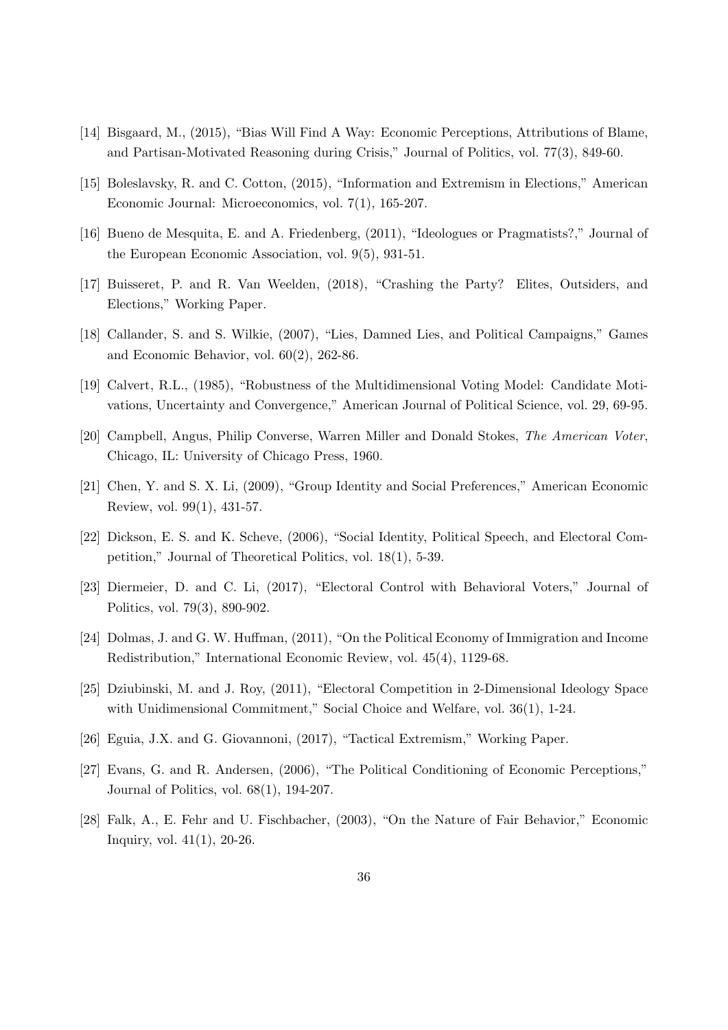[14] Bisgaard, M., (2015), "Bias Will Find A Way: Economic Perceptions, Attributions of Blame, and Partisan-Motivated Reasoning during Crisis," Journal of Politics, vol. 77(3), 849-60.

[15] Boleslavsky, R. and C. Cotton, (2015), "Information and Extremism in Elections," American Economic Journal: Microeconomics, vol. 7(1), 165-207.

[16] Bueno de Mesquita, E. and A. Friedenberg, (2011), "Ideologues or Pragmatists?," Journal of the European Economic Association, vol. 9(5), 931-51.

[17] Buisseret, P. and R. Van Weelden, (2018), "Crashing the Party? Elites, Outsiders, and Elections," Working Paper.

[18] Callander, S. and S. Wilkie, (2007), "Lies, Damned Lies, and Political Campaigns," Games and Economic Behavior, vol. 60(2), 262-86.

[19] Calvert, R.L., (1985), "Robustness of the Multidimensional Voting Model: Candidate Motivations, Uncertainty and Convergence," American Journal of Political Science, vol. 29, 69-95.

[20] Campbell, Angus, Philip Converse, Warren Miller and Donald Stokes, *The American Voter*, Chicago, IL: University of Chicago Press, 1960.

[21] Chen, Y. and S. X. Li, (2009), "Group Identity and Social Preferences," American Economic Review, vol. 99(1), 431-57.

[22] Dickson, E. S. and K. Scheve, (2006), "Social Identity, Political Speech, and Electoral Competition," Journal of Theoretical Politics, vol. 18(1), 5-39.

[23] Diermeier, D. and C. Li, (2017), "Electoral Control with Behavioral Voters," Journal of Politics, vol. 79(3), 890-902.

[24] Dolmas, J. and G. W. Huffman, (2011), "On the Political Economy of Immigration and Income Redistribution," International Economic Review, vol. 45(4), 1129-68.

[25] Dziubinski, M. and J. Roy, (2011), "Electoral Competition in 2-Dimensional Ideology Space with Unidimensional Commitment," Social Choice and Welfare, vol. 36(1), 1-24.

[26] Eguia, J.X. and G. Giovannoni, (2017), "Tactical Extremism," Working Paper.

[27] Evans, G. and R. Andersen, (2006), "The Political Conditioning of Economic Perceptions," Journal of Politics, vol. 68(1), 194-207.

[28] Falk, A., E. Fehr and U. Fischbacher, (2003), "On the Nature of Fair Behavior," Economic Inquiry, vol. 41(1), 20-26.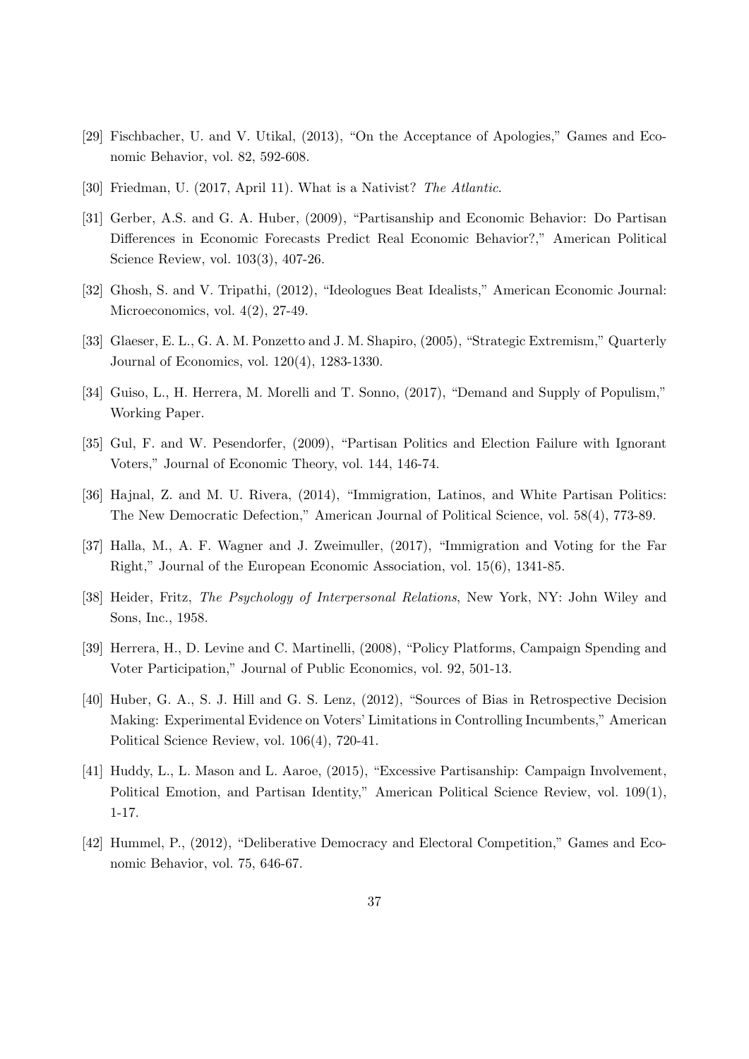[29] Fischbacher, U. and V. Utikal, (2013), "On the Acceptance of Apologies," Games and Economic Behavior, vol. 82, 592-608.

[30] Friedman, U. (2017, April 11). What is a Nativist? *The Atlantic*.

[31] Gerber, A.S. and G. A. Huber, (2009), "Partisanship and Economic Behavior: Do Partisan Differences in Economic Forecasts Predict Real Economic Behavior?," American Political Science Review, vol. 103(3), 407-26.

[32] Ghosh, S. and V. Tripathi, (2012), "Ideologues Beat Idealists," American Economic Journal: Microeconomics, vol. 4(2), 27-49.

[33] Glaeser, E. L., G. A. M. Ponzetto and J. M. Shapiro, (2005), "Strategic Extremism," Quarterly Journal of Economics, vol. 120(4), 1283-1330.

[34] Guiso, L., H. Herrera, M. Morelli and T. Sonno, (2017), "Demand and Supply of Populism," Working Paper.

[35] Gul, F. and W. Pesendorfer, (2009), "Partisan Politics and Election Failure with Ignorant Voters," Journal of Economic Theory, vol. 144, 146-74.

[36] Hajnal, Z. and M. U. Rivera, (2014), "Immigration, Latinos, and White Partisan Politics: The New Democratic Defection," American Journal of Political Science, vol. 58(4), 773-89.

[37] Halla, M., A. F. Wagner and J. Zweimuller, (2017), "Immigration and Voting for the Far Right," Journal of the European Economic Association, vol. 15(6), 1341-85.

[38] Heider, Fritz, *The Psychology of Interpersonal Relations*, New York, NY: John Wiley and Sons, Inc., 1958.

[39] Herrera, H., D. Levine and C. Martinelli, (2008), "Policy Platforms, Campaign Spending and Voter Participation," Journal of Public Economics, vol. 92, 501-13.

[40] Huber, G. A., S. J. Hill and G. S. Lenz, (2012), "Sources of Bias in Retrospective Decision Making: Experimental Evidence on Voters' Limitations in Controlling Incumbents," American Political Science Review, vol. 106(4), 720-41.

[41] Huddy, L., L. Mason and L. Aaroe, (2015), "Excessive Partisanship: Campaign Involvement, Political Emotion, and Partisan Identity," American Political Science Review, vol. 109(1), 1-17.

[42] Hummel, P., (2012), "Deliberative Democracy and Electoral Competition," Games and Economic Behavior, vol. 75, 646-67.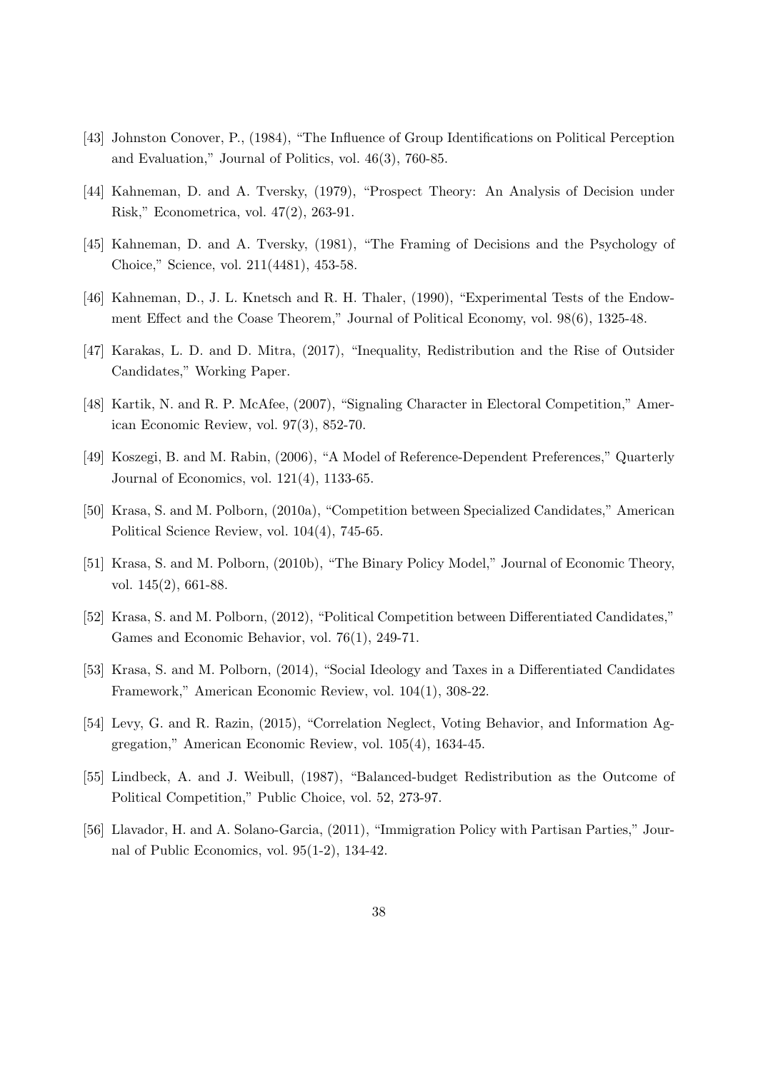[43] Johnston Conover, P., (1984), "The Influence of Group Identifications on Political Perception and Evaluation," Journal of Politics, vol. 46(3), 760-85.

[44] Kahneman, D. and A. Tversky, (1979), "Prospect Theory: An Analysis of Decision under Risk," Econometrica, vol. 47(2), 263-91.

[45] Kahneman, D. and A. Tversky, (1981), "The Framing of Decisions and the Psychology of Choice," Science, vol. 211(4481), 453-58.

[46] Kahneman, D., J. L. Knetsch and R. H. Thaler, (1990), "Experimental Tests of the Endowment Effect and the Coase Theorem," Journal of Political Economy, vol. 98(6), 1325-48.

[47] Karakas, L. D. and D. Mitra, (2017), "Inequality, Redistribution and the Rise of Outsider Candidates," Working Paper.

[48] Kartik, N. and R. P. McAfee, (2007), "Signaling Character in Electoral Competition," American Economic Review, vol. 97(3), 852-70.

[49] Koszegi, B. and M. Rabin, (2006), "A Model of Reference-Dependent Preferences," Quarterly Journal of Economics, vol. 121(4), 1133-65.

[50] Krasa, S. and M. Polborn, (2010a), "Competition between Specialized Candidates," American Political Science Review, vol. 104(4), 745-65.

[51] Krasa, S. and M. Polborn, (2010b), "The Binary Policy Model," Journal of Economic Theory, vol. 145(2), 661-88.

[52] Krasa, S. and M. Polborn, (2012), "Political Competition between Differentiated Candidates," Games and Economic Behavior, vol. 76(1), 249-71.

[53] Krasa, S. and M. Polborn, (2014), "Social Ideology and Taxes in a Differentiated Candidates Framework," American Economic Review, vol. 104(1), 308-22.

[54] Levy, G. and R. Razin, (2015), "Correlation Neglect, Voting Behavior, and Information Aggregation," American Economic Review, vol. 105(4), 1634-45.

[55] Lindbeck, A. and J. Weibull, (1987), "Balanced-budget Redistribution as the Outcome of Political Competition," Public Choice, vol. 52, 273-97.

[56] Llavador, H. and A. Solano-Garcia, (2011), "Immigration Policy with Partisan Parties," Journal of Public Economics, vol. 95(1-2), 134-42.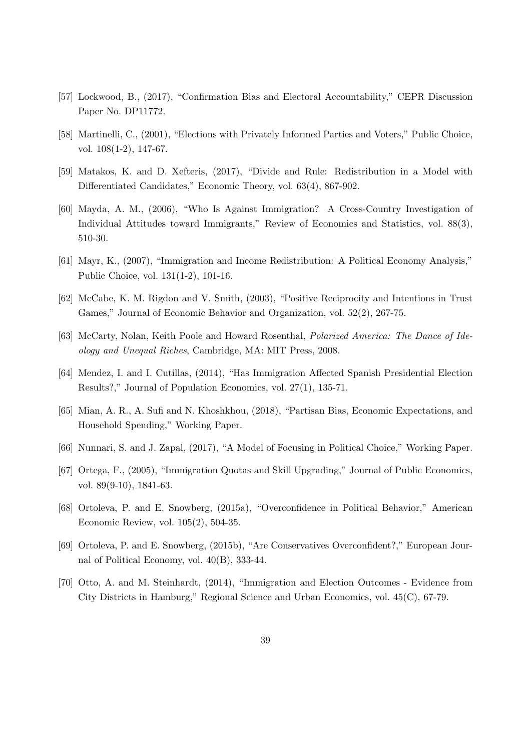[57] Lockwood, B., (2017), "Confirmation Bias and Electoral Accountability," CEPR Discussion Paper No. DP11772.

[58] Martinelli, C., (2001), "Elections with Privately Informed Parties and Voters," Public Choice, vol. 108(1-2), 147-67.

[59] Matakos, K. and D. Xefteris, (2017), "Divide and Rule: Redistribution in a Model with Differentiated Candidates," Economic Theory, vol. 63(4), 867-902.

[60] Mayda, A. M., (2006), "Who Is Against Immigration? A Cross-Country Investigation of Individual Attitudes toward Immigrants," Review of Economics and Statistics, vol. 88(3), 510-30.

[61] Mayr, K., (2007), "Immigration and Income Redistribution: A Political Economy Analysis," Public Choice, vol. 131(1-2), 101-16.

[62] McCabe, K. M. Rigdon and V. Smith, (2003), "Positive Reciprocity and Intentions in Trust Games," Journal of Economic Behavior and Organization, vol. 52(2), 267-75.

[63] McCarty, Nolan, Keith Poole and Howard Rosenthal, *Polarized America: The Dance of Ideology and Unequal Riches*, Cambridge, MA: MIT Press, 2008.

[64] Mendez, I. and I. Cutillas, (2014), "Has Immigration Affected Spanish Presidential Election Results?," Journal of Population Economics, vol. 27(1), 135-71.

[65] Mian, A. R., A. Sufi and N. Khoshkhou, (2018), "Partisan Bias, Economic Expectations, and Household Spending," Working Paper.

[66] Nunnari, S. and J. Zapal, (2017), "A Model of Focusing in Political Choice," Working Paper.

[67] Ortega, F., (2005), "Immigration Quotas and Skill Upgrading," Journal of Public Economics, vol. 89(9-10), 1841-63.

[68] Ortoleva, P. and E. Snowberg, (2015a), "Overconfidence in Political Behavior," American Economic Review, vol. 105(2), 504-35.

[69] Ortoleva, P. and E. Snowberg, (2015b), "Are Conservatives Overconfident?," European Journal of Political Economy, vol. 40(B), 333-44.

[70] Otto, A. and M. Steinhardt, (2014), "Immigration and Election Outcomes - Evidence from City Districts in Hamburg," Regional Science and Urban Economics, vol. 45(C), 67-79.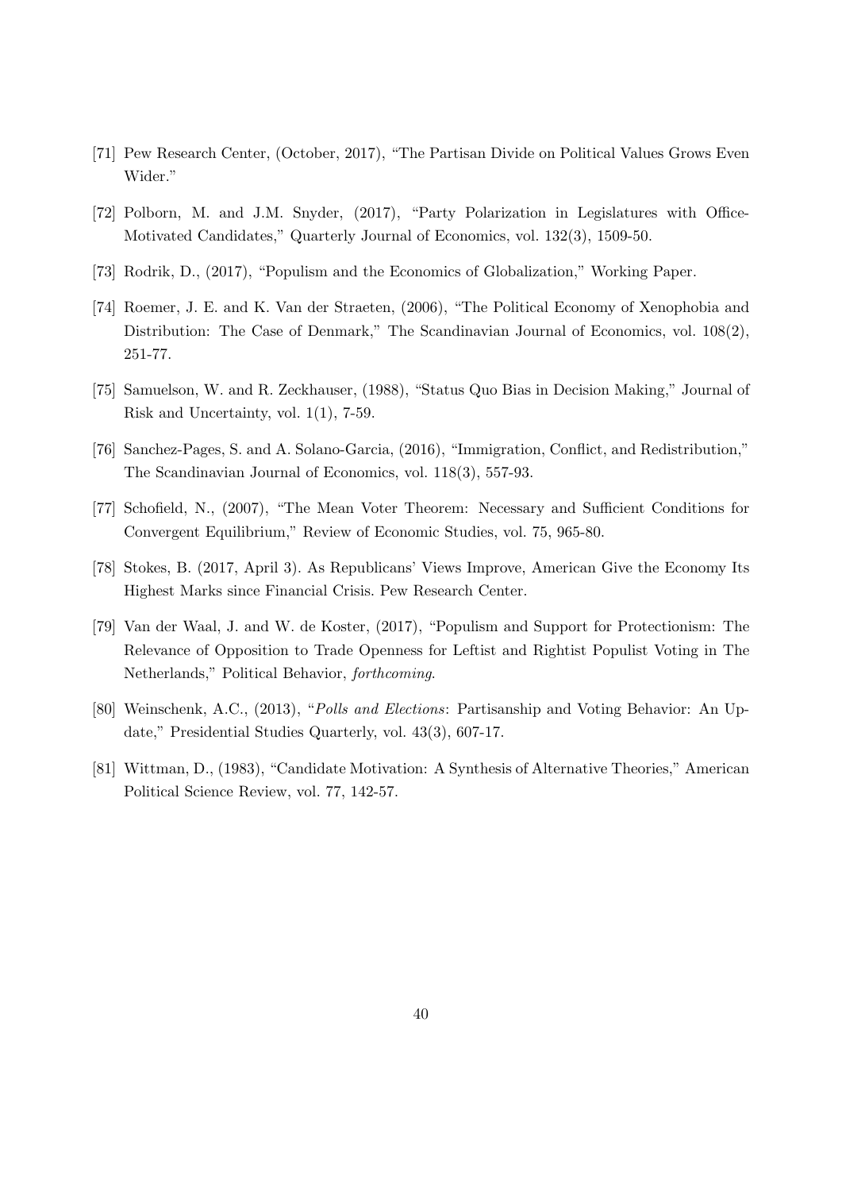[71] Pew Research Center, (October, 2017), "The Partisan Divide on Political Values Grows Even Wider."

[72] Polborn, M. and J.M. Snyder, (2017), "Party Polarization in Legislatures with Office-Motivated Candidates," Quarterly Journal of Economics, vol. 132(3), 1509-50.

[73] Rodrik, D., (2017), "Populism and the Economics of Globalization," Working Paper.

[74] Roemer, J. E. and K. Van der Straeten, (2006), "The Political Economy of Xenophobia and Distribution: The Case of Denmark," The Scandinavian Journal of Economics, vol. 108(2), 251-77.

[75] Samuelson, W. and R. Zeckhauser, (1988), "Status Quo Bias in Decision Making," Journal of Risk and Uncertainty, vol. 1(1), 7-59.

[76] Sanchez-Pages, S. and A. Solano-Garcia, (2016), "Immigration, Conflict, and Redistribution," The Scandinavian Journal of Economics, vol. 118(3), 557-93.

[77] Schofield, N., (2007), "The Mean Voter Theorem: Necessary and Sufficient Conditions for Convergent Equilibrium," Review of Economic Studies, vol. 75, 965-80.

[78] Stokes, B. (2017, April 3). As Republicans' Views Improve, American Give the Economy Its Highest Marks since Financial Crisis. Pew Research Center.

[79] Van der Waal, J. and W. de Koster, (2017), "Populism and Support for Protectionism: The Relevance of Opposition to Trade Openness for Leftist and Rightist Populist Voting in The Netherlands," Political Behavior, *forthcoming*.

[80] Weinschenk, A.C., (2013), "*Polls and Elections*: Partisanship and Voting Behavior: An Update," Presidential Studies Quarterly, vol. 43(3), 607-17.

[81] Wittman, D., (1983), "Candidate Motivation: A Synthesis of Alternative Theories," American Political Science Review, vol. 77, 142-57.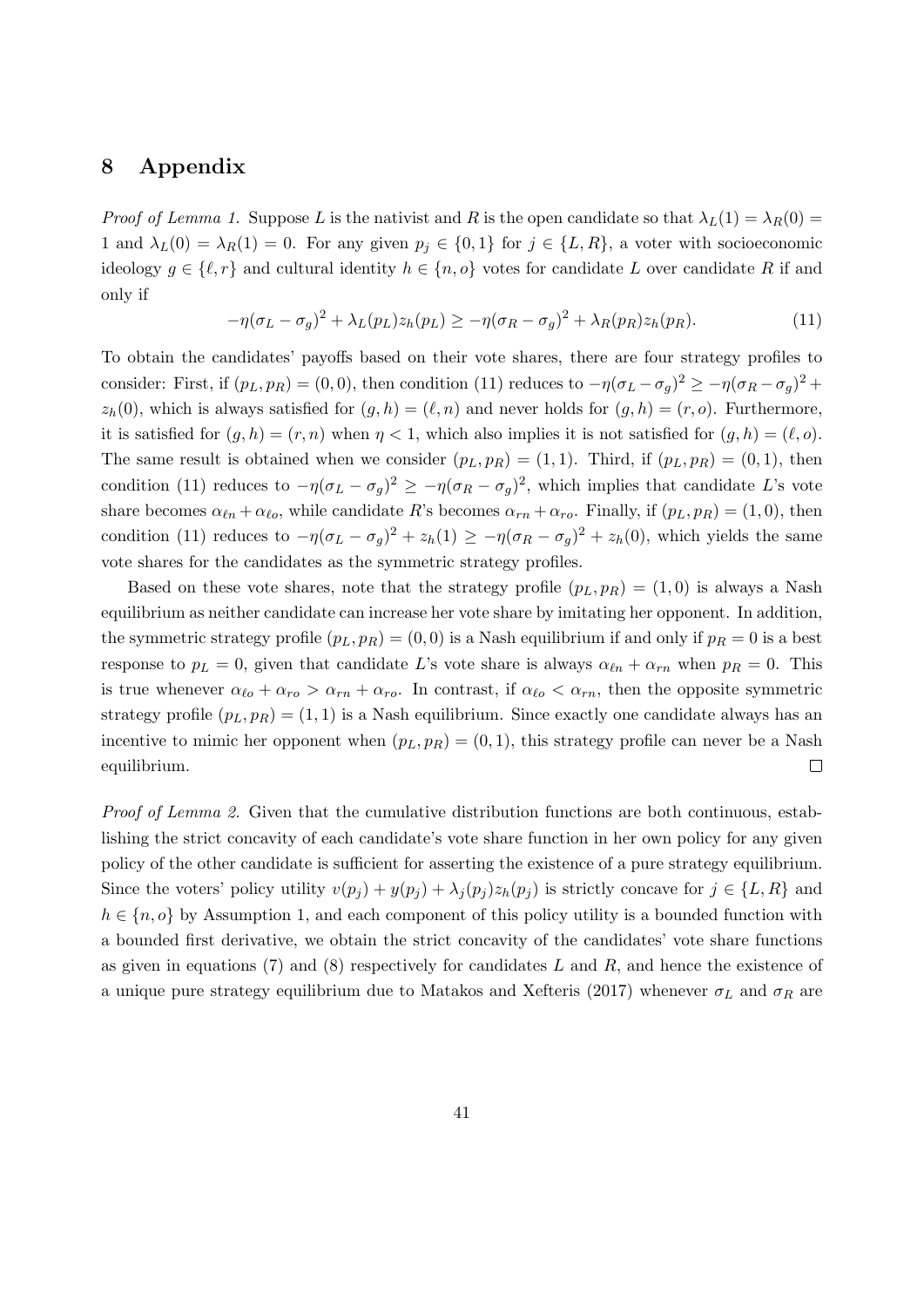# 8 Appendix

*Proof of Lemma 1.* Suppose $L$ is the nativist and $R$ is the open candidate so that $\lambda_L(1) = \lambda_R(0) = 1$ and $\lambda_L(0) = \lambda_R(1) = 0$. For any given $p_j \in \{0, 1\}$ for $j \in \{L, R\}$, a voter with socioeconomic ideology $g \in \{\ell, r\}$ and cultural identity $h \in \{n, o\}$ votes for candidate $L$ over candidate $R$ if and only if

$$-\eta(\sigma_L - \sigma_g)^2 + \lambda_L(p_L)z_h(p_L) \geq -\eta(\sigma_R - \sigma_g)^2 + \lambda_R(p_R)z_h(p_R). \tag{11}$$

To obtain the candidates' payoffs based on their vote shares, there are four strategy profiles to consider: First, if $(p_L, p_R) = (0, 0)$, then condition (11) reduces to $-\eta(\sigma_L - \sigma_g)^2 \geq -\eta(\sigma_R - \sigma_g)^2 + z_h(0)$, which is always satisfied for $(g, h) = (\ell, n)$ and never holds for $(g, h) = (r, o)$. Furthermore, it is satisfied for $(g, h) = (r, n)$ when $\eta < 1$, which also implies it is not satisfied for $(g, h) = (\ell, o)$. The same result is obtained when we consider $(p_L, p_R) = (1, 1)$. Third, if $(p_L, p_R) = (0, 1)$, then condition (11) reduces to $-\eta(\sigma_L - \sigma_g)^2 \geq -\eta(\sigma_R - \sigma_g)^2$, which implies that candidate $L$'s vote share becomes $\alpha_{\ell n} + \alpha_{\ell o}$, while candidate $R$'s becomes $\alpha_{rn} + \alpha_{ro}$. Finally, if $(p_L, p_R) = (1, 0)$, then condition (11) reduces to $-\eta(\sigma_L - \sigma_g)^2 + z_h(1) \geq -\eta(\sigma_R - \sigma_g)^2 + z_h(0)$, which yields the same vote shares for the candidates as the symmetric strategy profiles.

Based on these vote shares, note that the strategy profile $(p_L, p_R) = (1, 0)$ is always a Nash equilibrium as neither candidate can increase her vote share by imitating her opponent. In addition, the symmetric strategy profile $(p_L, p_R) = (0, 0)$ is a Nash equilibrium if and only if $p_R = 0$ is a best response to $p_L = 0$, given that candidate $L$'s vote share is always $\alpha_{\ell n} + \alpha_{rn}$ when $p_R = 0$. This is true whenever $\alpha_{\ell o} + \alpha_{ro} > \alpha_{rn} + \alpha_{ro}$. In contrast, if $\alpha_{\ell o} < \alpha_{rn}$, then the opposite symmetric strategy profile $(p_L, p_R) = (1, 1)$ is a Nash equilibrium. Since exactly one candidate always has an incentive to mimic her opponent when $(p_L, p_R) = (0, 1)$, this strategy profile can never be a Nash equilibrium. $\square$

*Proof of Lemma 2.* Given that the cumulative distribution functions are both continuous, establishing the strict concavity of each candidate's vote share function in her own policy for any given policy of the other candidate is sufficient for asserting the existence of a pure strategy equilibrium. Since the voters' policy utility $v(p_j) + y(p_j) + \lambda_j(p_j)z_h(p_j)$ is strictly concave for $j \in \{L, R\}$ and $h \in \{n, o\}$ by Assumption 1, and each component of this policy utility is a bounded function with a bounded first derivative, we obtain the strict concavity of the candidates' vote share functions as given in equations (7) and (8) respectively for candidates $L$ and $R$, and hence the existence of a unique pure strategy equilibrium due to Matakos and Xefteris (2017) whenever $\sigma_L$ and $\sigma_R$ are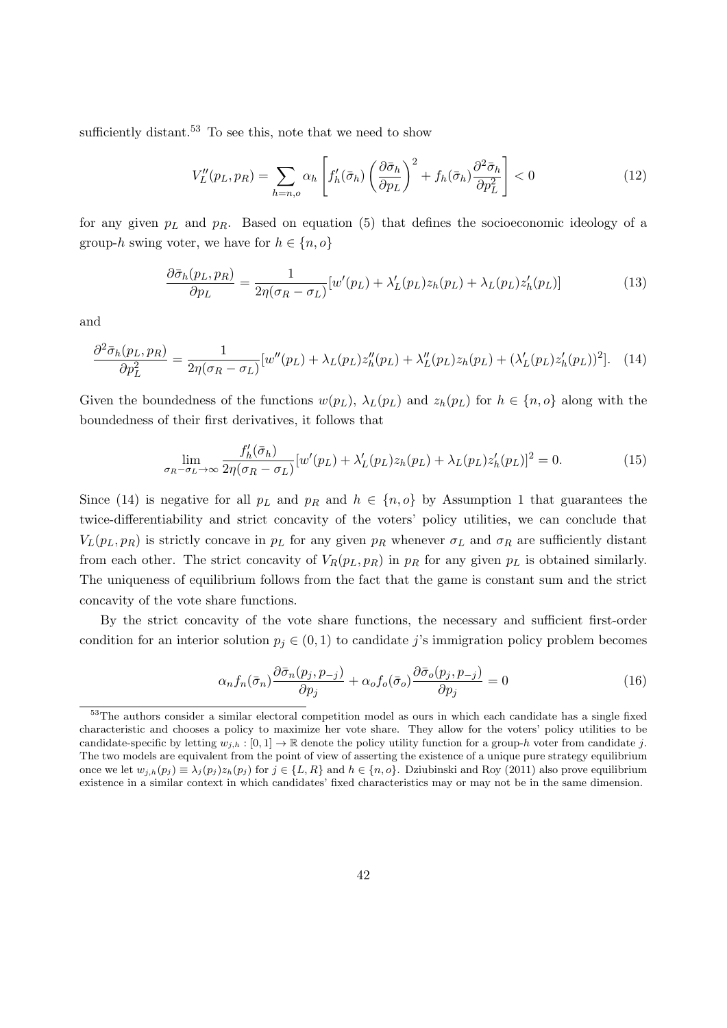sufficiently distant.[53] To see this, note that we need to show

$$V_L''(p_L, p_R) = \sum_{h=n,o} \alpha_h \left[ f_h'(\bar{\sigma}_h) \left( \frac{\partial \bar{\sigma}_h}{\partial p_L} \right)^2 + f_h(\bar{\sigma}_h) \frac{\partial^2 \bar{\sigma}_h}{\partial p_L^2} \right] < 0 \tag{12}$$

for any given $p_L$ and $p_R$. Based on equation (5) that defines the socioeconomic ideology of a group-$h$ swing voter, we have for $h \in \{n, o\}$

$$\frac{\partial \bar{\sigma}_h(p_L, p_R)}{\partial p_L} = \frac{1}{2\eta(\sigma_R - \sigma_L)} [w'(p_L) + \lambda_L'(p_L) z_h(p_L) + \lambda_L(p_L) z_h'(p_L)] \tag{13}$$

and

$$\frac{\partial^2 \bar{\sigma}_h(p_L, p_R)}{\partial p_L^2} = \frac{1}{2\eta(\sigma_R - \sigma_L)} [w''(p_L) + \lambda_L(p_L) z_h''(p_L) + \lambda_L''(p_L) z_h(p_L) + (\lambda_L'(p_L) z_h'(p_L))^2]. \tag{14}$$

Given the boundedness of the functions $w(p_L)$, $\lambda_L(p_L)$ and $z_h(p_L)$ for $h \in \{n, o\}$ along with the boundedness of their first derivatives, it follows that

$$\lim_{\sigma_R - \sigma_L \to \infty} \frac{f_h'(\bar{\sigma}_h)}{2\eta(\sigma_R - \sigma_L)} [w'(p_L) + \lambda_L'(p_L) z_h(p_L) + \lambda_L(p_L) z_h'(p_L)]^2 = 0. \tag{15}$$

Since (14) is negative for all $p_L$ and $p_R$ and $h \in \{n, o\}$ by Assumption 1 that guarantees the twice-differentiability and strict concavity of the voters' policy utilities, we can conclude that $V_L(p_L, p_R)$ is strictly concave in $p_L$ for any given $p_R$ whenever $\sigma_L$ and $\sigma_R$ are sufficiently distant from each other. The strict concavity of $V_R(p_L, p_R)$ in $p_R$ for any given $p_L$ is obtained similarly. The uniqueness of equilibrium follows from the fact that the game is constant sum and the strict concavity of the vote share functions.

By the strict concavity of the vote share functions, the necessary and sufficient first-order condition for an interior solution $p_j \in (0, 1)$ to candidate $j$'s immigration policy problem becomes

$$\alpha_n f_n(\bar{\sigma}_n) \frac{\partial \bar{\sigma}_n(p_j, p_{-j})}{\partial p_j} + \alpha_o f_o(\bar{\sigma}_o) \frac{\partial \bar{\sigma}_o(p_j, p_{-j})}{\partial p_j} = 0 \tag{16}$$

[53] The authors consider a similar electoral competition model as ours in which each candidate has a single fixed characteristic and chooses a policy to maximize her vote share. They allow for the voters' policy utilities to be candidate-specific by letting $w_{j,h} : [0, 1] \to \mathbb{R}$ denote the policy utility function for a group-$h$ voter from candidate $j$. The two models are equivalent from the point of view of asserting the existence of a unique pure strategy equilibrium once we let $w_{j,h}(p_j) \equiv \lambda_j(p_j) z_h(p_j)$ for $j \in \{L, R\}$ and $h \in \{n, o\}$. Dziubinski and Roy (2011) also prove equilibrium existence in a similar context in which candidates' fixed characteristics may or may not be in the same dimension.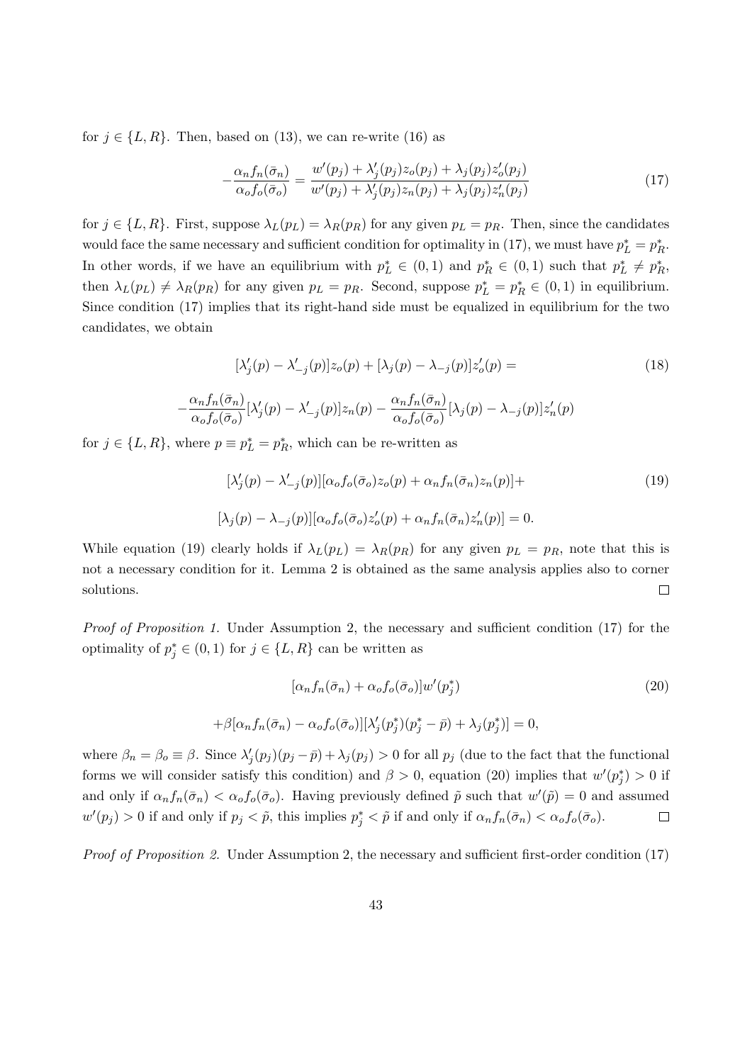for $j \in \{L, R\}$. Then, based on (13), we can re-write (16) as

$$-\frac{\alpha_n f_n(\bar{\sigma}_n)}{\alpha_o f_o(\bar{\sigma}_o)} = \frac{w'(p_j) + \lambda_j'(p_j) z_o(p_j) + \lambda_j(p_j) z_o'(p_j)}{w'(p_j) + \lambda_j'(p_j) z_n(p_j) + \lambda_j(p_j) z_n'(p_j)} \tag{17}$$

for $j \in \{L, R\}$. First, suppose $\lambda_L(p_L) = \lambda_R(p_R)$ for any given $p_L = p_R$. Then, since the candidates would face the same necessary and sufficient condition for optimality in (17), we must have $p_L^* = p_R^*$. In other words, if we have an equilibrium with $p_L^* \in (0,1)$ and $p_R^* \in (0,1)$ such that $p_L^* \neq p_R^*$, then $\lambda_L(p_L) \neq \lambda_R(p_R)$ for any given $p_L = p_R$. Second, suppose $p_L^* = p_R^* \in (0,1)$ in equilibrium. Since condition (17) implies that its right-hand side must be equalized in equilibrium for the two candidates, we obtain

$$[\lambda_j'(p) - \lambda_{-j}'(p)] z_o(p) + [\lambda_j(p) - \lambda_{-j}(p)] z_o'(p) = \tag{18}$$

$$-\frac{\alpha_n f_n(\bar{\sigma}_n)}{\alpha_o f_o(\bar{\sigma}_o)}[\lambda_j'(p) - \lambda_{-j}'(p)] z_n(p) - \frac{\alpha_n f_n(\bar{\sigma}_n)}{\alpha_o f_o(\bar{\sigma}_o)}[\lambda_j(p) - \lambda_{-j}(p)] z_n'(p)$$

for $j \in \{L, R\}$, where $p \equiv p_L^* = p_R^*$, which can be re-written as

$$[\lambda_j'(p) - \lambda_{-j}'(p)][\alpha_o f_o(\bar{\sigma}_o) z_o(p) + \alpha_n f_n(\bar{\sigma}_n) z_n(p)] + \tag{19}$$

$$[\lambda_j(p) - \lambda_{-j}(p)][\alpha_o f_o(\bar{\sigma}_o) z_o'(p) + \alpha_n f_n(\bar{\sigma}_n) z_n'(p)] = 0.$$

While equation (19) clearly holds if $\lambda_L(p_L) = \lambda_R(p_R)$ for any given $p_L = p_R$, note that this is not a necessary condition for it. Lemma 2 is obtained as the same analysis applies also to corner solutions. $\square$

*Proof of Proposition 1.* Under Assumption 2, the necessary and sufficient condition (17) for the optimality of $p_j^* \in (0,1)$ for $j \in \{L, R\}$ can be written as

$$[\alpha_n f_n(\bar{\sigma}_n) + \alpha_o f_o(\bar{\sigma}_o)] w'(p_j^*) \tag{20}$$

$$+\beta[\alpha_n f_n(\bar{\sigma}_n) - \alpha_o f_o(\bar{\sigma}_o)][\lambda_j'(p_j^*)(p_j^* - \bar{p}) + \lambda_j(p_j^*)] = 0,$$

where $\beta_n = \beta_o \equiv \beta$. Since $\lambda_j'(p_j)(p_j - \bar{p}) + \lambda_j(p_j) > 0$ for all $p_j$ (due to the fact that the functional forms we will consider satisfy this condition) and $\beta > 0$, equation (20) implies that $w'(p_j^*) > 0$ if and only if $\alpha_n f_n(\bar{\sigma}_n) < \alpha_o f_o(\bar{\sigma}_o)$. Having previously defined $\tilde{p}$ such that $w'(\tilde{p}) = 0$ and assumed $w'(p_j) > 0$ if and only if $p_j < \tilde{p}$, this implies $p_j^* < \tilde{p}$ if and only if $\alpha_n f_n(\bar{\sigma}_n) < \alpha_o f_o(\bar{\sigma}_o)$. $\square$

*Proof of Proposition 2.* Under Assumption 2, the necessary and sufficient first-order condition (17)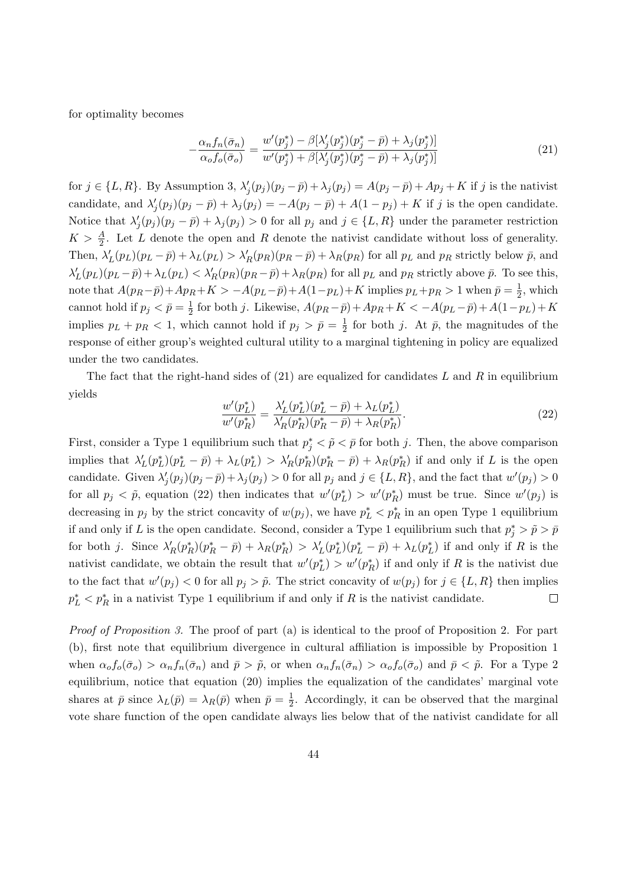for optimality becomes

$$-\frac{\alpha_n f_n(\bar{\sigma}_n)}{\alpha_o f_o(\bar{\sigma}_o)} = \frac{w'(p_j^*) - \beta[\lambda_j'(p_j^*)(p_j^* - \bar{p}) + \lambda_j(p_j^*)]}{w'(p_j^*) + \beta[\lambda_j'(p_j^*)(p_j^* - \bar{p}) + \lambda_j(p_j^*)]} \tag{21}$$

for $j \in \{L, R\}$. By Assumption 3, $\lambda_j'(p_j)(p_j - \bar{p}) + \lambda_j(p_j) = A(p_j - \bar{p}) + Ap_j + K$ if $j$ is the nativist candidate, and $\lambda_j'(p_j)(p_j - \bar{p}) + \lambda_j(p_j) = -A(p_j - \bar{p}) + A(1 - p_j) + K$ if $j$ is the open candidate. Notice that $\lambda_j'(p_j)(p_j - \bar{p}) + \lambda_j(p_j) > 0$ for all $p_j$ and $j \in \{L, R\}$ under the parameter restriction $K > \frac{A}{2}$. Let $L$ denote the open and $R$ denote the nativist candidate without loss of generality. Then, $\lambda_L'(p_L)(p_L - \bar{p}) + \lambda_L(p_L) > \lambda_R'(p_R)(p_R - \bar{p}) + \lambda_R(p_R)$ for all $p_L$ and $p_R$ strictly below $\bar{p}$, and $\lambda_L'(p_L)(p_L - \bar{p}) + \lambda_L(p_L) < \lambda_R'(p_R)(p_R - \bar{p}) + \lambda_R(p_R)$ for all $p_L$ and $p_R$ strictly above $\bar{p}$. To see this, note that $A(p_R - \bar{p}) + Ap_R + K > -A(p_L - \bar{p}) + A(1 - p_L) + K$ implies $p_L + p_R > 1$ when $\bar{p} = \frac{1}{2}$, which cannot hold if $p_j < \bar{p} = \frac{1}{2}$ for both $j$. Likewise, $A(p_R - \bar{p}) + Ap_R + K < -A(p_L - \bar{p}) + A(1 - p_L) + K$ implies $p_L + p_R < 1$, which cannot hold if $p_j > \bar{p} = \frac{1}{2}$ for both $j$. At $\bar{p}$, the magnitudes of the response of either group's weighted cultural utility to a marginal tightening in policy are equalized under the two candidates.

The fact that the right-hand sides of (21) are equalized for candidates $L$ and $R$ in equilibrium yields

$$\frac{w'(p_L^*)}{w'(p_R^*)} = \frac{\lambda_L'(p_L^*)(p_L^* - \bar{p}) + \lambda_L(p_L^*)}{\lambda_R'(p_R^*)(p_R^* - \bar{p}) + \lambda_R(p_R^*)}. \tag{22}$$

First, consider a Type 1 equilibrium such that $p_j^* < \tilde{p} < \bar{p}$ for both $j$. Then, the above comparison implies that $\lambda_L'(p_L^*)(p_L^* - \bar{p}) + \lambda_L(p_L^*) > \lambda_R'(p_R^*)(p_R^* - \bar{p}) + \lambda_R(p_R^*)$ if and only if $L$ is the open candidate. Given $\lambda_j'(p_j)(p_j - \bar{p}) + \lambda_j(p_j) > 0$ for all $p_j$ and $j \in \{L, R\}$, and the fact that $w'(p_j) > 0$ for all $p_j < \tilde{p}$, equation (22) then indicates that $w'(p_L^*) > w'(p_R^*)$ must be true. Since $w'(p_j)$ is decreasing in $p_j$ by the strict concavity of $w(p_j)$, we have $p_L^* < p_R^*$ in an open Type 1 equilibrium if and only if $L$ is the open candidate. Second, consider a Type 1 equilibrium such that $p_j^* > \tilde{p} > \bar{p}$ for both $j$. Since $\lambda_R'(p_R^*)(p_R^* - \bar{p}) + \lambda_R(p_R^*) > \lambda_L'(p_L^*)(p_L^* - \bar{p}) + \lambda_L(p_L^*)$ if and only if $R$ is the nativist candidate, we obtain the result that $w'(p_L^*) > w'(p_R^*)$ if and only if $R$ is the nativist due to the fact that $w'(p_j) < 0$ for all $p_j > \tilde{p}$. The strict concavity of $w(p_j)$ for $j \in \{L, R\}$ then implies $p_L^* < p_R^*$ in a nativist Type 1 equilibrium if and only if $R$ is the nativist candidate. $\square$

*Proof of Proposition 3.* The proof of part (a) is identical to the proof of Proposition 2. For part (b), first note that equilibrium divergence in cultural affiliation is impossible by Proposition 1 when $\alpha_o f_o(\bar{\sigma}_o) > \alpha_n f_n(\bar{\sigma}_n)$ and $\bar{p} > \tilde{p}$, or when $\alpha_n f_n(\bar{\sigma}_n) > \alpha_o f_o(\bar{\sigma}_o)$ and $\bar{p} < \tilde{p}$. For a Type 2 equilibrium, notice that equation (20) implies the equalization of the candidates' marginal vote shares at $\bar{p}$ since $\lambda_L(\bar{p}) = \lambda_R(\bar{p})$ when $\bar{p} = \frac{1}{2}$. Accordingly, it can be observed that the marginal vote share function of the open candidate always lies below that of the nativist candidate for all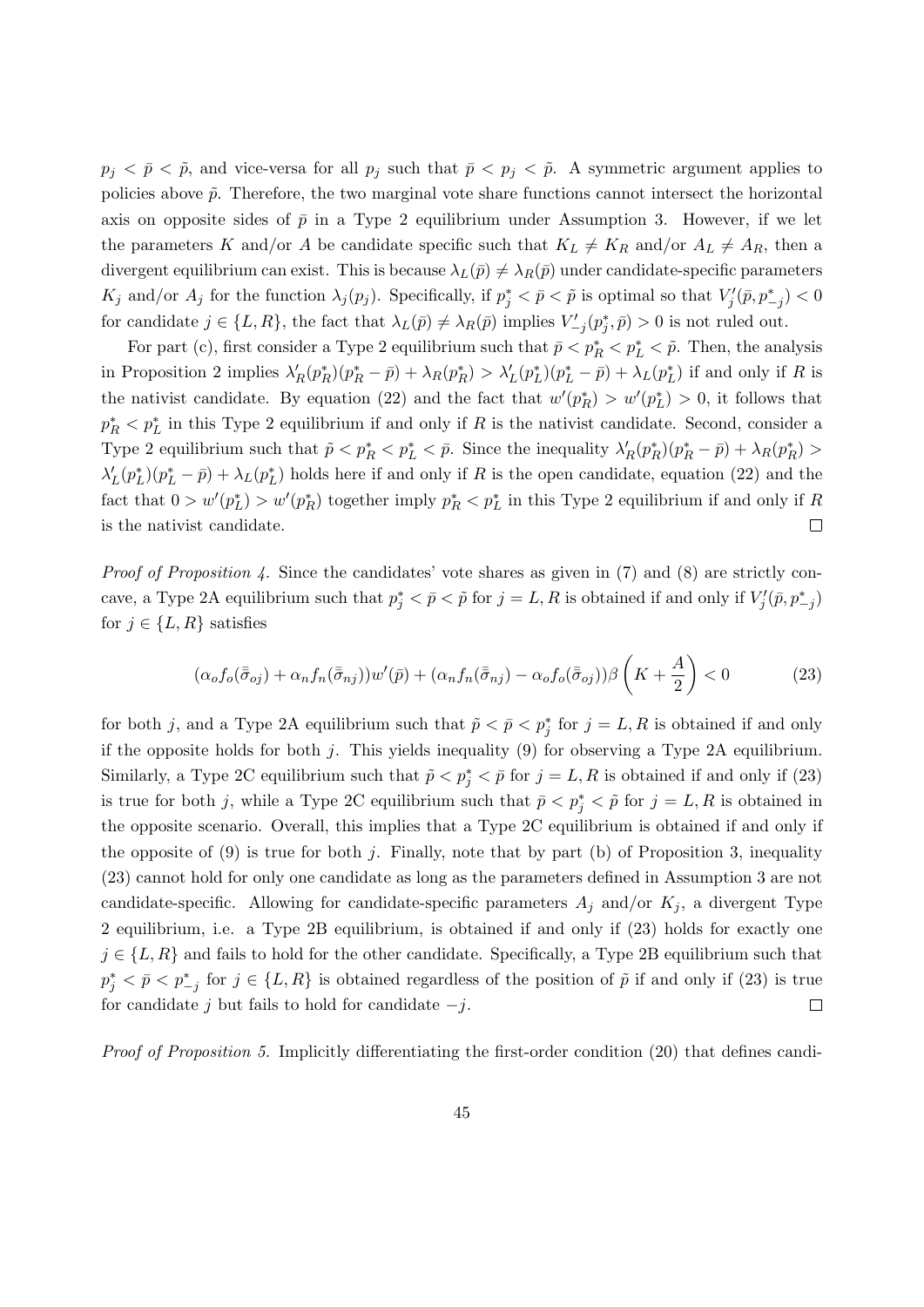$p_j < \bar{p} < \tilde{p}$, and vice-versa for all $p_j$ such that $\bar{p} < p_j < \tilde{p}$. A symmetric argument applies to policies above $\tilde{p}$. Therefore, the two marginal vote share functions cannot intersect the horizontal axis on opposite sides of $\bar{p}$ in a Type 2 equilibrium under Assumption 3. However, if we let the parameters $K$ and/or $A$ be candidate specific such that $K_L \neq K_R$ and/or $A_L \neq A_R$, then a divergent equilibrium can exist. This is because $\lambda_L(\bar{p}) \neq \lambda_R(\bar{p})$ under candidate-specific parameters $K_j$ and/or $A_j$ for the function $\lambda_j(p_j)$. Specifically, if $p_j^* < \bar{p} < \tilde{p}$ is optimal so that $V_j'(\bar{p}, p_{-j}^*) < 0$ for candidate $j \in \{L, R\}$, the fact that $\lambda_L(\bar{p}) \neq \lambda_R(\bar{p})$ implies $V_{-j}'(p_j^*, \bar{p}) > 0$ is not ruled out.

For part (c), first consider a Type 2 equilibrium such that $\bar{p} < p_R^* < p_L^* < \tilde{p}$. Then, the analysis in Proposition 2 implies $\lambda_R'(p_R^*)(p_R^* - \bar{p}) + \lambda_R(p_R^*) > \lambda_L'(p_L^*)(p_L^* - \bar{p}) + \lambda_L(p_L^*)$ if and only if $R$ is the nativist candidate. By equation (22) and the fact that $w'(p_R^*) > w'(p_L^*) > 0$, it follows that $p_R^* < p_L^*$ in this Type 2 equilibrium if and only if $R$ is the nativist candidate. Second, consider a Type 2 equilibrium such that $\tilde{p} < p_R^* < p_L^* < \bar{p}$. Since the inequality $\lambda_R'(p_R^*)(p_R^* - \bar{p}) + \lambda_R(p_R^*) > \lambda_L'(p_L^*)(p_L^* - \bar{p}) + \lambda_L(p_L^*)$ holds here if and only if $R$ is the open candidate, equation (22) and the fact that $0 > w'(p_L^*) > w'(p_R^*)$ together imply $p_R^* < p_L^*$ in this Type 2 equilibrium if and only if $R$ is the nativist candidate. $\square$

*Proof of Proposition 4.* Since the candidates' vote shares as given in (7) and (8) are strictly concave, a Type 2A equilibrium such that $p_j^* < \bar{p} < \tilde{p}$ for $j = L, R$ is obtained if and only if $V_j'(\bar{p}, p_{-j}^*)$ for $j \in \{L, R\}$ satisfies

$$(\alpha_o f_o(\bar{\bar{\sigma}}_{oj}) + \alpha_n f_n(\bar{\bar{\sigma}}_{nj}))w'(\bar{p}) + (\alpha_n f_n(\bar{\bar{\sigma}}_{nj}) - \alpha_o f_o(\bar{\bar{\sigma}}_{oj}))\beta\left(K + \frac{A}{2}\right) < 0 \tag{23}$$

for both $j$, and a Type 2A equilibrium such that $\tilde{p} < \bar{p} < p_j^*$ for $j = L, R$ is obtained if and only if the opposite holds for both $j$. This yields inequality (9) for observing a Type 2A equilibrium. Similarly, a Type 2C equilibrium such that $\tilde{p} < p_j^* < \bar{p}$ for $j = L, R$ is obtained if and only if (23) is true for both $j$, while a Type 2C equilibrium such that $\bar{p} < p_j^* < \tilde{p}$ for $j = L, R$ is obtained in the opposite scenario. Overall, this implies that a Type 2C equilibrium is obtained if and only if the opposite of (9) is true for both $j$. Finally, note that by part (b) of Proposition 3, inequality (23) cannot hold for only one candidate as long as the parameters defined in Assumption 3 are not candidate-specific. Allowing for candidate-specific parameters $A_j$ and/or $K_j$, a divergent Type 2 equilibrium, i.e. a Type 2B equilibrium, is obtained if and only if (23) holds for exactly one $j \in \{L, R\}$ and fails to hold for the other candidate. Specifically, a Type 2B equilibrium such that $p_j^* < \bar{p} < p_{-j}^*$ for $j \in \{L, R\}$ is obtained regardless of the position of $\tilde{p}$ if and only if (23) is true for candidate $j$ but fails to hold for candidate $-j$. $\square$

*Proof of Proposition 5.* Implicitly differentiating the first-order condition (20) that defines candi-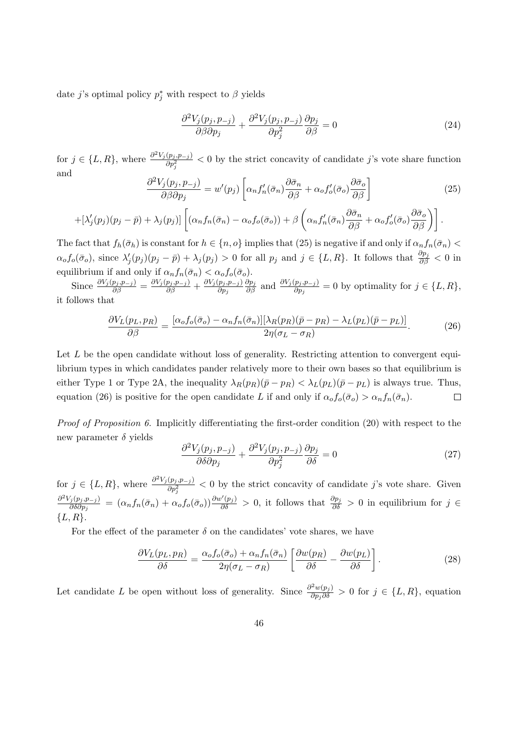date $j$'s optimal policy $p_j^*$ with respect to $\beta$ yields

$$\frac{\partial^2 V_j(p_j, p_{-j})}{\partial \beta \partial p_j} + \frac{\partial^2 V_j(p_j, p_{-j})}{\partial p_j^2} \frac{\partial p_j}{\partial \beta} = 0 \tag{24}$$

for $j \in \{L, R\}$, where $\frac{\partial^2 V_j(p_j, p_{-j})}{\partial p_j^2} < 0$ by the strict concavity of candidate $j$'s vote share function and

$$\frac{\partial^2 V_j(p_j, p_{-j})}{\partial \beta \partial p_j} = w'(p_j) \left[ \alpha_n f_n'(\bar{\sigma}_n) \frac{\partial \bar{\sigma}_n}{\partial \beta} + \alpha_o f_o'(\bar{\sigma}_o) \frac{\partial \bar{\sigma}_o}{\partial \beta} \right] \tag{25}$$

$$+ [\lambda_j'(p_j)(p_j - \bar{p}) + \lambda_j(p_j)] \left[ (\alpha_n f_n(\bar{\sigma}_n) - \alpha_o f_o(\bar{\sigma}_o)) + \beta \left( \alpha_n f_n'(\bar{\sigma}_n) \frac{\partial \bar{\sigma}_n}{\partial \beta} + \alpha_o f_o'(\bar{\sigma}_o) \frac{\partial \bar{\sigma}_o}{\partial \beta} \right) \right].$$

The fact that $f_h(\bar{\sigma}_h)$ is constant for $h \in \{n, o\}$ implies that (25) is negative if and only if $\alpha_n f_n(\bar{\sigma}_n) < \alpha_o f_o(\bar{\sigma}_o)$, since $\lambda_j'(p_j)(p_j - \bar{p}) + \lambda_j(p_j) > 0$ for all $p_j$ and $j \in \{L, R\}$. It follows that $\frac{\partial p_j}{\partial \beta} < 0$ in equilibrium if and only if $\alpha_n f_n(\bar{\sigma}_n) < \alpha_o f_o(\bar{\sigma}_o)$.

Since $\frac{\partial V_j(p_j, p_{-j})}{\partial \beta} = \frac{\partial V_j(p_j, p_{-j})}{\partial \beta} + \frac{\partial V_j(p_j, p_{-j})}{\partial p_j} \frac{\partial p_j}{\partial \beta}$ and $\frac{\partial V_j(p_j, p_{-j})}{\partial p_j} = 0$ by optimality for $j \in \{L, R\}$, it follows that

$$\frac{\partial V_L(p_L, p_R)}{\partial \beta} = \frac{[\alpha_o f_o(\bar{\sigma}_o) - \alpha_n f_n(\bar{\sigma}_n)][\lambda_R(p_R)(\bar{p} - p_R) - \lambda_L(p_L)(\bar{p} - p_L)]}{2\eta(\sigma_L - \sigma_R)}. \tag{26}$$

Let $L$ be the open candidate without loss of generality. Restricting attention to convergent equilibrium types in which candidates pander relatively more to their own bases so that equilibrium is either Type 1 or Type 2A, the inequality $\lambda_R(p_R)(\bar{p} - p_R) < \lambda_L(p_L)(\bar{p} - p_L)$ is always true. Thus, equation (26) is positive for the open candidate $L$ if and only if $\alpha_o f_o(\bar{\sigma}_o) > \alpha_n f_n(\bar{\sigma}_n)$. □

*Proof of Proposition 6.* Implicitly differentiating the first-order condition (20) with respect to the new parameter $\delta$ yields

$$\frac{\partial^2 V_j(p_j, p_{-j})}{\partial \delta \partial p_j} + \frac{\partial^2 V_j(p_j, p_{-j})}{\partial p_j^2} \frac{\partial p_j}{\partial \delta} = 0 \tag{27}$$

for $j \in \{L, R\}$, where $\frac{\partial^2 V_j(p_j, p_{-j})}{\partial p_j^2} < 0$ by the strict concavity of candidate $j$'s vote share. Given $\frac{\partial^2 V_j(p_j, p_{-j})}{\partial \delta \partial p_j} = (\alpha_n f_n(\bar{\sigma}_n) + \alpha_o f_o(\bar{\sigma}_o)) \frac{\partial w'(p_j)}{\partial \delta} > 0$, it follows that $\frac{\partial p_j}{\partial \delta} > 0$ in equilibrium for $j \in \{L, R\}$.

For the effect of the parameter $\delta$ on the candidates' vote shares, we have

$$\frac{\partial V_L(p_L, p_R)}{\partial \delta} = \frac{\alpha_o f_o(\bar{\sigma}_o) + \alpha_n f_n(\bar{\sigma}_n)}{2\eta(\sigma_L - \sigma_R)} \left[ \frac{\partial w(p_R)}{\partial \delta} - \frac{\partial w(p_L)}{\partial \delta} \right]. \tag{28}$$

Let candidate $L$ be open without loss of generality. Since $\frac{\partial^2 w(p_j)}{\partial p_j \partial \delta} > 0$ for $j \in \{L, R\}$, equation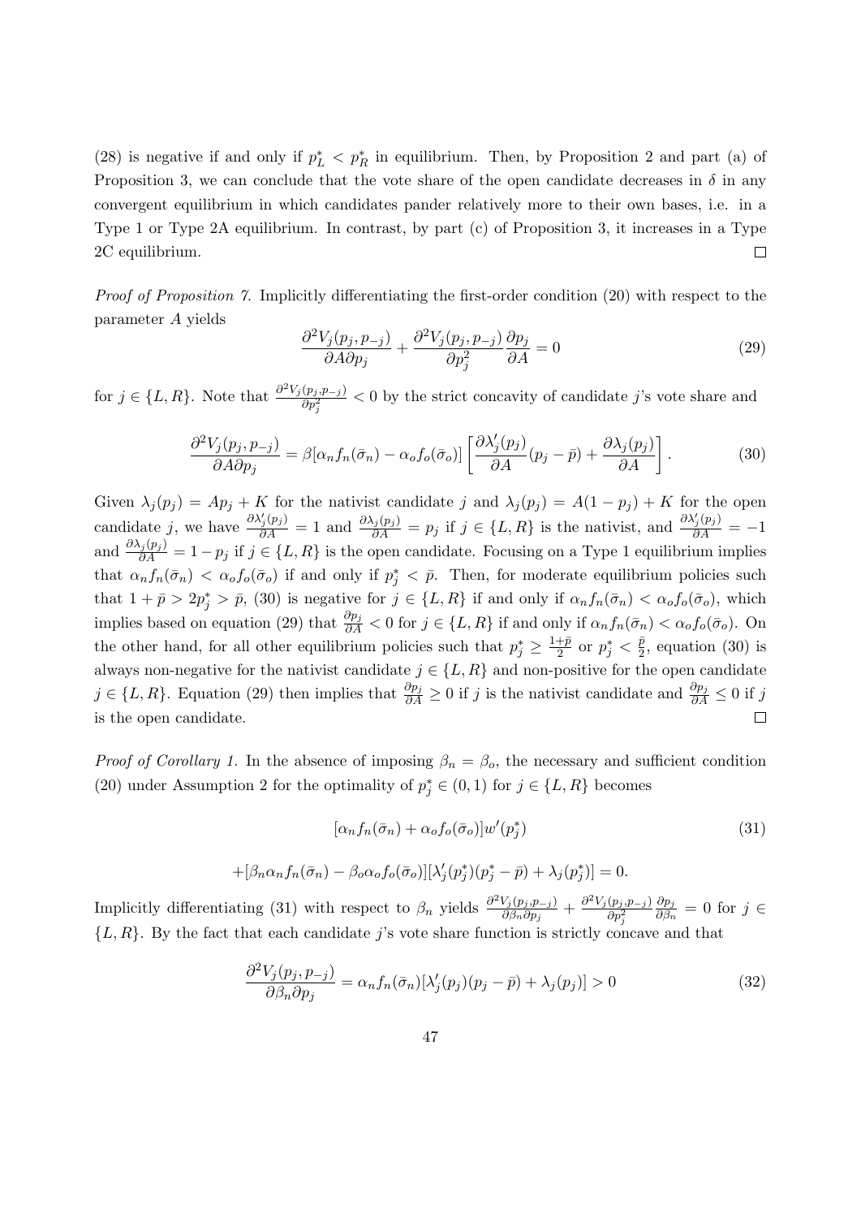(28) is negative if and only if $p_L^* < p_R^*$ in equilibrium. Then, by Proposition 2 and part (a) of Proposition 3, we can conclude that the vote share of the open candidate decreases in $\delta$ in any convergent equilibrium in which candidates pander relatively more to their own bases, i.e. in a Type 1 or Type 2A equilibrium. In contrast, by part (c) of Proposition 3, it increases in a Type 2C equilibrium. $\square$

*Proof of Proposition 7.* Implicitly differentiating the first-order condition (20) with respect to the parameter $A$ yields

$$\frac{\partial^2 V_j(p_j, p_{-j})}{\partial A \partial p_j} + \frac{\partial^2 V_j(p_j, p_{-j})}{\partial p_j^2} \frac{\partial p_j}{\partial A} = 0 \tag{29}$$

for $j \in \{L, R\}$. Note that $\frac{\partial^2 V_j(p_j, p_{-j})}{\partial p_j^2} < 0$ by the strict concavity of candidate $j$'s vote share and

$$\frac{\partial^2 V_j(p_j, p_{-j})}{\partial A \partial p_j} = \beta[\alpha_n f_n(\bar{\sigma}_n) - \alpha_o f_o(\bar{\sigma}_o)] \left[ \frac{\partial \lambda_j'(p_j)}{\partial A}(p_j - \bar{p}) + \frac{\partial \lambda_j(p_j)}{\partial A} \right]. \tag{30}$$

Given $\lambda_j(p_j) = Ap_j + K$ for the nativist candidate $j$ and $\lambda_j(p_j) = A(1 - p_j) + K$ for the open candidate $j$, we have $\frac{\partial \lambda_j'(p_j)}{\partial A} = 1$ and $\frac{\partial \lambda_j(p_j)}{\partial A} = p_j$ if $j \in \{L, R\}$ is the nativist, and $\frac{\partial \lambda_j'(p_j)}{\partial A} = -1$ and $\frac{\partial \lambda_j(p_j)}{\partial A} = 1 - p_j$ if $j \in \{L, R\}$ is the open candidate. Focusing on a Type 1 equilibrium implies that $\alpha_n f_n(\bar{\sigma}_n) < \alpha_o f_o(\bar{\sigma}_o)$ if and only if $p_j^* < \bar{p}$. Then, for moderate equilibrium policies such that $1 + \bar{p} > 2p_j^* > \bar{p}$, (30) is negative for $j \in \{L, R\}$ if and only if $\alpha_n f_n(\bar{\sigma}_n) < \alpha_o f_o(\bar{\sigma}_o)$, which implies based on equation (29) that $\frac{\partial p_j}{\partial A} < 0$ for $j \in \{L, R\}$ if and only if $\alpha_n f_n(\bar{\sigma}_n) < \alpha_o f_o(\bar{\sigma}_o)$. On the other hand, for all other equilibrium policies such that $p_j^* \geq \frac{1+\bar{p}}{2}$ or $p_j^* < \frac{\bar{p}}{2}$, equation (30) is always non-negative for the nativist candidate $j \in \{L, R\}$ and non-positive for the open candidate $j \in \{L, R\}$. Equation (29) then implies that $\frac{\partial p_j}{\partial A} \geq 0$ if $j$ is the nativist candidate and $\frac{\partial p_j}{\partial A} \leq 0$ if $j$ is the open candidate. $\square$

*Proof of Corollary 1.* In the absence of imposing $\beta_n = \beta_o$, the necessary and sufficient condition (20) under Assumption 2 for the optimality of $p_j^* \in (0, 1)$ for $j \in \{L, R\}$ becomes

$$[\alpha_n f_n(\bar{\sigma}_n) + \alpha_o f_o(\bar{\sigma}_o)] w'(p_j^*) \tag{31}$$

$$+ [\beta_n \alpha_n f_n(\bar{\sigma}_n) - \beta_o \alpha_o f_o(\bar{\sigma}_o)][\lambda_j'(p_j^*)(p_j^* - \bar{p}) + \lambda_j(p_j^*)] = 0.$$

Implicitly differentiating (31) with respect to $\beta_n$ yields $\frac{\partial^2 V_j(p_j, p_{-j})}{\partial \beta_n \partial p_j} + \frac{\partial^2 V_j(p_j, p_{-j})}{\partial p_j^2} \frac{\partial p_j}{\partial \beta_n} = 0$ for $j \in \{L, R\}$. By the fact that each candidate $j$'s vote share function is strictly concave and that

$$\frac{\partial^2 V_j(p_j, p_{-j})}{\partial \beta_n \partial p_j} = \alpha_n f_n(\bar{\sigma}_n)[\lambda_j'(p_j)(p_j - \bar{p}) + \lambda_j(p_j)] > 0 \tag{32}$$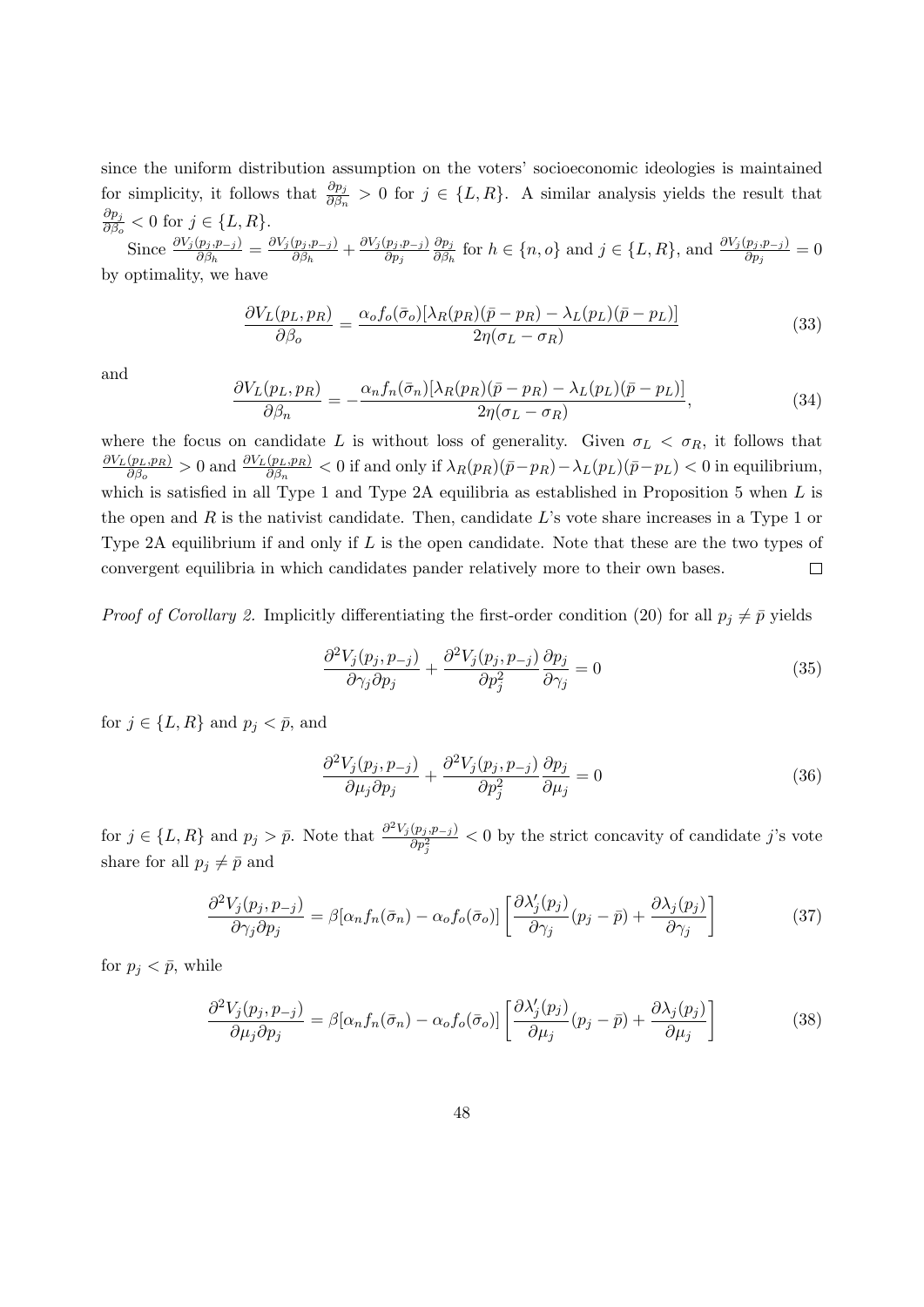since the uniform distribution assumption on the voters' socioeconomic ideologies is maintained for simplicity, it follows that $\frac{\partial p_j}{\partial \beta_n} > 0$ for $j \in \{L, R\}$. A similar analysis yields the result that $\frac{\partial p_j}{\partial \beta_o} < 0$ for $j \in \{L, R\}$.

Since $\frac{\partial V_j(p_j, p_{-j})}{\partial \beta_h} = \frac{\partial V_j(p_j, p_{-j})}{\partial \beta_h} + \frac{\partial V_j(p_j, p_{-j})}{\partial p_j} \frac{\partial p_j}{\partial \beta_h}$ for $h \in \{n, o\}$ and $j \in \{L, R\}$, and $\frac{\partial V_j(p_j, p_{-j})}{\partial p_j} = 0$ by optimality, we have

$$\frac{\partial V_L(p_L, p_R)}{\partial \beta_o} = \frac{\alpha_o f_o(\bar{\sigma}_o)[\lambda_R(p_R)(\bar{p} - p_R) - \lambda_L(p_L)(\bar{p} - p_L)]}{2\eta(\sigma_L - \sigma_R)} \tag{33}$$

and

$$\frac{\partial V_L(p_L, p_R)}{\partial \beta_n} = -\frac{\alpha_n f_n(\bar{\sigma}_n)[\lambda_R(p_R)(\bar{p} - p_R) - \lambda_L(p_L)(\bar{p} - p_L)]}{2\eta(\sigma_L - \sigma_R)}, \tag{34}$$

where the focus on candidate $L$ is without loss of generality. Given $\sigma_L < \sigma_R$, it follows that $\frac{\partial V_L(p_L, p_R)}{\partial \beta_o} > 0$ and $\frac{\partial V_L(p_L, p_R)}{\partial \beta_n} < 0$ if and only if $\lambda_R(p_R)(\bar{p} - p_R) - \lambda_L(p_L)(\bar{p} - p_L) < 0$ in equilibrium, which is satisfied in all Type 1 and Type 2A equilibria as established in Proposition 5 when $L$ is the open and $R$ is the nativist candidate. Then, candidate $L$'s vote share increases in a Type 1 or Type 2A equilibrium if and only if $L$ is the open candidate. Note that these are the two types of convergent equilibria in which candidates pander relatively more to their own bases. $\square$

*Proof of Corollary 2.* Implicitly differentiating the first-order condition (20) for all $p_j \neq \bar{p}$ yields

$$\frac{\partial^2 V_j(p_j, p_{-j})}{\partial \gamma_j \partial p_j} + \frac{\partial^2 V_j(p_j, p_{-j})}{\partial p_j^2} \frac{\partial p_j}{\partial \gamma_j} = 0 \tag{35}$$

for $j \in \{L, R\}$ and $p_j < \bar{p}$, and

$$\frac{\partial^2 V_j(p_j, p_{-j})}{\partial \mu_j \partial p_j} + \frac{\partial^2 V_j(p_j, p_{-j})}{\partial p_j^2} \frac{\partial p_j}{\partial \mu_j} = 0 \tag{36}$$

for $j \in \{L, R\}$ and $p_j > \bar{p}$. Note that $\frac{\partial^2 V_j(p_j, p_{-j})}{\partial p_j^2} < 0$ by the strict concavity of candidate $j$'s vote share for all $p_j \neq \bar{p}$ and

$$\frac{\partial^2 V_j(p_j, p_{-j})}{\partial \gamma_j \partial p_j} = \beta[\alpha_n f_n(\bar{\sigma}_n) - \alpha_o f_o(\bar{\sigma}_o)] \left[ \frac{\partial \lambda_j'(p_j)}{\partial \gamma_j}(p_j - \bar{p}) + \frac{\partial \lambda_j(p_j)}{\partial \gamma_j} \right] \tag{37}$$

for $p_j < \bar{p}$, while

$$\frac{\partial^2 V_j(p_j, p_{-j})}{\partial \mu_j \partial p_j} = \beta[\alpha_n f_n(\bar{\sigma}_n) - \alpha_o f_o(\bar{\sigma}_o)] \left[ \frac{\partial \lambda_j'(p_j)}{\partial \mu_j}(p_j - \bar{p}) + \frac{\partial \lambda_j(p_j)}{\partial \mu_j} \right] \tag{38}$$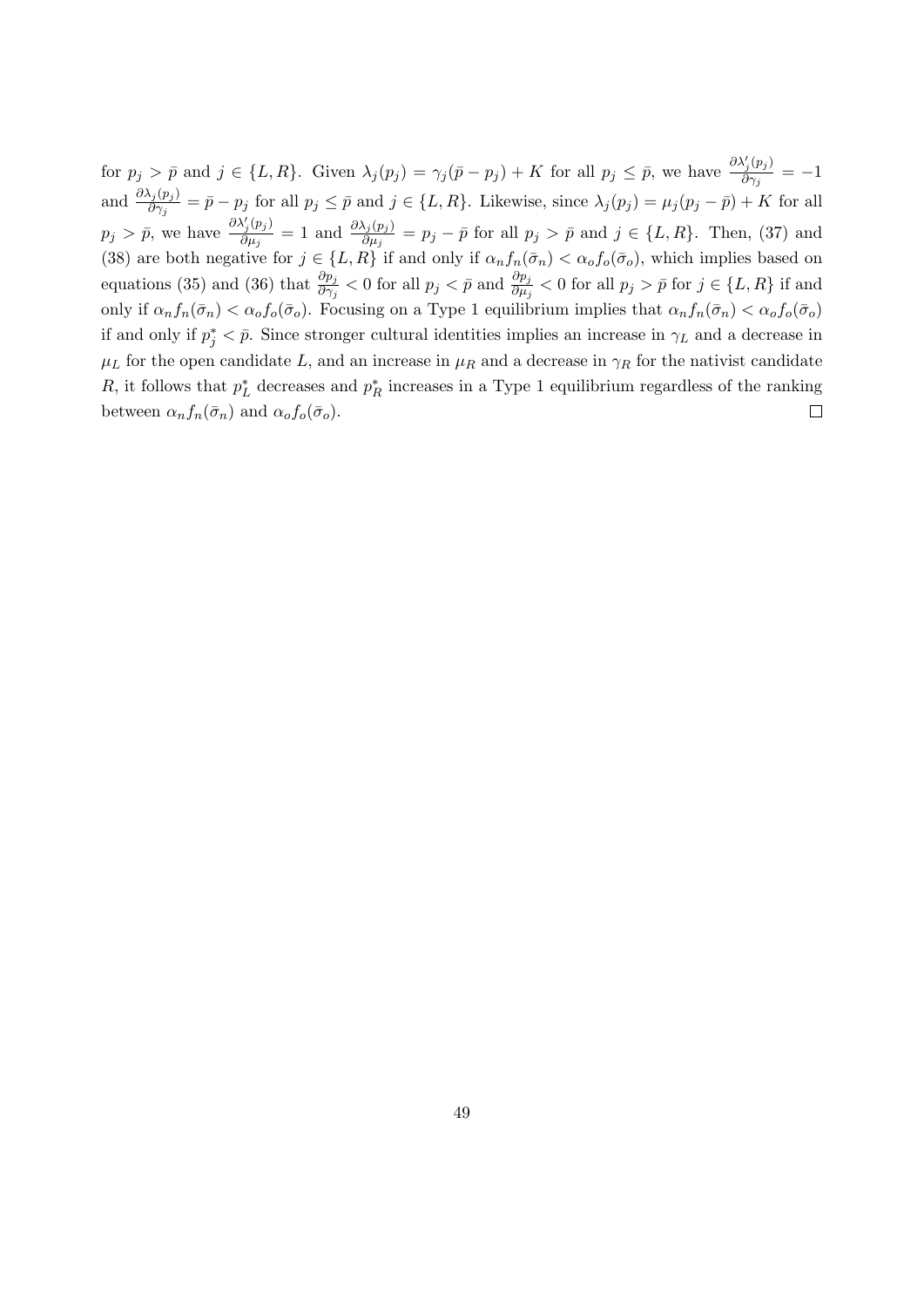for $p_j > \bar{p}$ and $j \in \{L, R\}$. Given $\lambda_j(p_j) = \gamma_j(\bar{p} - p_j) + K$ for all $p_j \leq \bar{p}$, we have $\frac{\partial \lambda_j'(p_j)}{\partial \gamma_j} = -1$ and $\frac{\partial \lambda_j(p_j)}{\partial \gamma_j} = \bar{p} - p_j$ for all $p_j \leq \bar{p}$ and $j \in \{L, R\}$. Likewise, since $\lambda_j(p_j) = \mu_j(p_j - \bar{p}) + K$ for all $p_j > \bar{p}$, we have $\frac{\partial \lambda_j'(p_j)}{\partial \mu_j} = 1$ and $\frac{\partial \lambda_j(p_j)}{\partial \mu_j} = p_j - \bar{p}$ for all $p_j > \bar{p}$ and $j \in \{L, R\}$. Then, (37) and (38) are both negative for $j \in \{L, R\}$ if and only if $\alpha_n f_n(\bar{\sigma}_n) < \alpha_o f_o(\bar{\sigma}_o)$, which implies based on equations (35) and (36) that $\frac{\partial p_j}{\partial \gamma_j} < 0$ for all $p_j < \bar{p}$ and $\frac{\partial p_j}{\partial \mu_j} < 0$ for all $p_j > \bar{p}$ for $j \in \{L, R\}$ if and only if $\alpha_n f_n(\bar{\sigma}_n) < \alpha_o f_o(\bar{\sigma}_o)$. Focusing on a Type 1 equilibrium implies that $\alpha_n f_n(\bar{\sigma}_n) < \alpha_o f_o(\bar{\sigma}_o)$ if and only if $p_j^* < \bar{p}$. Since stronger cultural identities implies an increase in $\gamma_L$ and a decrease in $\mu_L$ for the open candidate $L$, and an increase in $\mu_R$ and a decrease in $\gamma_R$ for the nativist candidate $R$, it follows that $p_L^*$ decreases and $p_R^*$ increases in a Type 1 equilibrium regardless of the ranking between $\alpha_n f_n(\bar{\sigma}_n)$ and $\alpha_o f_o(\bar{\sigma}_o)$. □